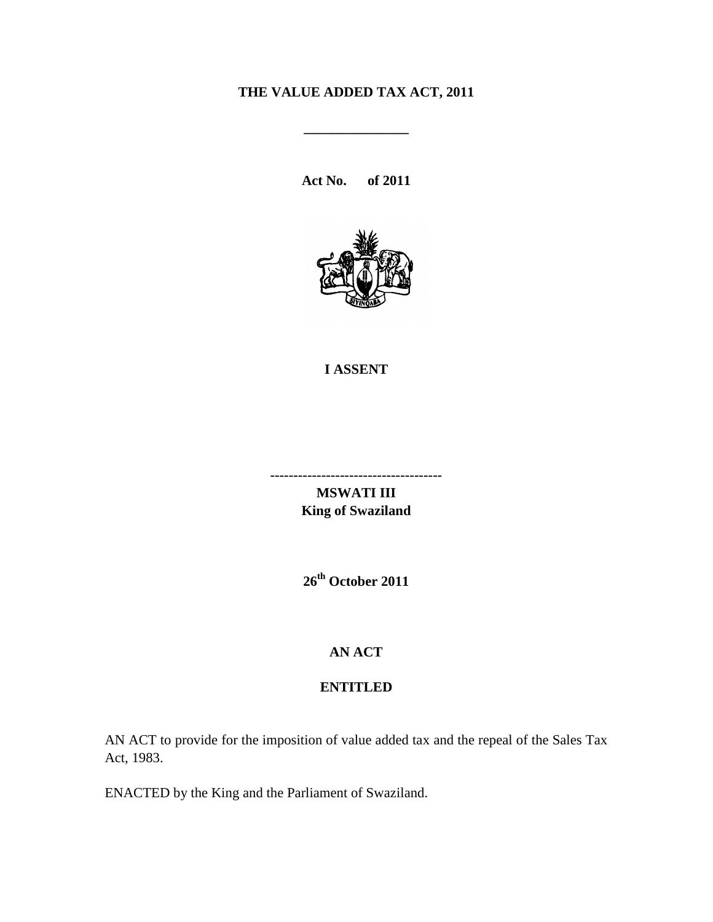# THE VALUE ADDED TAX ACT, 2011

---

**Act No. of 2011**

**I ASSENT**

-------------------------------------
**MSWATI III**
**King of Swaziland**

**26th October 2011**

**AN ACT**

**ENTITLED**

AN ACT to provide for the imposition of value added tax and the repeal of the Sales Tax Act, 1983.

ENACTED by the King and the Parliament of Swaziland.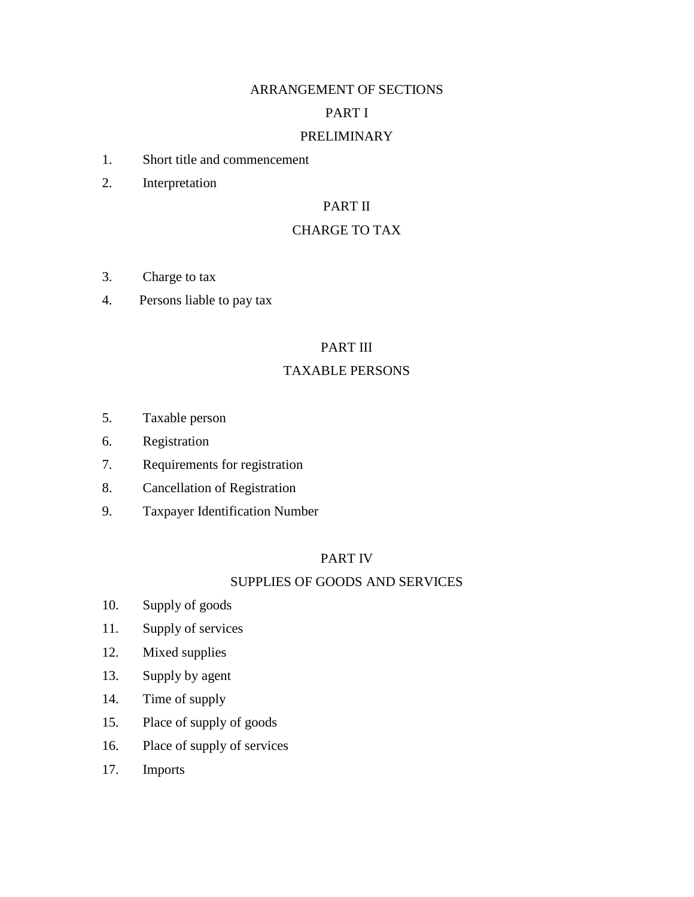# ARRANGEMENT OF SECTIONS

## PART I

## PRELIMINARY

1. Short title and commencement
2. Interpretation

## PART II

## CHARGE TO TAX

3. Charge to tax
4. Persons liable to pay tax

## PART III

## TAXABLE PERSONS

5. Taxable person
6. Registration
7. Requirements for registration
8. Cancellation of Registration
9. Taxpayer Identification Number

## PART IV

## SUPPLIES OF GOODS AND SERVICES

10. Supply of goods
11. Supply of services
12. Mixed supplies
13. Supply by agent
14. Time of supply
15. Place of supply of goods
16. Place of supply of services
17. Imports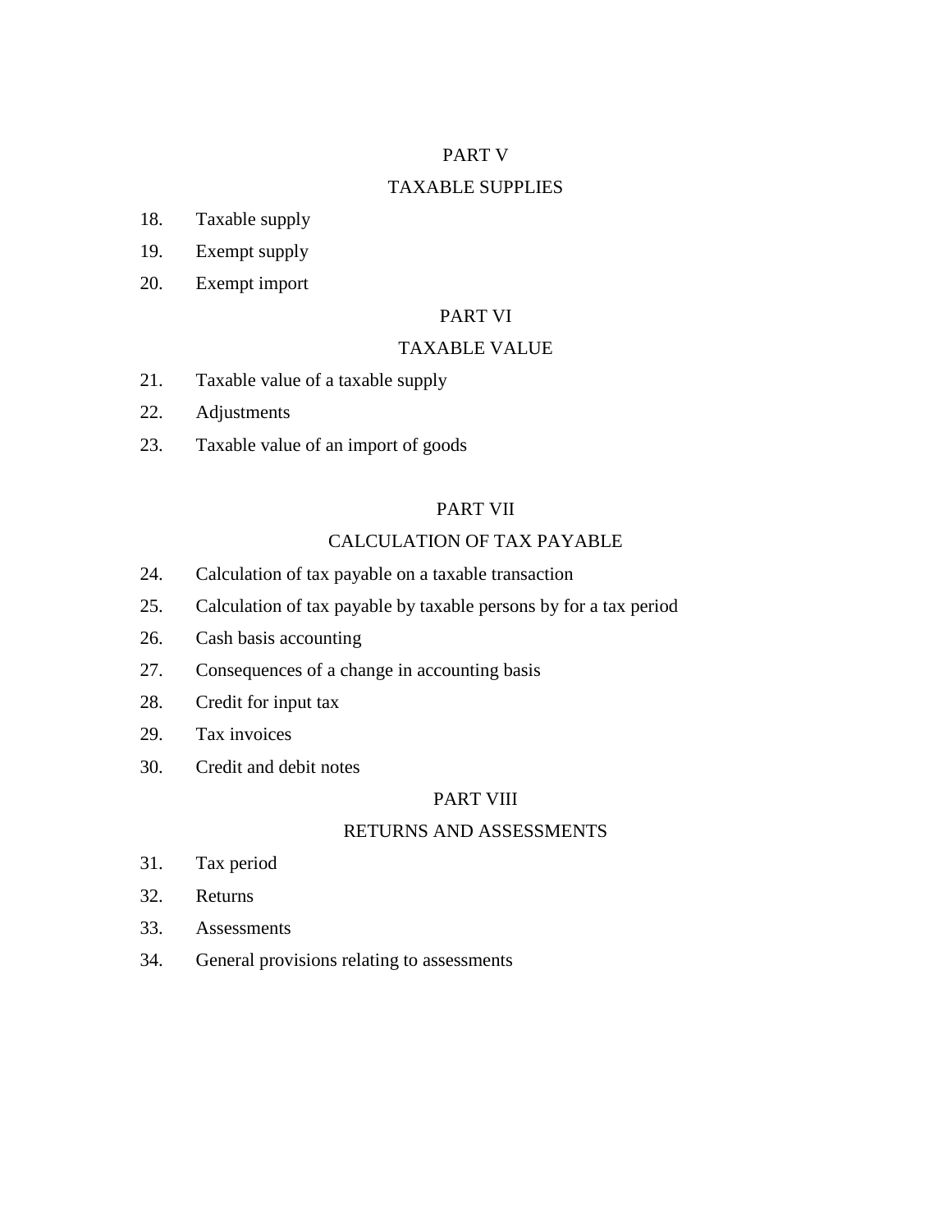PART V

TAXABLE SUPPLIES

18. Taxable supply

19. Exempt supply

20. Exempt import

PART VI

TAXABLE VALUE

21. Taxable value of a taxable supply

22. Adjustments

23. Taxable value of an import of goods

PART VII

CALCULATION OF TAX PAYABLE

24. Calculation of tax payable on a taxable transaction

25. Calculation of tax payable by taxable persons by for a tax period

26. Cash basis accounting

27. Consequences of a change in accounting basis

28. Credit for input tax

29. Tax invoices

30. Credit and debit notes

PART VIII

RETURNS AND ASSESSMENTS

31. Tax period

32. Returns

33. Assessments

34. General provisions relating to assessments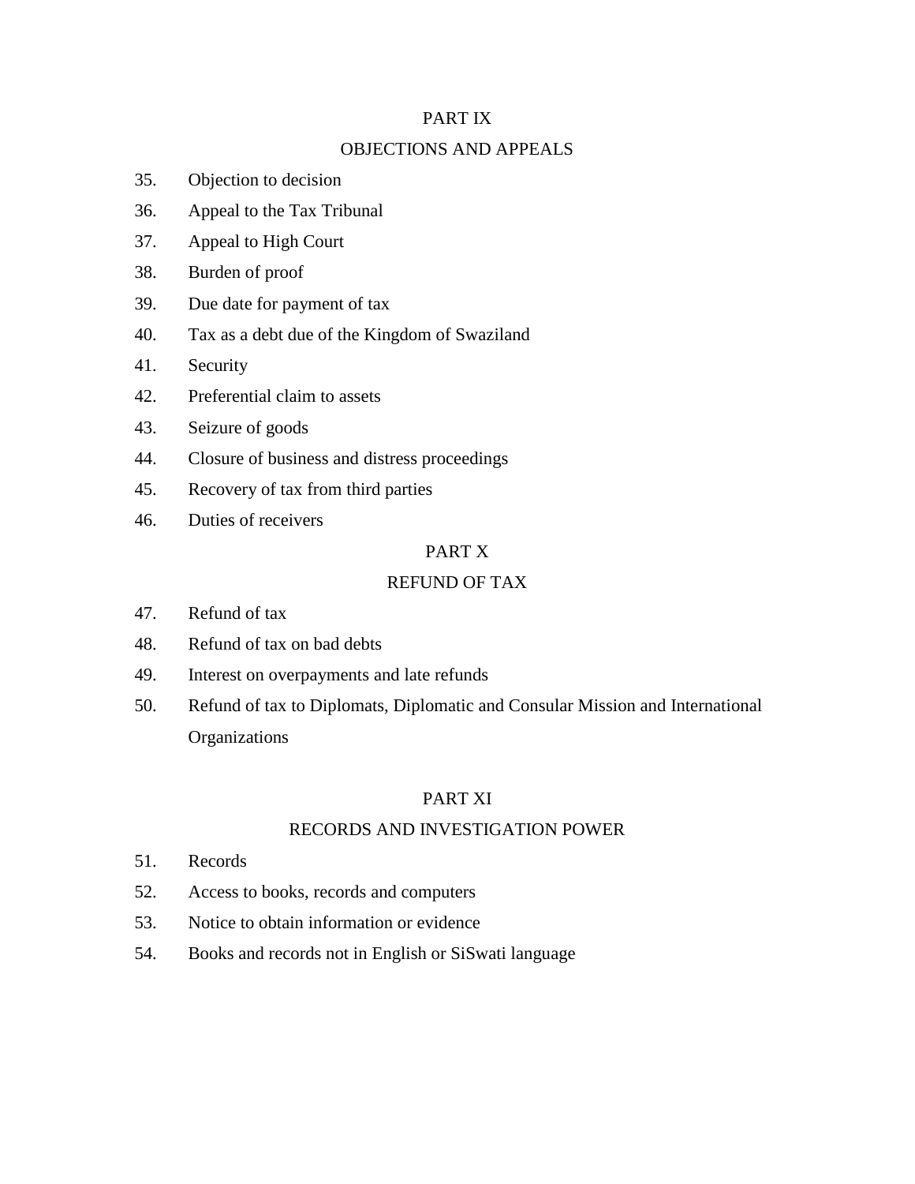PART IX

OBJECTIONS AND APPEALS

35. Objection to decision
36. Appeal to the Tax Tribunal
37. Appeal to High Court
38. Burden of proof
39. Due date for payment of tax
40. Tax as a debt due of the Kingdom of Swaziland
41. Security
42. Preferential claim to assets
43. Seizure of goods
44. Closure of business and distress proceedings
45. Recovery of tax from third parties
46. Duties of receivers

PART X

REFUND OF TAX

47. Refund of tax
48. Refund of tax on bad debts
49. Interest on overpayments and late refunds
50. Refund of tax to Diplomats, Diplomatic and Consular Mission and International Organizations

PART XI

RECORDS AND INVESTIGATION POWER

51. Records
52. Access to books, records and computers
53. Notice to obtain information or evidence
54. Books and records not in English or SiSwati language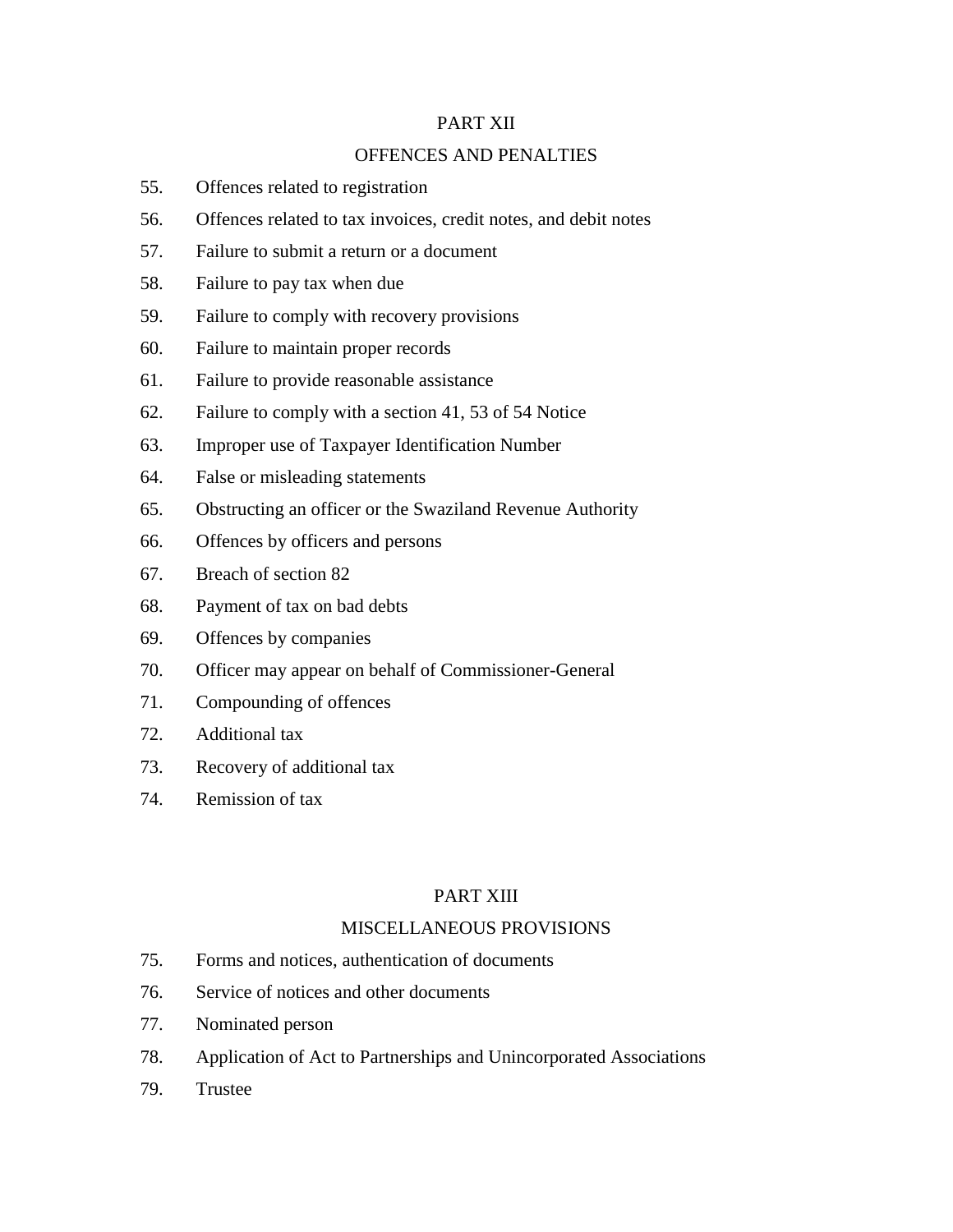## PART XII

## OFFENCES AND PENALTIES

55. Offences related to registration
56. Offences related to tax invoices, credit notes, and debit notes
57. Failure to submit a return or a document
58. Failure to pay tax when due
59. Failure to comply with recovery provisions
60. Failure to maintain proper records
61. Failure to provide reasonable assistance
62. Failure to comply with a section 41, 53 of 54 Notice
63. Improper use of Taxpayer Identification Number
64. False or misleading statements
65. Obstructing an officer or the Swaziland Revenue Authority
66. Offences by officers and persons
67. Breach of section 82
68. Payment of tax on bad debts
69. Offences by companies
70. Officer may appear on behalf of Commissioner-General
71. Compounding of offences
72. Additional tax
73. Recovery of additional tax
74. Remission of tax

## PART XIII

## MISCELLANEOUS PROVISIONS

75. Forms and notices, authentication of documents
76. Service of notices and other documents
77. Nominated person
78. Application of Act to Partnerships and Unincorporated Associations
79. Trustee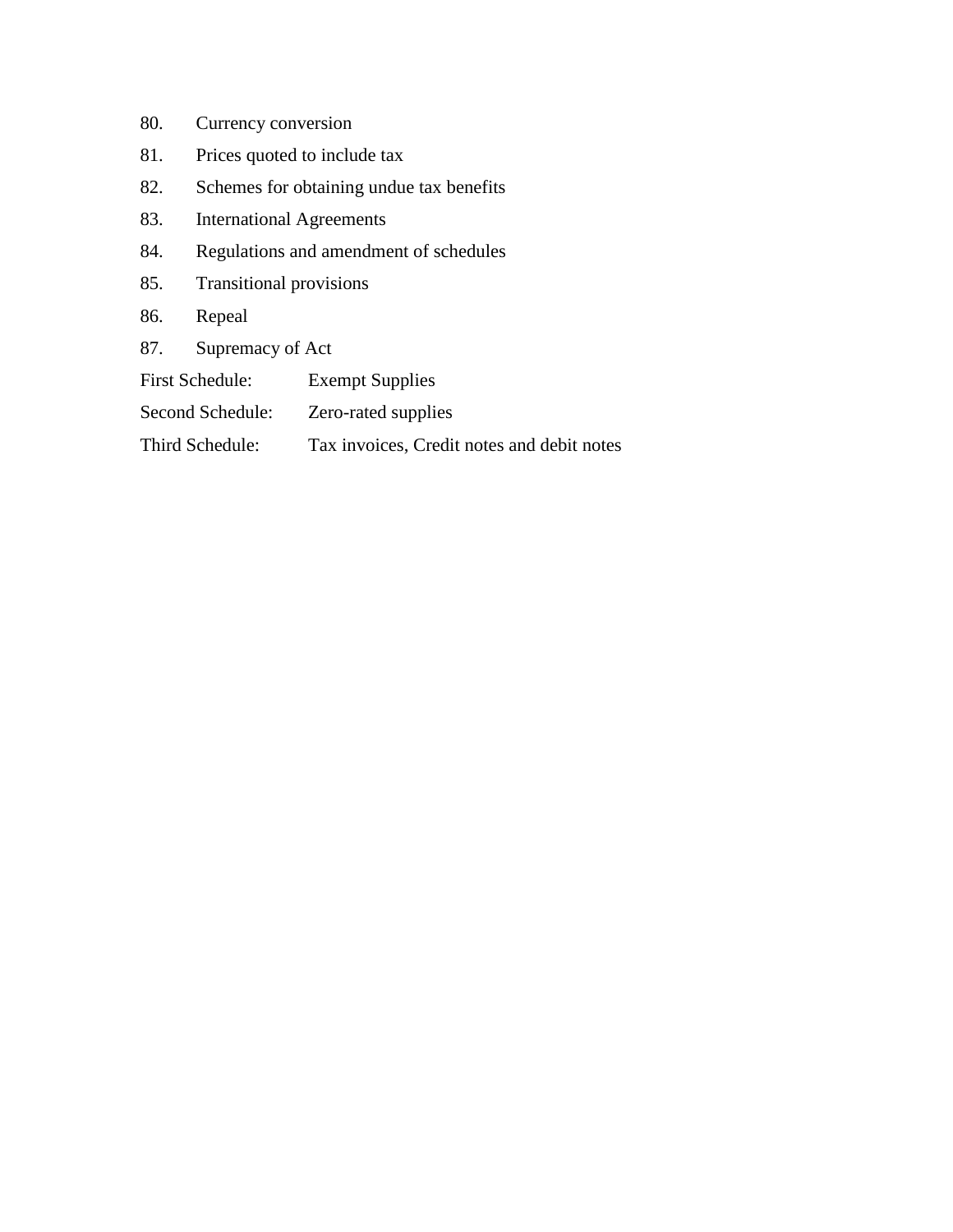80. Currency conversion

81. Prices quoted to include tax

82. Schemes for obtaining undue tax benefits

83. International Agreements

84. Regulations and amendment of schedules

85. Transitional provisions

86. Repeal

87. Supremacy of Act

First Schedule: Exempt Supplies

Second Schedule: Zero-rated supplies

Third Schedule: Tax invoices, Credit notes and debit notes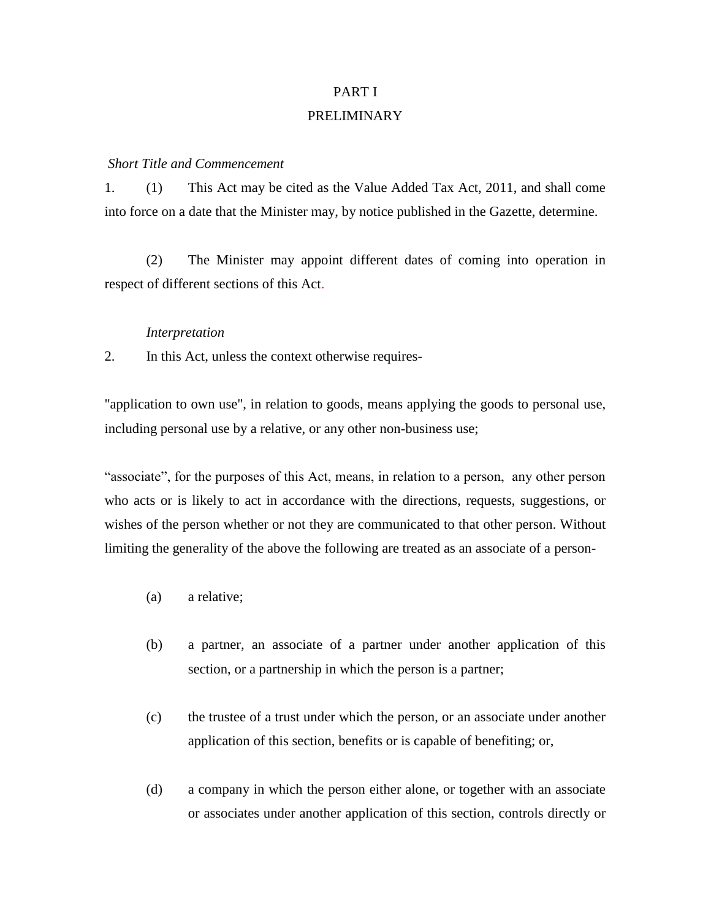# PART I

# PRELIMINARY

*Short Title and Commencement*

1. (1) This Act may be cited as the Value Added Tax Act, 2011, and shall come into force on a date that the Minister may, by notice published in the Gazette, determine.

(2) The Minister may appoint different dates of coming into operation in respect of different sections of this Act.

*Interpretation*

2. In this Act, unless the context otherwise requires-

"application to own use", in relation to goods, means applying the goods to personal use, including personal use by a relative, or any other non-business use;

"associate", for the purposes of this Act, means, in relation to a person, any other person who acts or is likely to act in accordance with the directions, requests, suggestions, or wishes of the person whether or not they are communicated to that other person. Without limiting the generality of the above the following are treated as an associate of a person-

(a) a relative;

(b) a partner, an associate of a partner under another application of this section, or a partnership in which the person is a partner;

(c) the trustee of a trust under which the person, or an associate under another application of this section, benefits or is capable of benefiting; or,

(d) a company in which the person either alone, or together with an associate or associates under another application of this section, controls directly or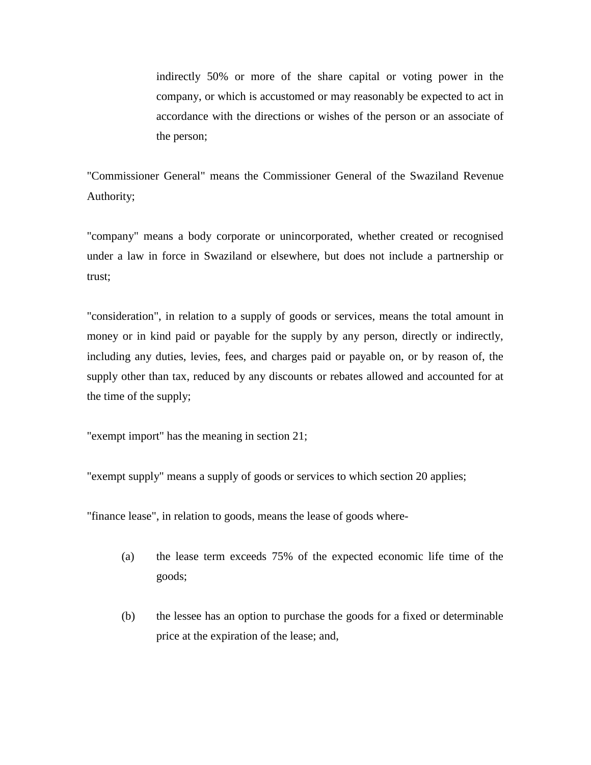indirectly 50% or more of the share capital or voting power in the company, or which is accustomed or may reasonably be expected to act in accordance with the directions or wishes of the person or an associate of the person;

"Commissioner General" means the Commissioner General of the Swaziland Revenue Authority;

"company" means a body corporate or unincorporated, whether created or recognised under a law in force in Swaziland or elsewhere, but does not include a partnership or trust;

"consideration", in relation to a supply of goods or services, means the total amount in money or in kind paid or payable for the supply by any person, directly or indirectly, including any duties, levies, fees, and charges paid or payable on, or by reason of, the supply other than tax, reduced by any discounts or rebates allowed and accounted for at the time of the supply;

"exempt import" has the meaning in section 21;

"exempt supply" means a supply of goods or services to which section 20 applies;

"finance lease", in relation to goods, means the lease of goods where-

(a) the lease term exceeds 75% of the expected economic life time of the goods;

(b) the lessee has an option to purchase the goods for a fixed or determinable price at the expiration of the lease; and,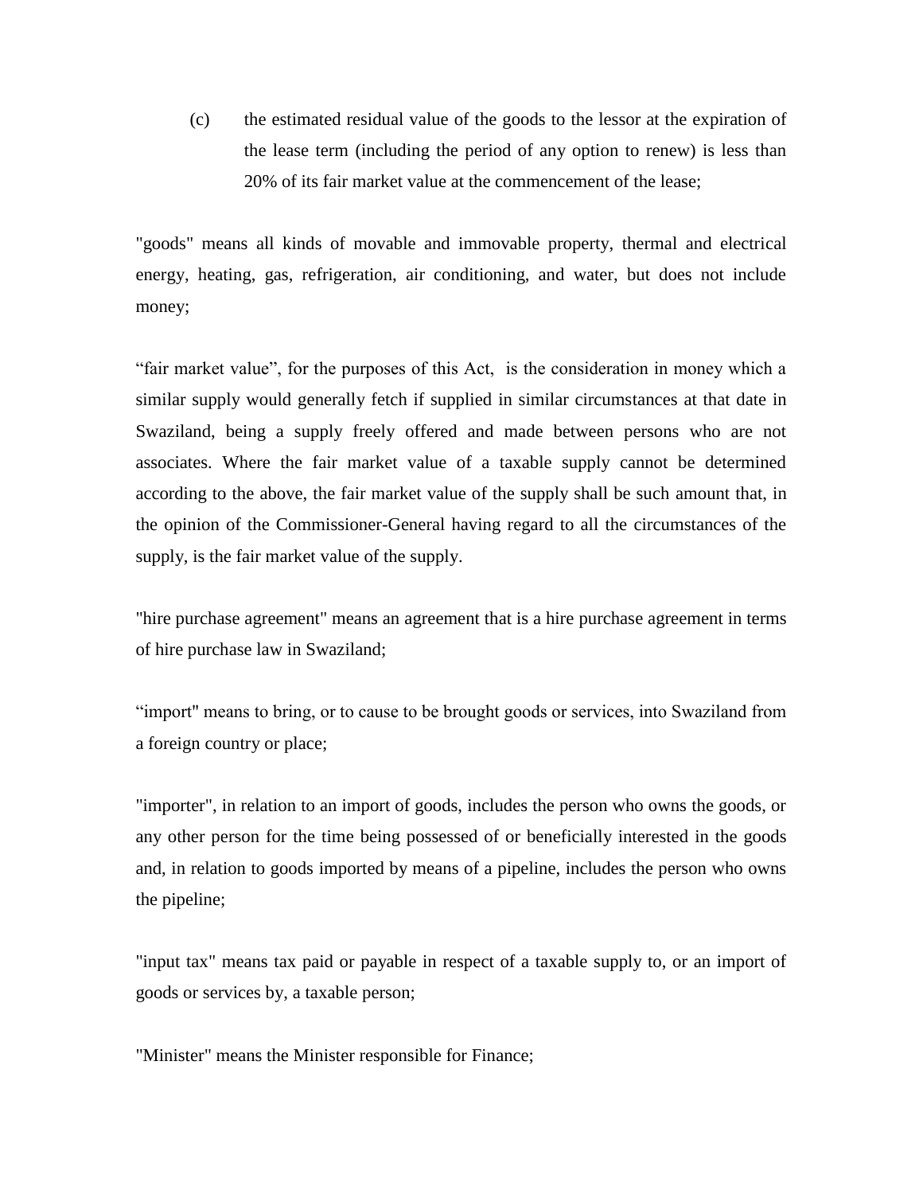(c) the estimated residual value of the goods to the lessor at the expiration of the lease term (including the period of any option to renew) is less than 20% of its fair market value at the commencement of the lease;

"goods" means all kinds of movable and immovable property, thermal and electrical energy, heating, gas, refrigeration, air conditioning, and water, but does not include money;

“fair market value”, for the purposes of this Act, is the consideration in money which a similar supply would generally fetch if supplied in similar circumstances at that date in Swaziland, being a supply freely offered and made between persons who are not associates. Where the fair market value of a taxable supply cannot be determined according to the above, the fair market value of the supply shall be such amount that, in the opinion of the Commissioner-General having regard to all the circumstances of the supply, is the fair market value of the supply.

"hire purchase agreement" means an agreement that is a hire purchase agreement in terms of hire purchase law in Swaziland;

“import" means to bring, or to cause to be brought goods or services, into Swaziland from a foreign country or place;

"importer", in relation to an import of goods, includes the person who owns the goods, or any other person for the time being possessed of or beneficially interested in the goods and, in relation to goods imported by means of a pipeline, includes the person who owns the pipeline;

"input tax" means tax paid or payable in respect of a taxable supply to, or an import of goods or services by, a taxable person;

"Minister" means the Minister responsible for Finance;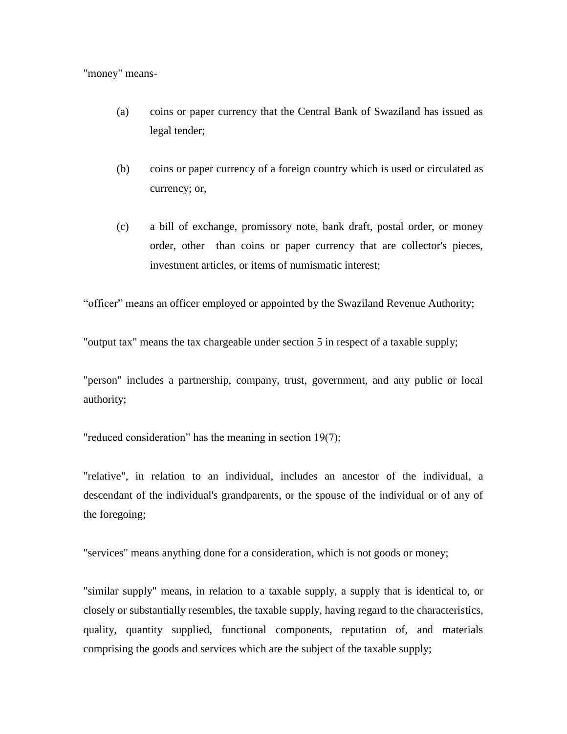"money" means-

(a) coins or paper currency that the Central Bank of Swaziland has issued as legal tender;

(b) coins or paper currency of a foreign country which is used or circulated as currency; or,

(c) a bill of exchange, promissory note, bank draft, postal order, or money order, other than coins or paper currency that are collector's pieces, investment articles, or items of numismatic interest;

“officer” means an officer employed or appointed by the Swaziland Revenue Authority;

"output tax" means the tax chargeable under section 5 in respect of a taxable supply;

"person" includes a partnership, company, trust, government, and any public or local authority;

"reduced consideration” has the meaning in section 19(7);

"relative", in relation to an individual, includes an ancestor of the individual, a descendant of the individual's grandparents, or the spouse of the individual or of any of the foregoing;

"services" means anything done for a consideration, which is not goods or money;

"similar supply" means, in relation to a taxable supply, a supply that is identical to, or closely or substantially resembles, the taxable supply, having regard to the characteristics, quality, quantity supplied, functional components, reputation of, and materials comprising the goods and services which are the subject of the taxable supply;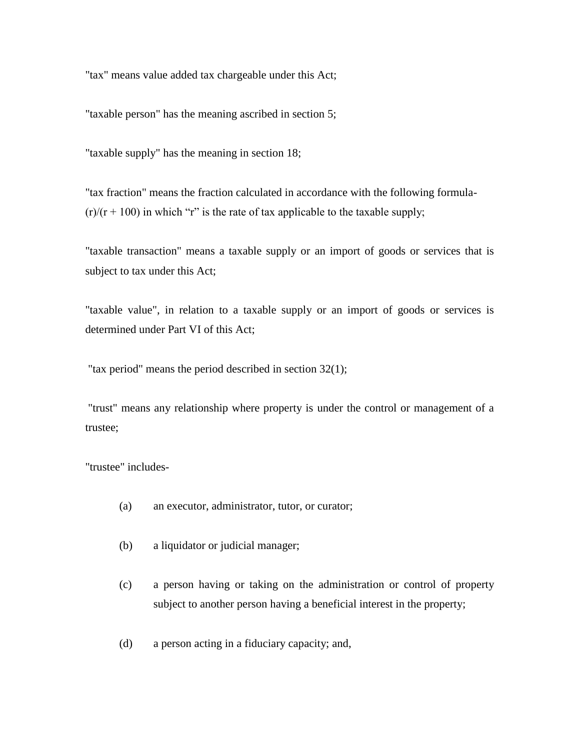"tax" means value added tax chargeable under this Act;

"taxable person" has the meaning ascribed in section 5;

"taxable supply" has the meaning in section 18;

"tax fraction" means the fraction calculated in accordance with the following formula- (r)/(r + 100) in which "r" is the rate of tax applicable to the taxable supply;

"taxable transaction" means a taxable supply or an import of goods or services that is subject to tax under this Act;

"taxable value", in relation to a taxable supply or an import of goods or services is determined under Part VI of this Act;

"tax period" means the period described in section 32(1);

"trust" means any relationship where property is under the control or management of a trustee;

"trustee" includes-

(a) an executor, administrator, tutor, or curator;

(b) a liquidator or judicial manager;

(c) a person having or taking on the administration or control of property subject to another person having a beneficial interest in the property;

(d) a person acting in a fiduciary capacity; and,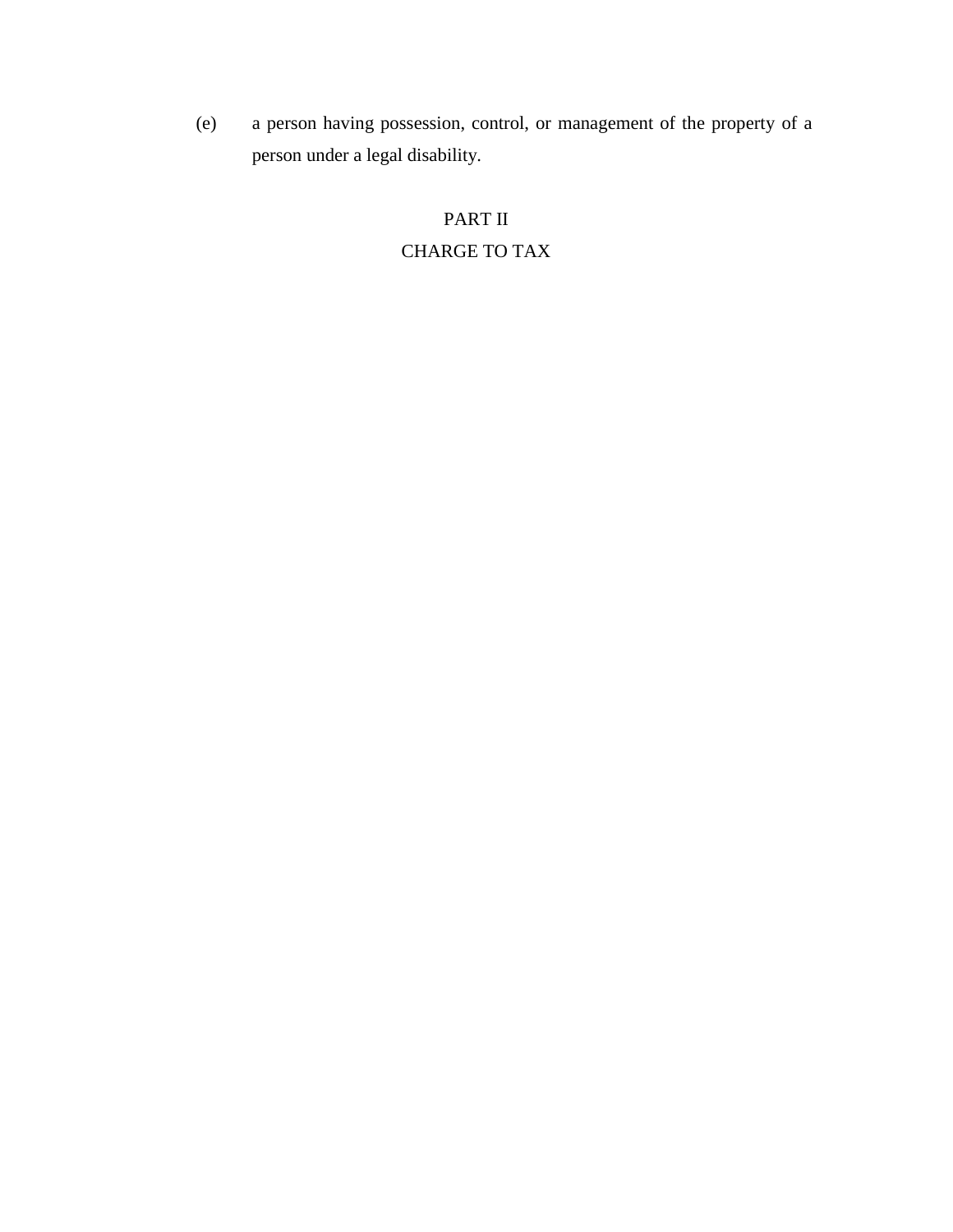(e) a person having possession, control, or management of the property of a person under a legal disability.

## PART II

## CHARGE TO TAX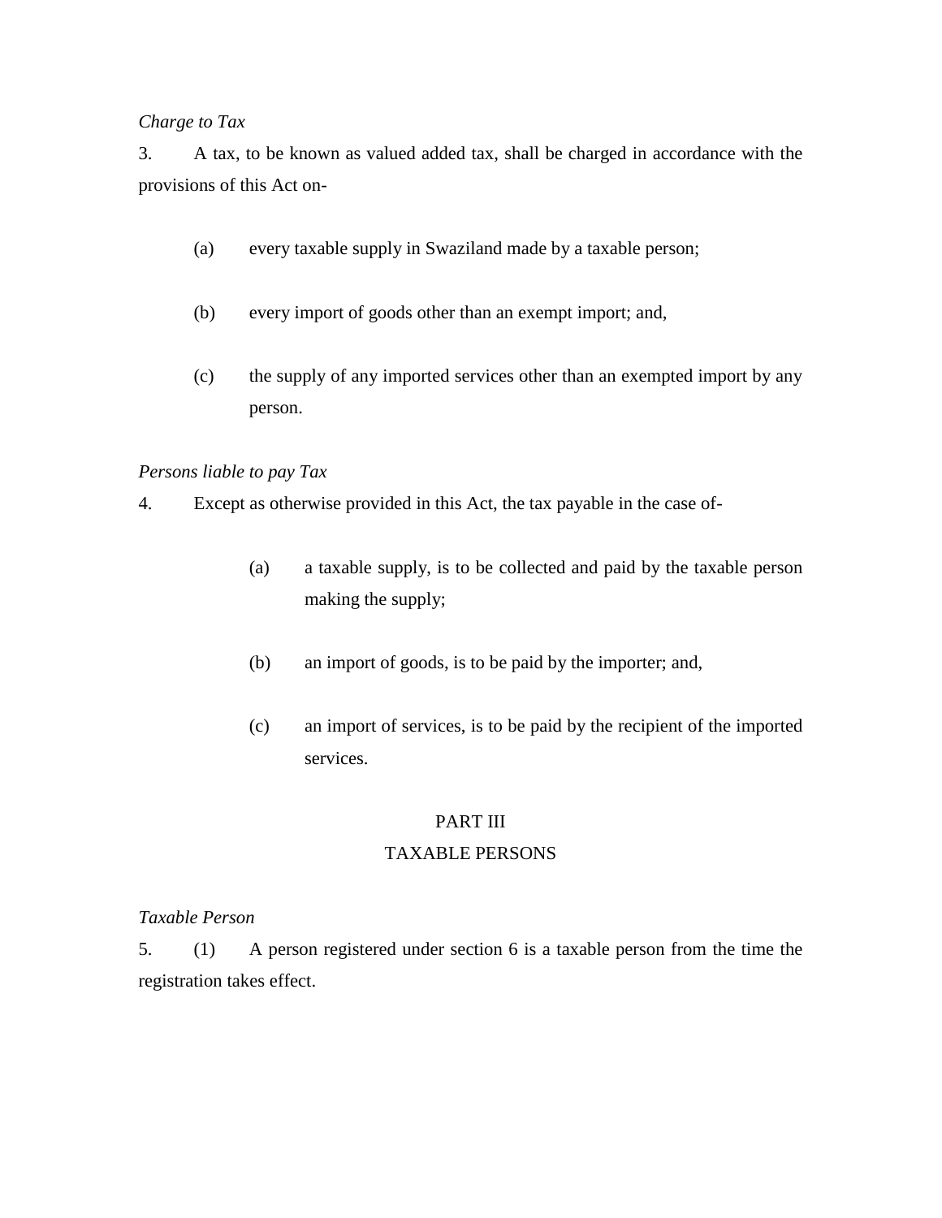*Charge to Tax*

3. A tax, to be known as valued added tax, shall be charged in accordance with the provisions of this Act on-

(a) every taxable supply in Swaziland made by a taxable person;

(b) every import of goods other than an exempt import; and,

(c) the supply of any imported services other than an exempted import by any person.

*Persons liable to pay Tax*

4. Except as otherwise provided in this Act, the tax payable in the case of-

(a) a taxable supply, is to be collected and paid by the taxable person making the supply;

(b) an import of goods, is to be paid by the importer; and,

(c) an import of services, is to be paid by the recipient of the imported services.

## PART III
## TAXABLE PERSONS

*Taxable Person*

5. (1) A person registered under section 6 is a taxable person from the time the registration takes effect.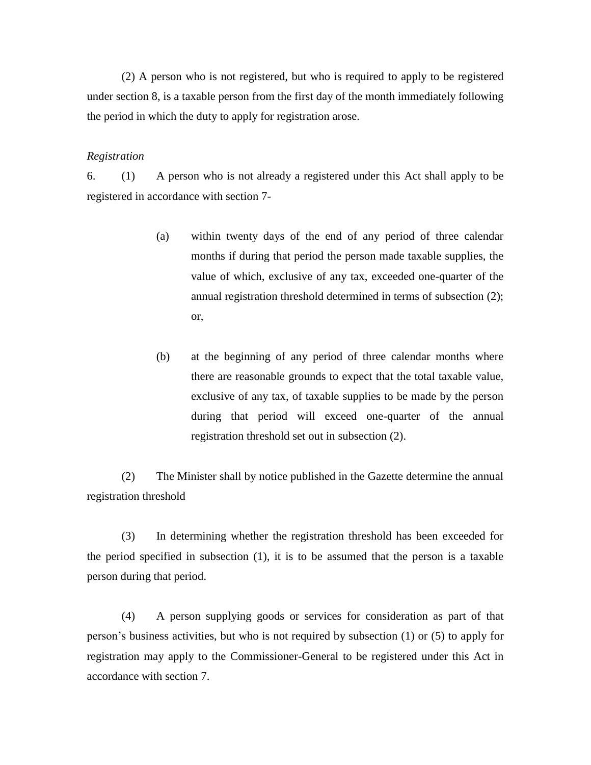(2) A person who is not registered, but who is required to apply to be registered under section 8, is a taxable person from the first day of the month immediately following the period in which the duty to apply for registration arose.

*Registration*

6. (1) A person who is not already a registered under this Act shall apply to be registered in accordance with section 7-

(a) within twenty days of the end of any period of three calendar months if during that period the person made taxable supplies, the value of which, exclusive of any tax, exceeded one-quarter of the annual registration threshold determined in terms of subsection (2); or,

(b) at the beginning of any period of three calendar months where there are reasonable grounds to expect that the total taxable value, exclusive of any tax, of taxable supplies to be made by the person during that period will exceed one-quarter of the annual registration threshold set out in subsection (2).

(2) The Minister shall by notice published in the Gazette determine the annual registration threshold

(3) In determining whether the registration threshold has been exceeded for the period specified in subsection (1), it is to be assumed that the person is a taxable person during that period.

(4) A person supplying goods or services for consideration as part of that person's business activities, but who is not required by subsection (1) or (5) to apply for registration may apply to the Commissioner-General to be registered under this Act in accordance with section 7.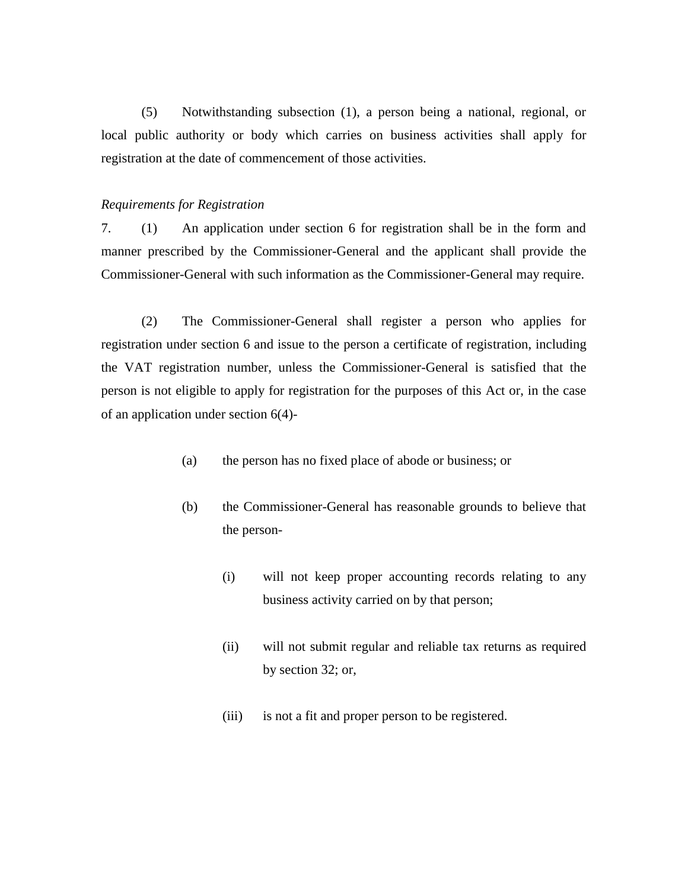(5) Notwithstanding subsection (1), a person being a national, regional, or local public authority or body which carries on business activities shall apply for registration at the date of commencement of those activities.

*Requirements for Registration*

7. (1) An application under section 6 for registration shall be in the form and manner prescribed by the Commissioner-General and the applicant shall provide the Commissioner-General with such information as the Commissioner-General may require.

(2) The Commissioner-General shall register a person who applies for registration under section 6 and issue to the person a certificate of registration, including the VAT registration number, unless the Commissioner-General is satisfied that the person is not eligible to apply for registration for the purposes of this Act or, in the case of an application under section 6(4)-

(a) the person has no fixed place of abode or business; or

(b) the Commissioner-General has reasonable grounds to believe that the person-

(i) will not keep proper accounting records relating to any business activity carried on by that person;

(ii) will not submit regular and reliable tax returns as required by section 32; or,

(iii) is not a fit and proper person to be registered.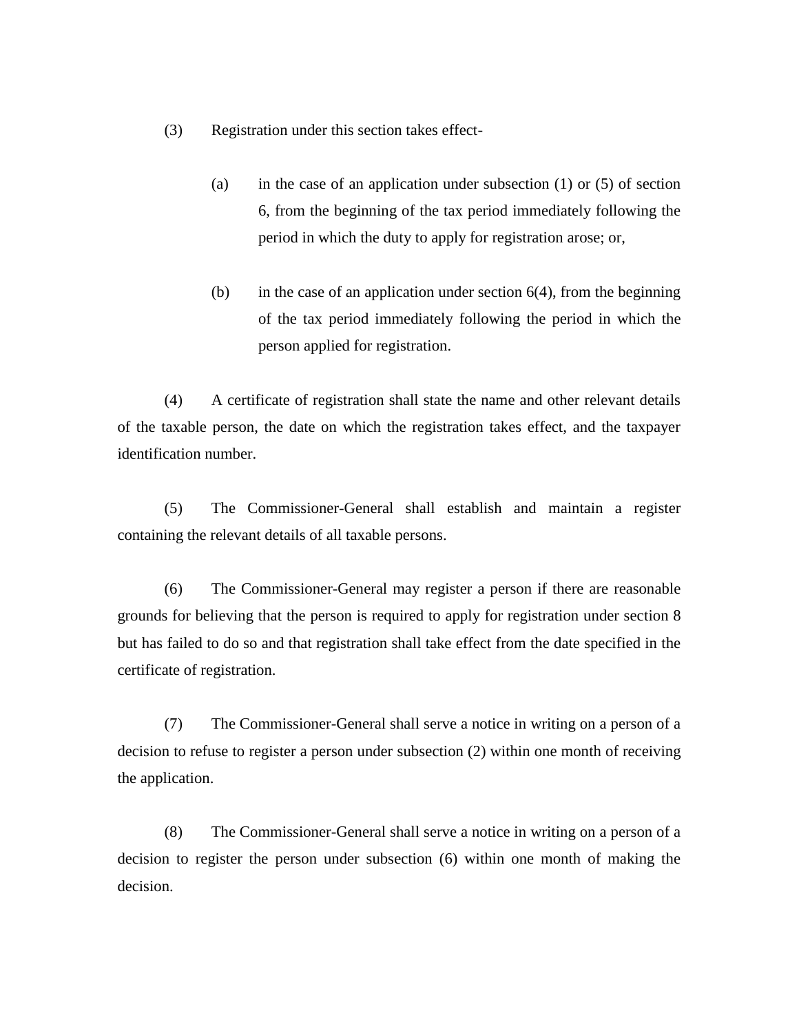(3) Registration under this section takes effect-

(a) in the case of an application under subsection (1) or (5) of section 6, from the beginning of the tax period immediately following the period in which the duty to apply for registration arose; or,

(b) in the case of an application under section 6(4), from the beginning of the tax period immediately following the period in which the person applied for registration.

(4) A certificate of registration shall state the name and other relevant details of the taxable person, the date on which the registration takes effect, and the taxpayer identification number.

(5) The Commissioner-General shall establish and maintain a register containing the relevant details of all taxable persons.

(6) The Commissioner-General may register a person if there are reasonable grounds for believing that the person is required to apply for registration under section 8 but has failed to do so and that registration shall take effect from the date specified in the certificate of registration.

(7) The Commissioner-General shall serve a notice in writing on a person of a decision to refuse to register a person under subsection (2) within one month of receiving the application.

(8) The Commissioner-General shall serve a notice in writing on a person of a decision to register the person under subsection (6) within one month of making the decision.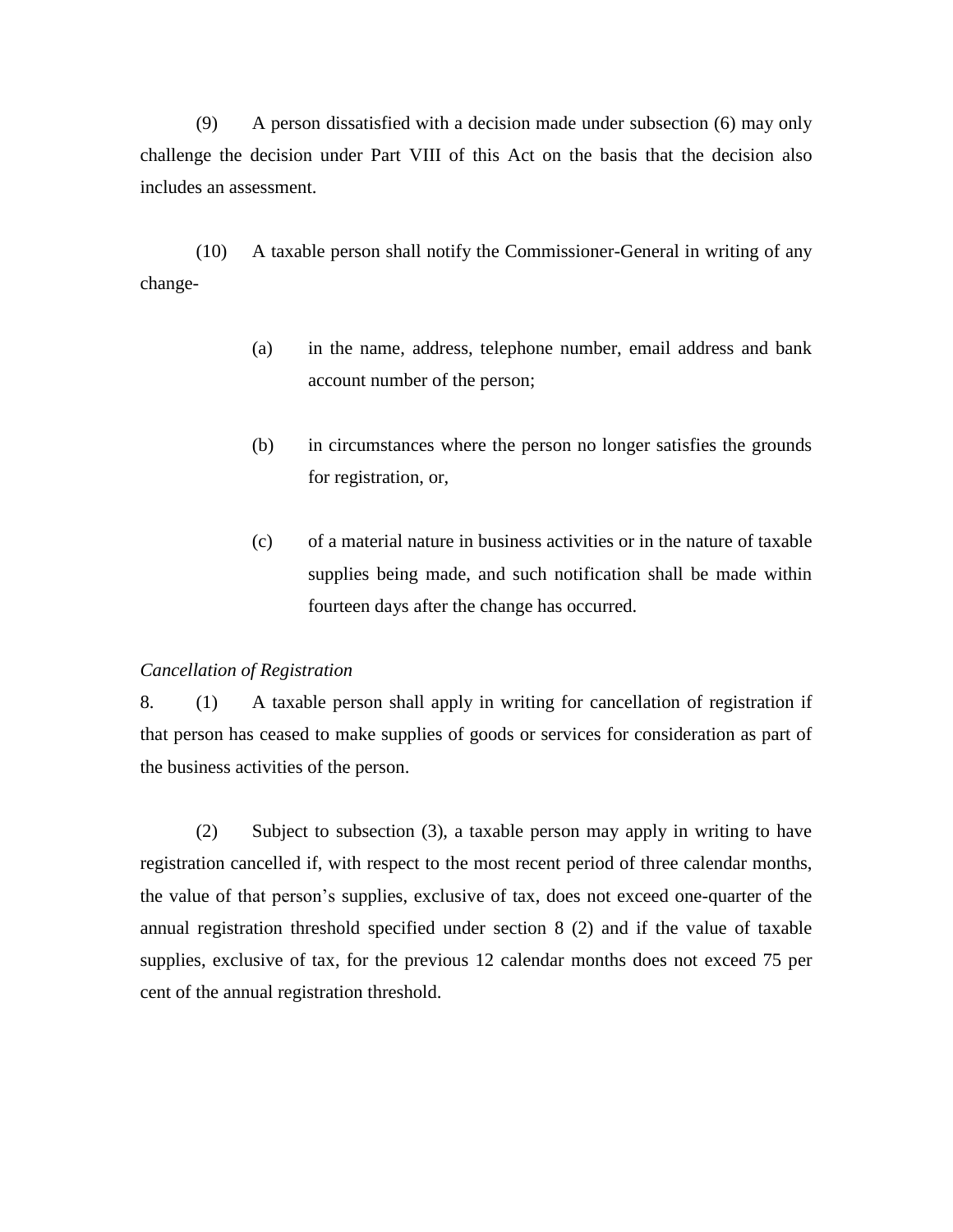(9) A person dissatisfied with a decision made under subsection (6) may only challenge the decision under Part VIII of this Act on the basis that the decision also includes an assessment.

(10) A taxable person shall notify the Commissioner-General in writing of any change-

(a) in the name, address, telephone number, email address and bank account number of the person;

(b) in circumstances where the person no longer satisfies the grounds for registration, or,

(c) of a material nature in business activities or in the nature of taxable supplies being made, and such notification shall be made within fourteen days after the change has occurred.

*Cancellation of Registration*

8. (1) A taxable person shall apply in writing for cancellation of registration if that person has ceased to make supplies of goods or services for consideration as part of the business activities of the person.

(2) Subject to subsection (3), a taxable person may apply in writing to have registration cancelled if, with respect to the most recent period of three calendar months, the value of that person's supplies, exclusive of tax, does not exceed one-quarter of the annual registration threshold specified under section 8 (2) and if the value of taxable supplies, exclusive of tax, for the previous 12 calendar months does not exceed 75 per cent of the annual registration threshold.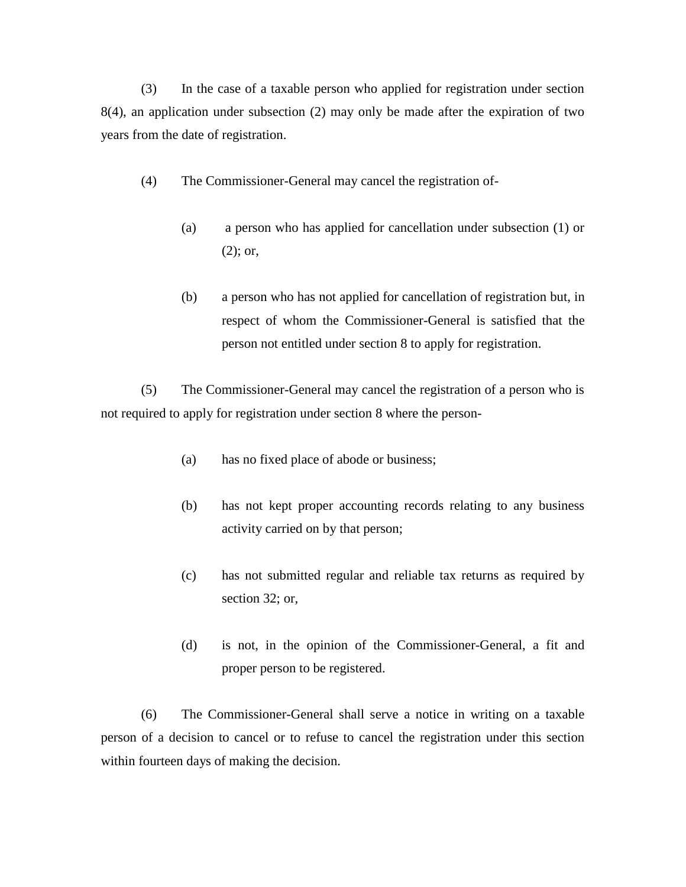(3) In the case of a taxable person who applied for registration under section 8(4), an application under subsection (2) may only be made after the expiration of two years from the date of registration.

(4) The Commissioner-General may cancel the registration of-

(a) a person who has applied for cancellation under subsection (1) or (2); or,

(b) a person who has not applied for cancellation of registration but, in respect of whom the Commissioner-General is satisfied that the person not entitled under section 8 to apply for registration.

(5) The Commissioner-General may cancel the registration of a person who is not required to apply for registration under section 8 where the person-

(a) has no fixed place of abode or business;

(b) has not kept proper accounting records relating to any business activity carried on by that person;

(c) has not submitted regular and reliable tax returns as required by section 32; or,

(d) is not, in the opinion of the Commissioner-General, a fit and proper person to be registered.

(6) The Commissioner-General shall serve a notice in writing on a taxable person of a decision to cancel or to refuse to cancel the registration under this section within fourteen days of making the decision.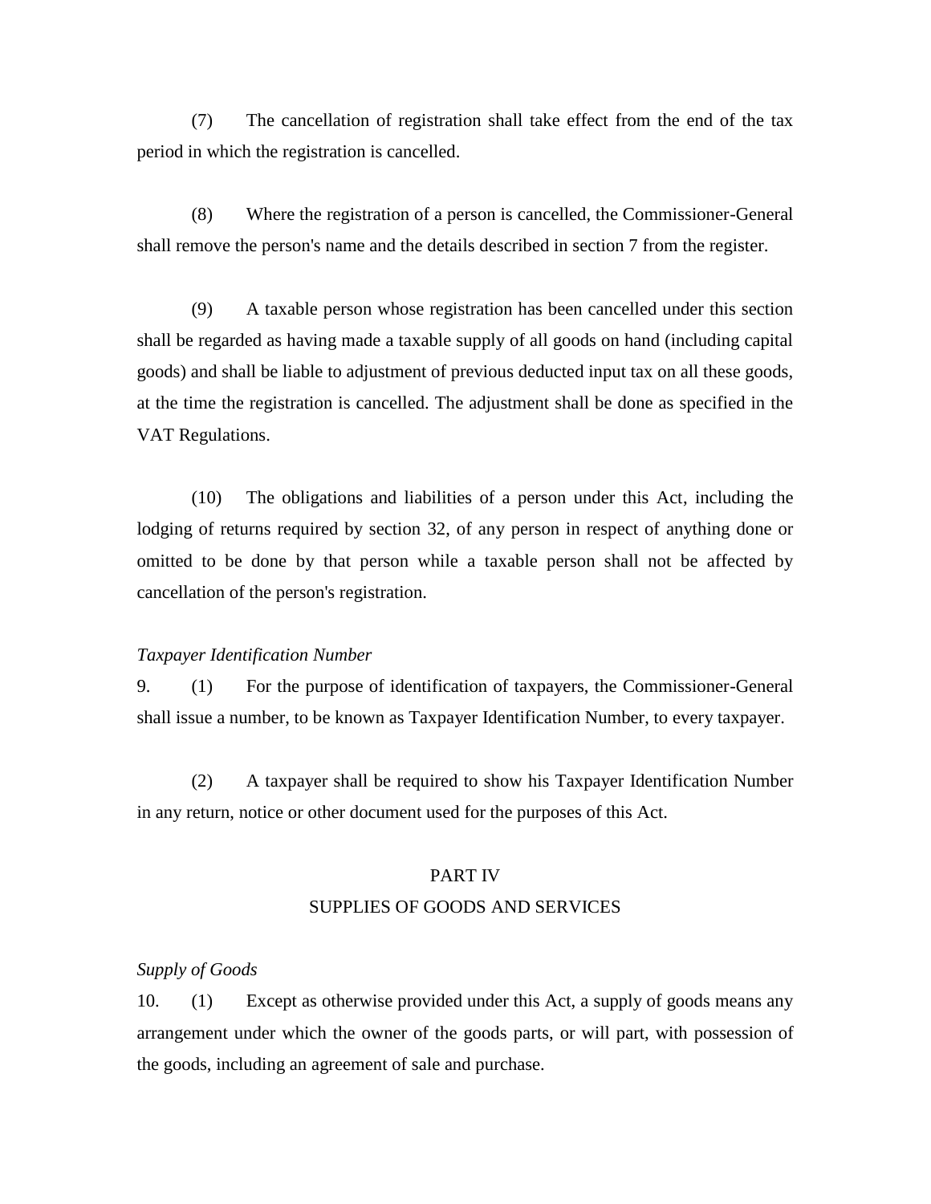(7) The cancellation of registration shall take effect from the end of the tax period in which the registration is cancelled.

(8) Where the registration of a person is cancelled, the Commissioner-General shall remove the person's name and the details described in section 7 from the register.

(9) A taxable person whose registration has been cancelled under this section shall be regarded as having made a taxable supply of all goods on hand (including capital goods) and shall be liable to adjustment of previous deducted input tax on all these goods, at the time the registration is cancelled. The adjustment shall be done as specified in the VAT Regulations.

(10) The obligations and liabilities of a person under this Act, including the lodging of returns required by section 32, of any person in respect of anything done or omitted to be done by that person while a taxable person shall not be affected by cancellation of the person's registration.

*Taxpayer Identification Number*

9. (1) For the purpose of identification of taxpayers, the Commissioner-General shall issue a number, to be known as Taxpayer Identification Number, to every taxpayer.

(2) A taxpayer shall be required to show his Taxpayer Identification Number in any return, notice or other document used for the purposes of this Act.

## PART IV
## SUPPLIES OF GOODS AND SERVICES

*Supply of Goods*

10. (1) Except as otherwise provided under this Act, a supply of goods means any arrangement under which the owner of the goods parts, or will part, with possession of the goods, including an agreement of sale and purchase.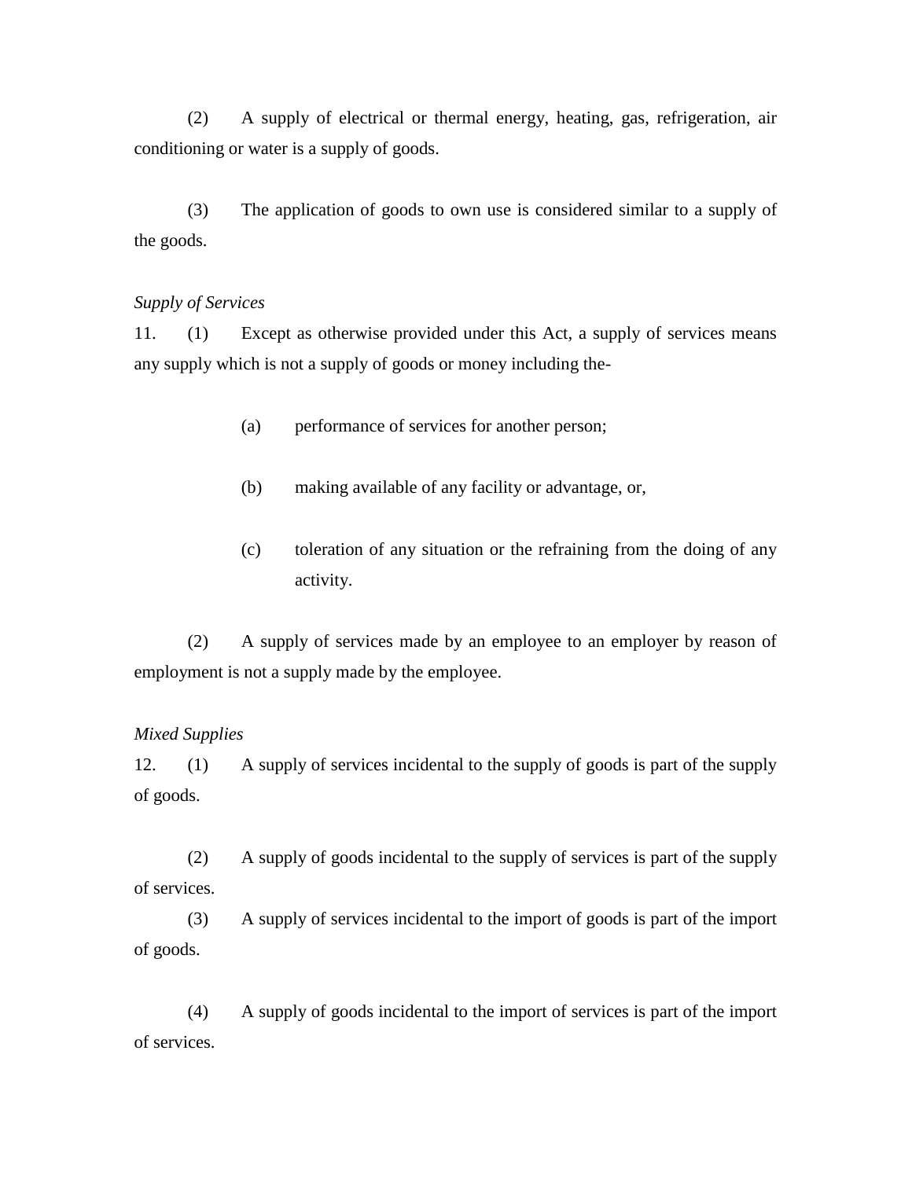(2) A supply of electrical or thermal energy, heating, gas, refrigeration, air conditioning or water is a supply of goods.

(3) The application of goods to own use is considered similar to a supply of the goods.

*Supply of Services*

11. (1) Except as otherwise provided under this Act, a supply of services means any supply which is not a supply of goods or money including the-

(a) performance of services for another person;

(b) making available of any facility or advantage, or,

(c) toleration of any situation or the refraining from the doing of any activity.

(2) A supply of services made by an employee to an employer by reason of employment is not a supply made by the employee.

*Mixed Supplies*

12. (1) A supply of services incidental to the supply of goods is part of the supply of goods.

(2) A supply of goods incidental to the supply of services is part of the supply of services.

(3) A supply of services incidental to the import of goods is part of the import of goods.

(4) A supply of goods incidental to the import of services is part of the import of services.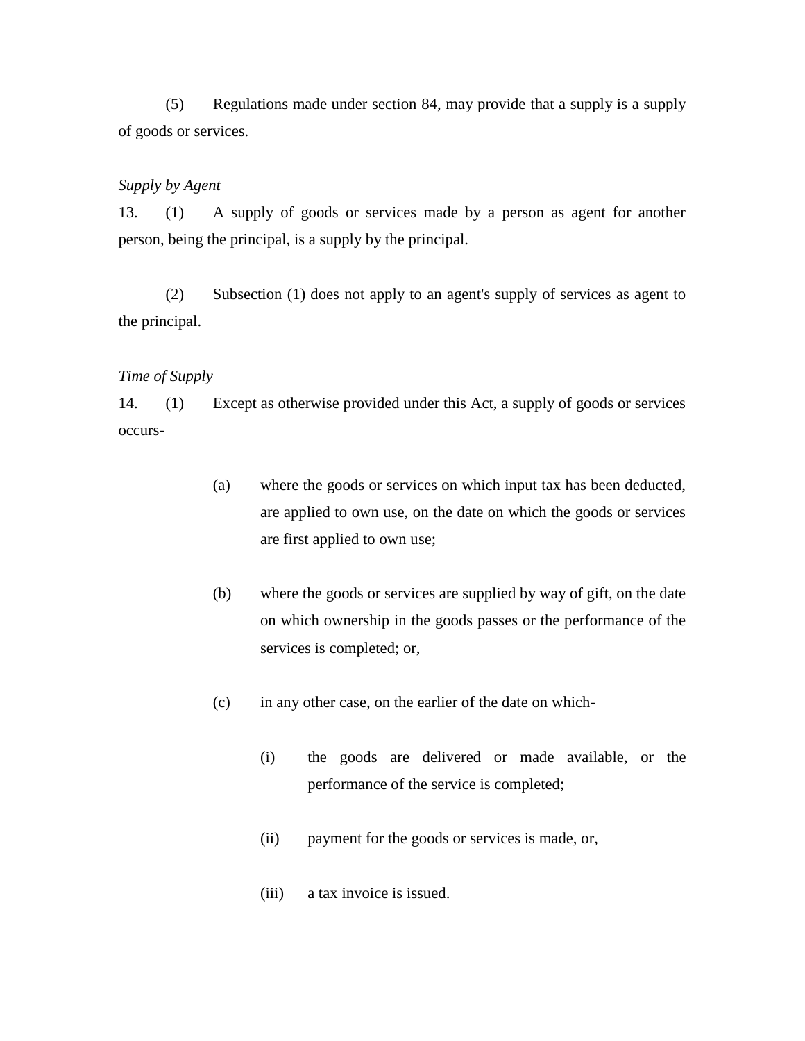(5) Regulations made under section 84, may provide that a supply is a supply of goods or services.

*Supply by Agent*

13. (1) A supply of goods or services made by a person as agent for another person, being the principal, is a supply by the principal.

(2) Subsection (1) does not apply to an agent's supply of services as agent to the principal.

*Time of Supply*

14. (1) Except as otherwise provided under this Act, a supply of goods or services occurs-

(a) where the goods or services on which input tax has been deducted, are applied to own use, on the date on which the goods or services are first applied to own use;

(b) where the goods or services are supplied by way of gift, on the date on which ownership in the goods passes or the performance of the services is completed; or,

(c) in any other case, on the earlier of the date on which-

(i) the goods are delivered or made available, or the performance of the service is completed;

(ii) payment for the goods or services is made, or,

(iii) a tax invoice is issued.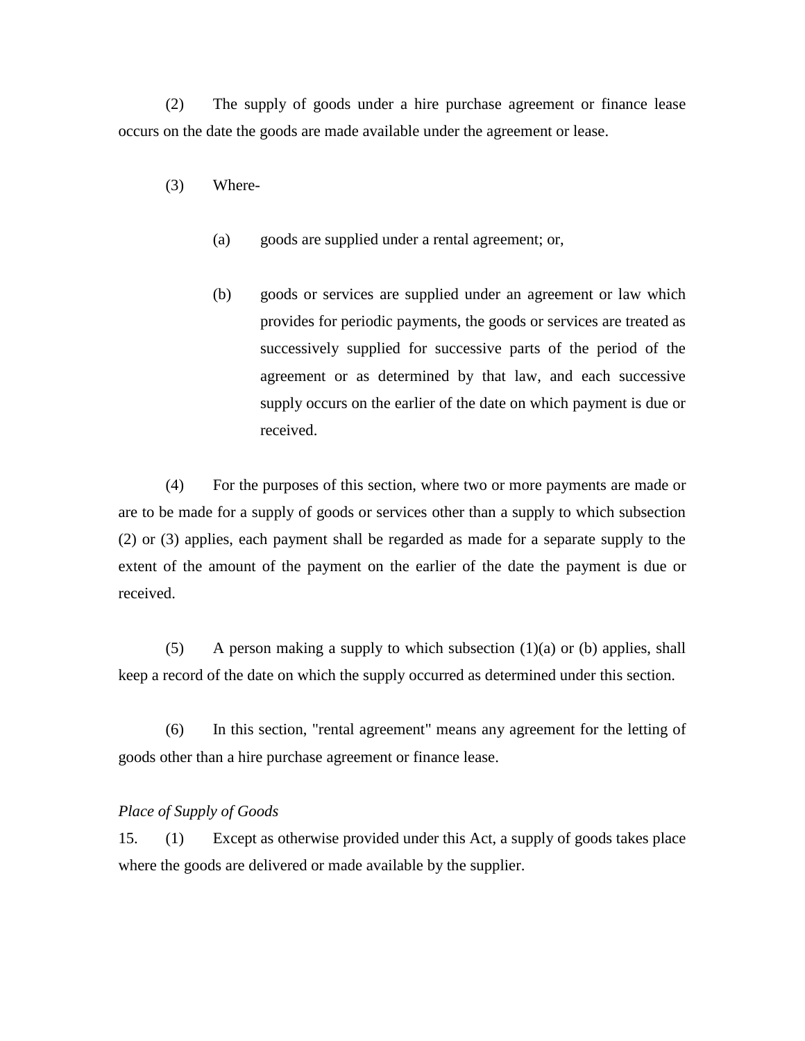(2) The supply of goods under a hire purchase agreement or finance lease occurs on the date the goods are made available under the agreement or lease.

(3) Where-

(a) goods are supplied under a rental agreement; or,

(b) goods or services are supplied under an agreement or law which provides for periodic payments, the goods or services are treated as successively supplied for successive parts of the period of the agreement or as determined by that law, and each successive supply occurs on the earlier of the date on which payment is due or received.

(4) For the purposes of this section, where two or more payments are made or are to be made for a supply of goods or services other than a supply to which subsection (2) or (3) applies, each payment shall be regarded as made for a separate supply to the extent of the amount of the payment on the earlier of the date the payment is due or received.

(5) A person making a supply to which subsection (1)(a) or (b) applies, shall keep a record of the date on which the supply occurred as determined under this section.

(6) In this section, "rental agreement" means any agreement for the letting of goods other than a hire purchase agreement or finance lease.

*Place of Supply of Goods*

15. (1) Except as otherwise provided under this Act, a supply of goods takes place where the goods are delivered or made available by the supplier.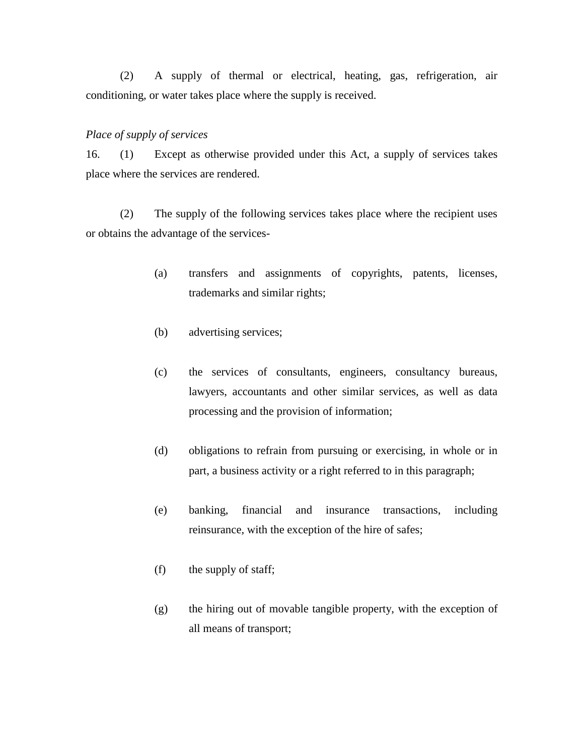(2) A supply of thermal or electrical, heating, gas, refrigeration, air conditioning, or water takes place where the supply is received.

*Place of supply of services*

16. (1) Except as otherwise provided under this Act, a supply of services takes place where the services are rendered.

(2) The supply of the following services takes place where the recipient uses or obtains the advantage of the services-

(a) transfers and assignments of copyrights, patents, licenses, trademarks and similar rights;

(b) advertising services;

(c) the services of consultants, engineers, consultancy bureaus, lawyers, accountants and other similar services, as well as data processing and the provision of information;

(d) obligations to refrain from pursuing or exercising, in whole or in part, a business activity or a right referred to in this paragraph;

(e) banking, financial and insurance transactions, including reinsurance, with the exception of the hire of safes;

(f) the supply of staff;

(g) the hiring out of movable tangible property, with the exception of all means of transport;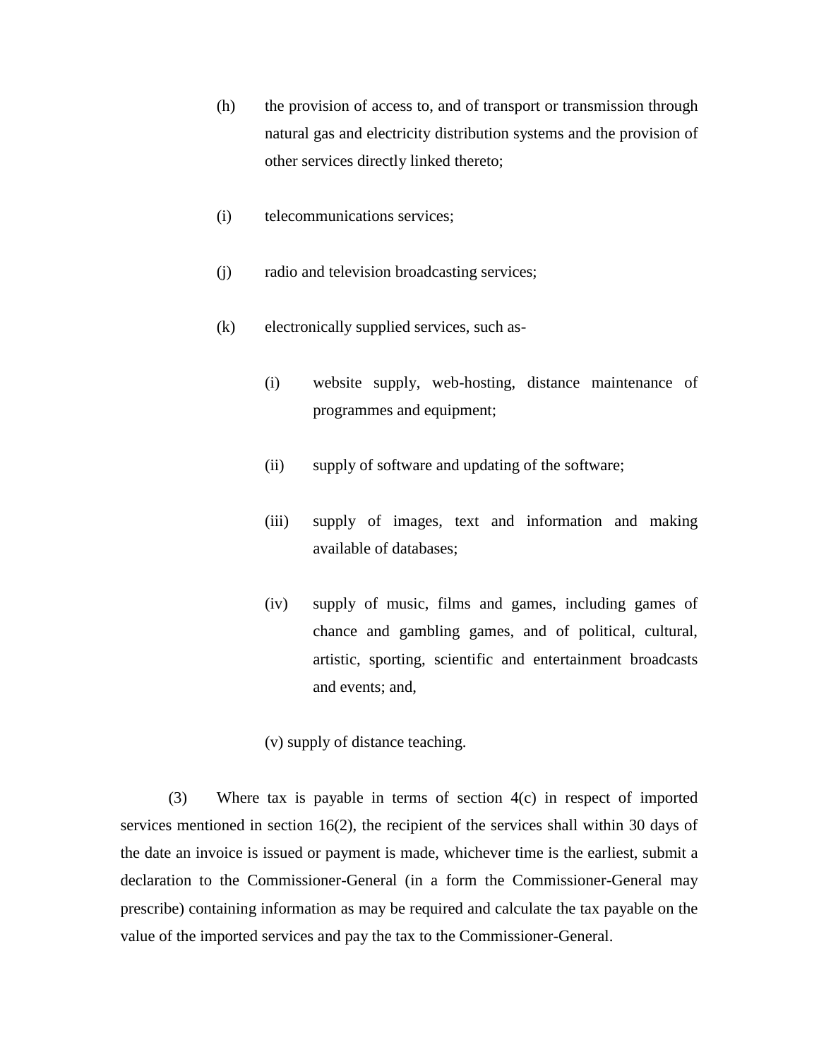(h) the provision of access to, and of transport or transmission through natural gas and electricity distribution systems and the provision of other services directly linked thereto;

(i) telecommunications services;

(j) radio and television broadcasting services;

(k) electronically supplied services, such as-

  (i) website supply, web-hosting, distance maintenance of programmes and equipment;

  (ii) supply of software and updating of the software;

  (iii) supply of images, text and information and making available of databases;

  (iv) supply of music, films and games, including games of chance and gambling games, and of political, cultural, artistic, sporting, scientific and entertainment broadcasts and events; and,

  (v) supply of distance teaching.

(3) Where tax is payable in terms of section 4(c) in respect of imported services mentioned in section 16(2), the recipient of the services shall within 30 days of the date an invoice is issued or payment is made, whichever time is the earliest, submit a declaration to the Commissioner-General (in a form the Commissioner-General may prescribe) containing information as may be required and calculate the tax payable on the value of the imported services and pay the tax to the Commissioner-General.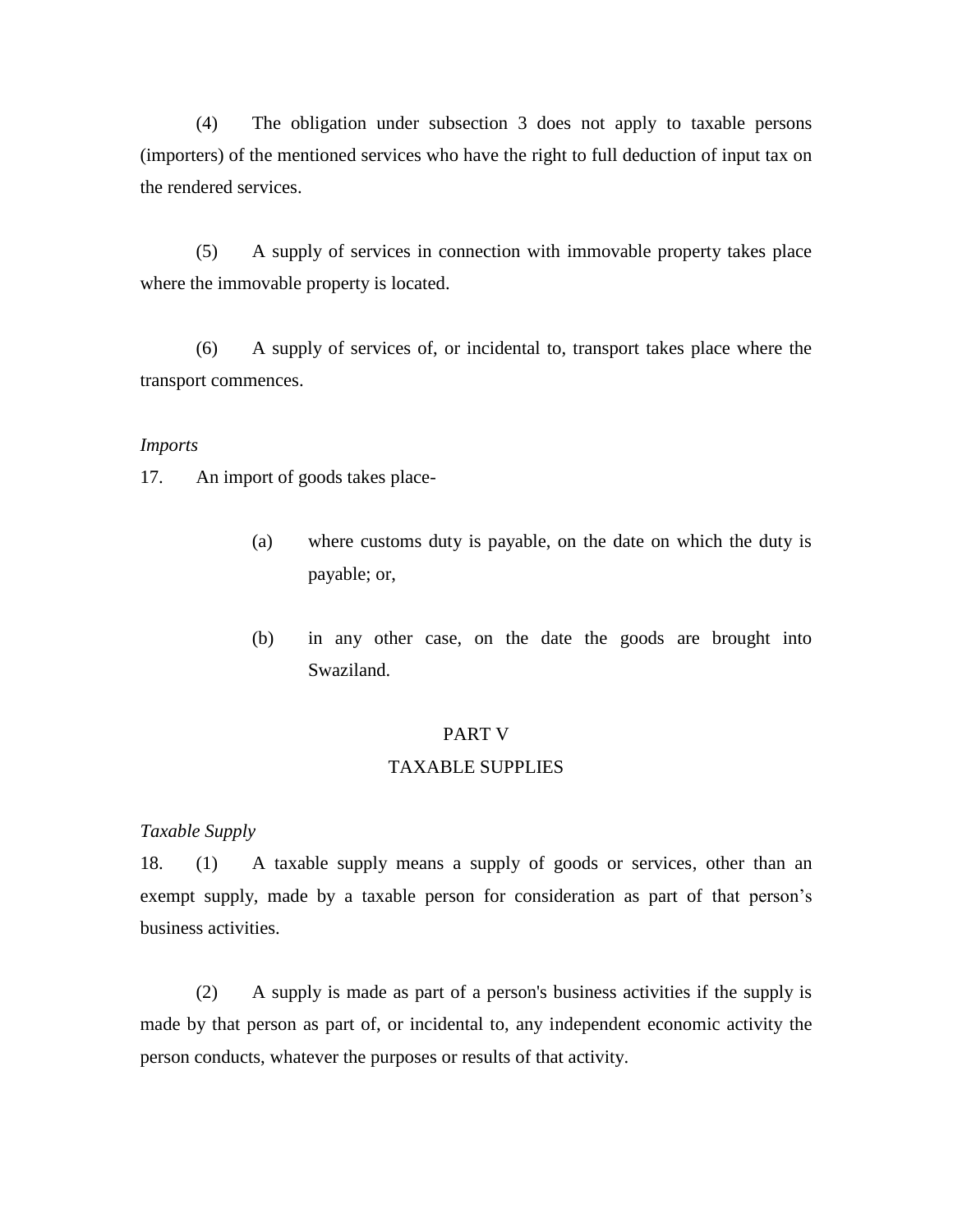(4) The obligation under subsection 3 does not apply to taxable persons (importers) of the mentioned services who have the right to full deduction of input tax on the rendered services.

(5) A supply of services in connection with immovable property takes place where the immovable property is located.

(6) A supply of services of, or incidental to, transport takes place where the transport commences.

*Imports*

17. An import of goods takes place-

(a) where customs duty is payable, on the date on which the duty is payable; or,

(b) in any other case, on the date the goods are brought into Swaziland.

## PART V
## TAXABLE SUPPLIES

*Taxable Supply*

18. (1) A taxable supply means a supply of goods or services, other than an exempt supply, made by a taxable person for consideration as part of that person's business activities.

(2) A supply is made as part of a person's business activities if the supply is made by that person as part of, or incidental to, any independent economic activity the person conducts, whatever the purposes or results of that activity.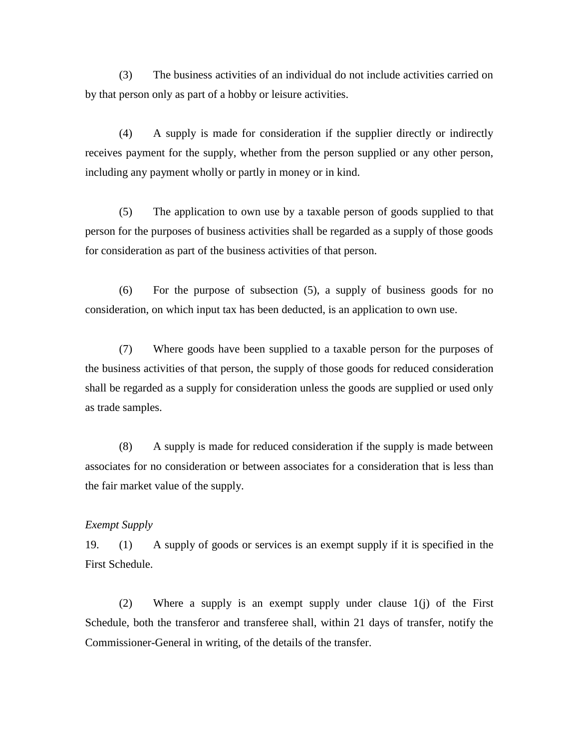(3) The business activities of an individual do not include activities carried on by that person only as part of a hobby or leisure activities.

(4) A supply is made for consideration if the supplier directly or indirectly receives payment for the supply, whether from the person supplied or any other person, including any payment wholly or partly in money or in kind.

(5) The application to own use by a taxable person of goods supplied to that person for the purposes of business activities shall be regarded as a supply of those goods for consideration as part of the business activities of that person.

(6) For the purpose of subsection (5), a supply of business goods for no consideration, on which input tax has been deducted, is an application to own use.

(7) Where goods have been supplied to a taxable person for the purposes of the business activities of that person, the supply of those goods for reduced consideration shall be regarded as a supply for consideration unless the goods are supplied or used only as trade samples.

(8) A supply is made for reduced consideration if the supply is made between associates for no consideration or between associates for a consideration that is less than the fair market value of the supply.

*Exempt Supply*

19. (1) A supply of goods or services is an exempt supply if it is specified in the First Schedule.

(2) Where a supply is an exempt supply under clause 1(j) of the First Schedule, both the transferor and transferee shall, within 21 days of transfer, notify the Commissioner-General in writing, of the details of the transfer.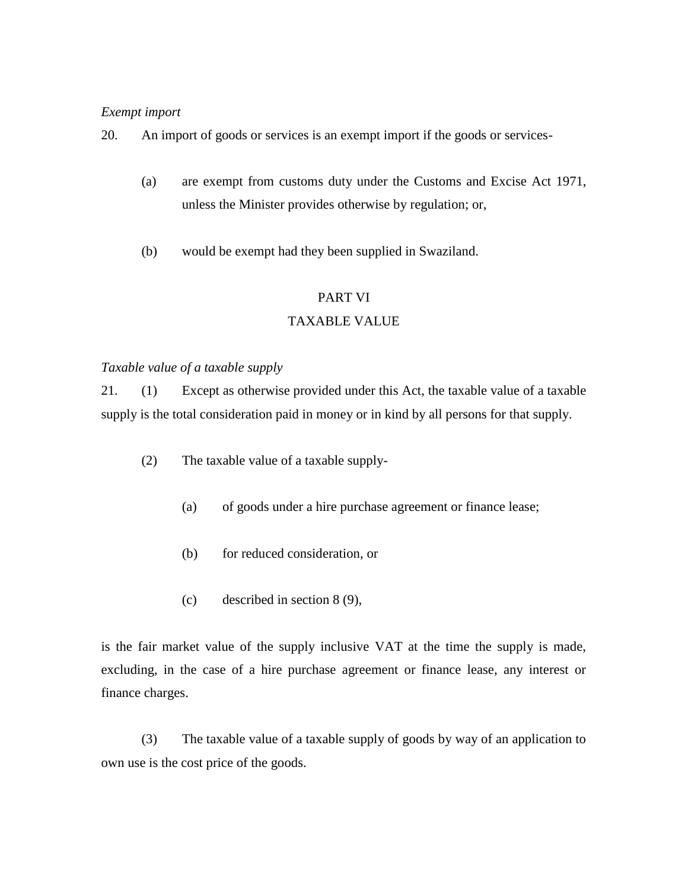*Exempt import*

20. An import of goods or services is an exempt import if the goods or services-

(a) are exempt from customs duty under the Customs and Excise Act 1971, unless the Minister provides otherwise by regulation; or,

(b) would be exempt had they been supplied in Swaziland.

## PART VI
## TAXABLE VALUE

*Taxable value of a taxable supply*

21. (1) Except as otherwise provided under this Act, the taxable value of a taxable supply is the total consideration paid in money or in kind by all persons for that supply.

(2) The taxable value of a taxable supply-

(a) of goods under a hire purchase agreement or finance lease;

(b) for reduced consideration, or

(c) described in section 8 (9),

is the fair market value of the supply inclusive VAT at the time the supply is made, excluding, in the case of a hire purchase agreement or finance lease, any interest or finance charges.

(3) The taxable value of a taxable supply of goods by way of an application to own use is the cost price of the goods.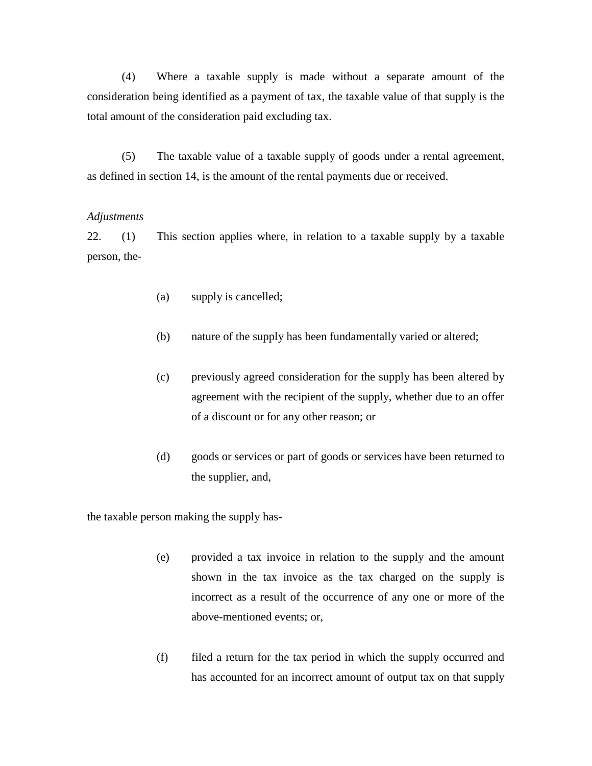(4) Where a taxable supply is made without a separate amount of the consideration being identified as a payment of tax, the taxable value of that supply is the total amount of the consideration paid excluding tax.

(5) The taxable value of a taxable supply of goods under a rental agreement, as defined in section 14, is the amount of the rental payments due or received.

*Adjustments*

22. (1) This section applies where, in relation to a taxable supply by a taxable person, the-

(a) supply is cancelled;

(b) nature of the supply has been fundamentally varied or altered;

(c) previously agreed consideration for the supply has been altered by agreement with the recipient of the supply, whether due to an offer of a discount or for any other reason; or

(d) goods or services or part of goods or services have been returned to the supplier, and,

the taxable person making the supply has-

(e) provided a tax invoice in relation to the supply and the amount shown in the tax invoice as the tax charged on the supply is incorrect as a result of the occurrence of any one or more of the above-mentioned events; or,

(f) filed a return for the tax period in which the supply occurred and has accounted for an incorrect amount of output tax on that supply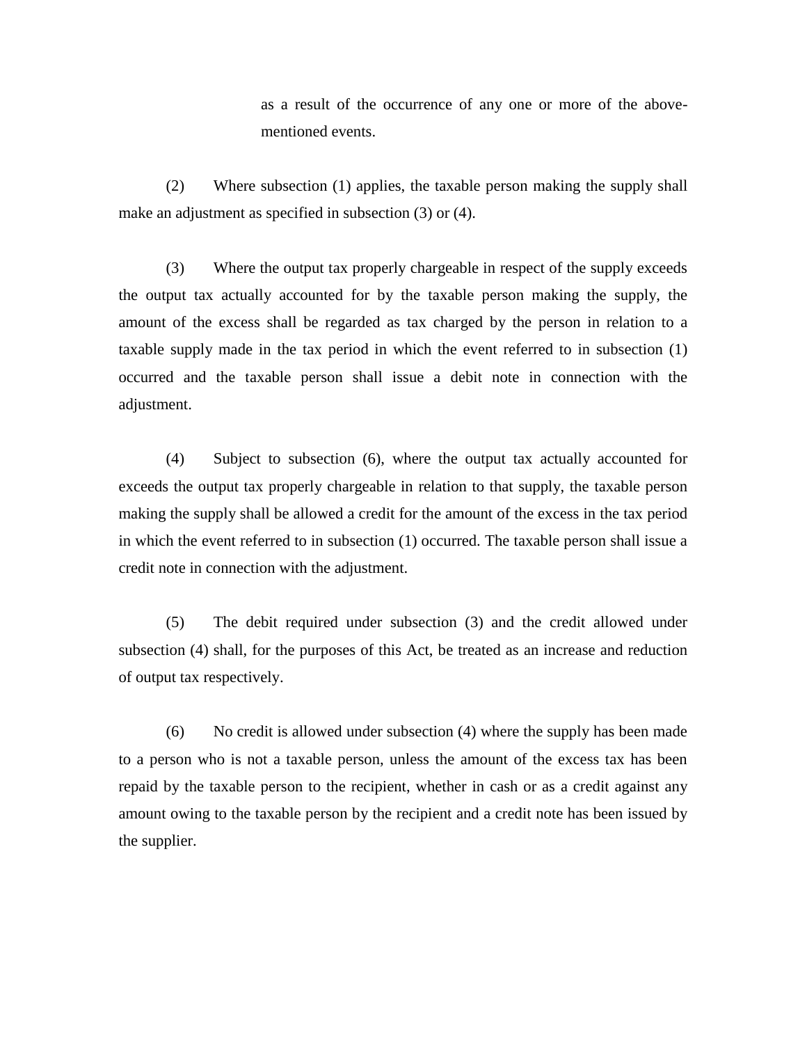as a result of the occurrence of any one or more of the above-mentioned events.

(2) Where subsection (1) applies, the taxable person making the supply shall make an adjustment as specified in subsection (3) or (4).

(3) Where the output tax properly chargeable in respect of the supply exceeds the output tax actually accounted for by the taxable person making the supply, the amount of the excess shall be regarded as tax charged by the person in relation to a taxable supply made in the tax period in which the event referred to in subsection (1) occurred and the taxable person shall issue a debit note in connection with the adjustment.

(4) Subject to subsection (6), where the output tax actually accounted for exceeds the output tax properly chargeable in relation to that supply, the taxable person making the supply shall be allowed a credit for the amount of the excess in the tax period in which the event referred to in subsection (1) occurred. The taxable person shall issue a credit note in connection with the adjustment.

(5) The debit required under subsection (3) and the credit allowed under subsection (4) shall, for the purposes of this Act, be treated as an increase and reduction of output tax respectively.

(6) No credit is allowed under subsection (4) where the supply has been made to a person who is not a taxable person, unless the amount of the excess tax has been repaid by the taxable person to the recipient, whether in cash or as a credit against any amount owing to the taxable person by the recipient and a credit note has been issued by the supplier.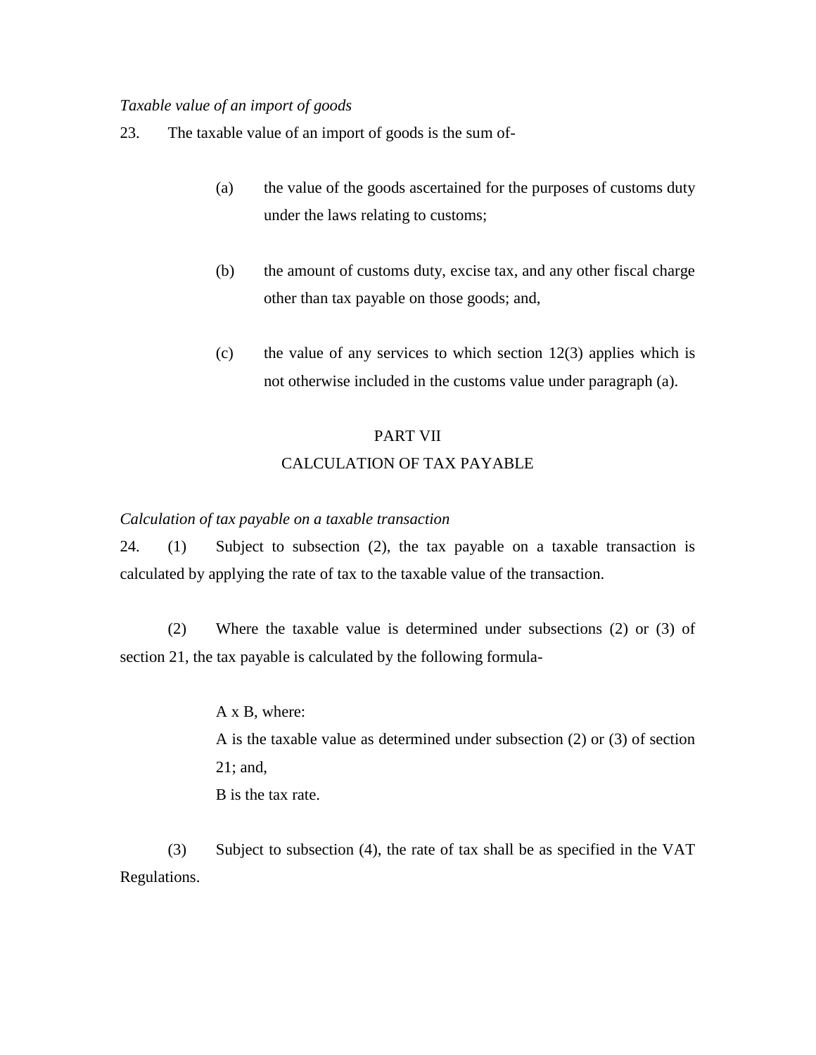*Taxable value of an import of goods*

23. The taxable value of an import of goods is the sum of-

(a) the value of the goods ascertained for the purposes of customs duty under the laws relating to customs;

(b) the amount of customs duty, excise tax, and any other fiscal charge other than tax payable on those goods; and,

(c) the value of any services to which section 12(3) applies which is not otherwise included in the customs value under paragraph (a).

## PART VII
## CALCULATION OF TAX PAYABLE

*Calculation of tax payable on a taxable transaction*

24. (1) Subject to subsection (2), the tax payable on a taxable transaction is calculated by applying the rate of tax to the taxable value of the transaction.

(2) Where the taxable value is determined under subsections (2) or (3) of section 21, the tax payable is calculated by the following formula-

A x B, where:
A is the taxable value as determined under subsection (2) or (3) of section 21; and,
B is the tax rate.

(3) Subject to subsection (4), the rate of tax shall be as specified in the VAT Regulations.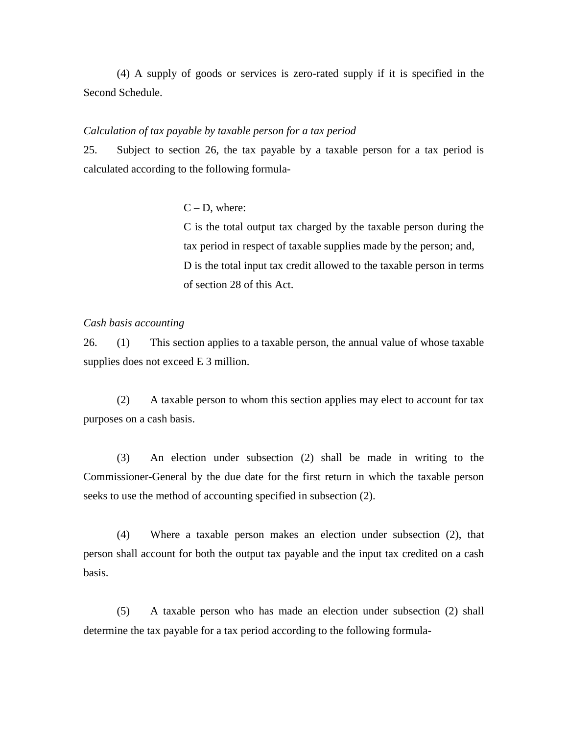(4) A supply of goods or services is zero-rated supply if it is specified in the Second Schedule.

*Calculation of tax payable by taxable person for a tax period*

25. Subject to section 26, the tax payable by a taxable person for a tax period is calculated according to the following formula-

> C – D, where:
>
> C is the total output tax charged by the taxable person during the tax period in respect of taxable supplies made by the person; and,
>
> D is the total input tax credit allowed to the taxable person in terms of section 28 of this Act.

*Cash basis accounting*

26. (1) This section applies to a taxable person, the annual value of whose taxable supplies does not exceed E 3 million.

(2) A taxable person to whom this section applies may elect to account for tax purposes on a cash basis.

(3) An election under subsection (2) shall be made in writing to the Commissioner-General by the due date for the first return in which the taxable person seeks to use the method of accounting specified in subsection (2).

(4) Where a taxable person makes an election under subsection (2), that person shall account for both the output tax payable and the input tax credited on a cash basis.

(5) A taxable person who has made an election under subsection (2) shall determine the tax payable for a tax period according to the following formula-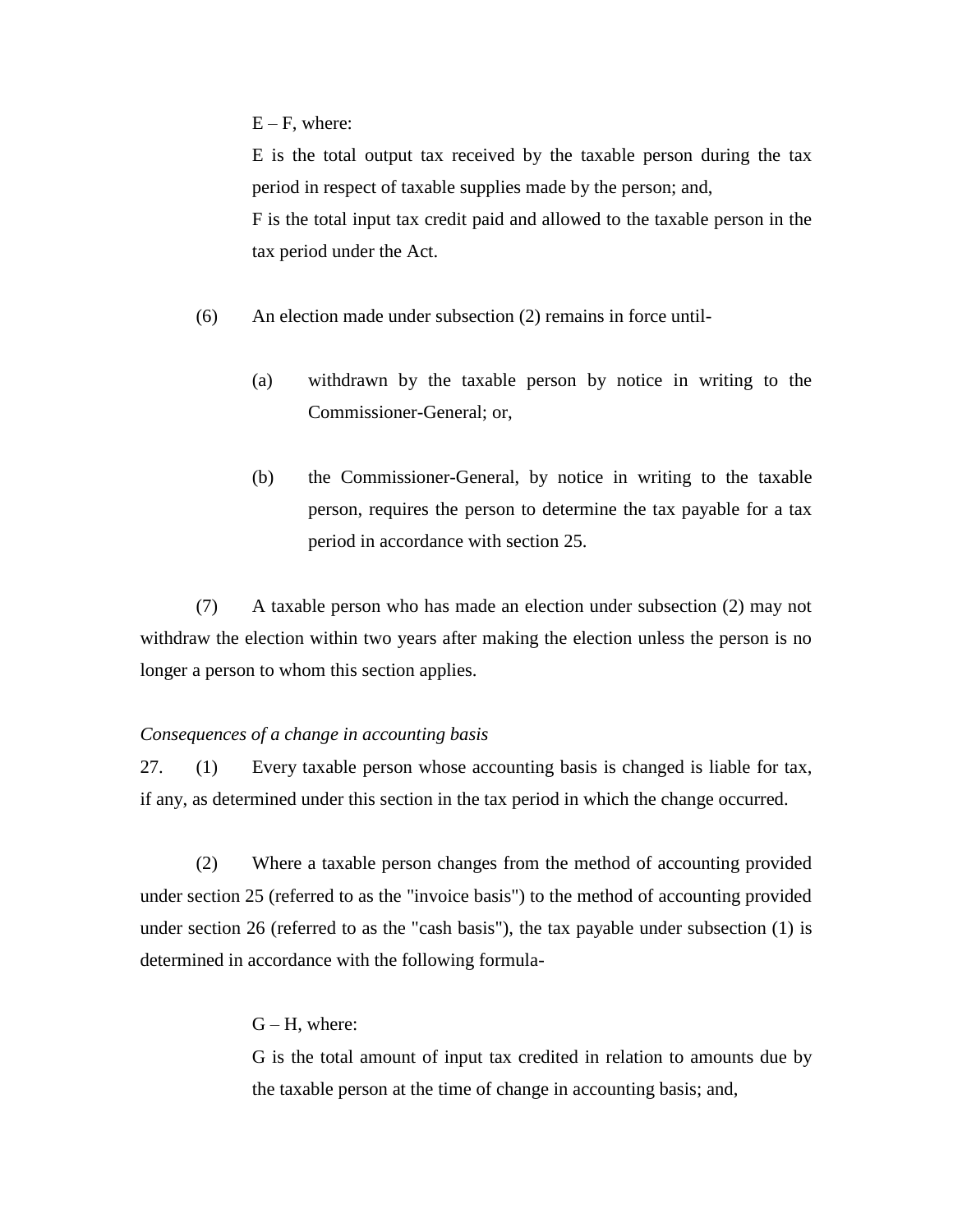$E - F$, where:

E is the total output tax received by the taxable person during the tax period in respect of taxable supplies made by the person; and,

F is the total input tax credit paid and allowed to the taxable person in the tax period under the Act.

(6) An election made under subsection (2) remains in force until-

(a) withdrawn by the taxable person by notice in writing to the Commissioner-General; or,

(b) the Commissioner-General, by notice in writing to the taxable person, requires the person to determine the tax payable for a tax period in accordance with section 25.

(7) A taxable person who has made an election under subsection (2) may not withdraw the election within two years after making the election unless the person is no longer a person to whom this section applies.

*Consequences of a change in accounting basis*

27. (1) Every taxable person whose accounting basis is changed is liable for tax, if any, as determined under this section in the tax period in which the change occurred.

(2) Where a taxable person changes from the method of accounting provided under section 25 (referred to as the "invoice basis") to the method of accounting provided under section 26 (referred to as the "cash basis"), the tax payable under subsection (1) is determined in accordance with the following formula-

$G - H$, where:

G is the total amount of input tax credited in relation to amounts due by the taxable person at the time of change in accounting basis; and,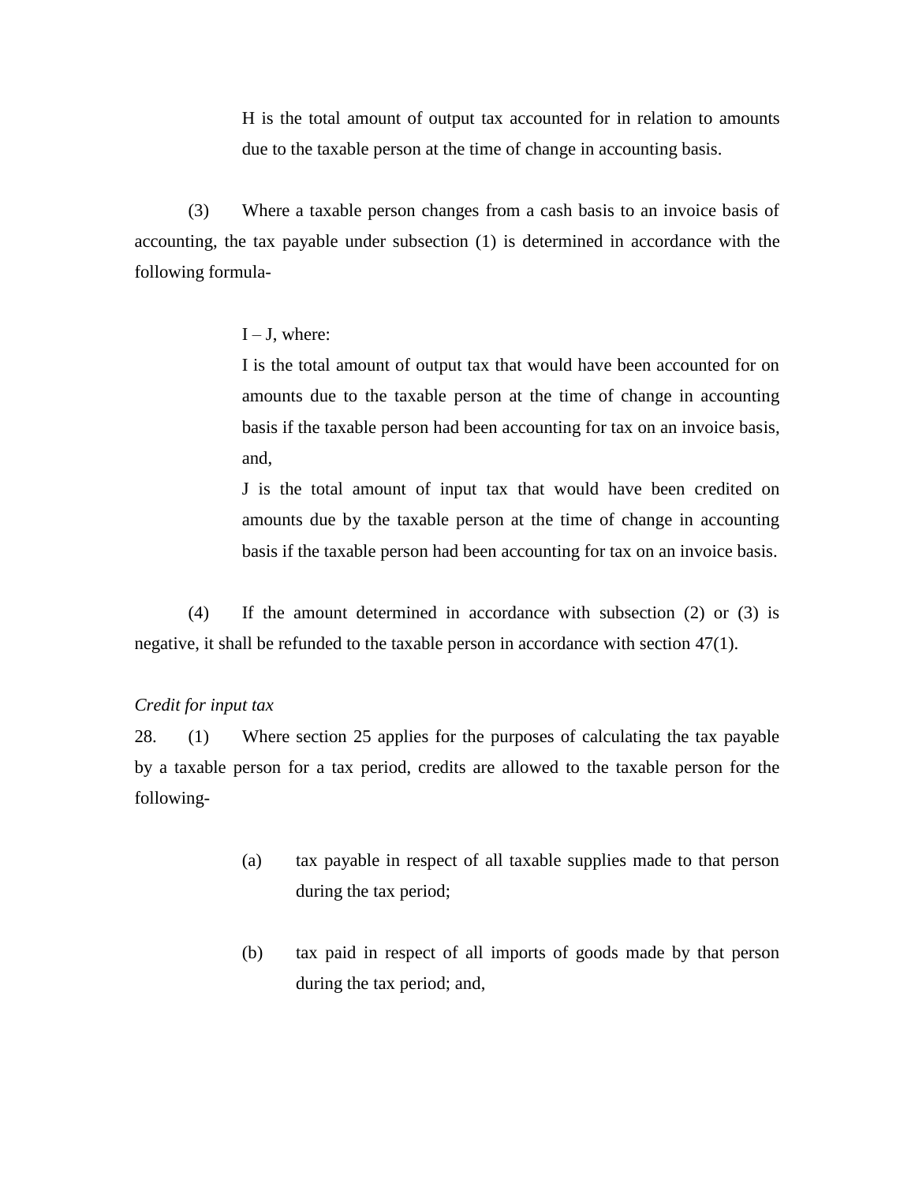H is the total amount of output tax accounted for in relation to amounts due to the taxable person at the time of change in accounting basis.

(3) Where a taxable person changes from a cash basis to an invoice basis of accounting, the tax payable under subsection (1) is determined in accordance with the following formula-

$I – J$, where:

I is the total amount of output tax that would have been accounted for on amounts due to the taxable person at the time of change in accounting basis if the taxable person had been accounting for tax on an invoice basis, and,

J is the total amount of input tax that would have been credited on amounts due by the taxable person at the time of change in accounting basis if the taxable person had been accounting for tax on an invoice basis.

(4) If the amount determined in accordance with subsection (2) or (3) is negative, it shall be refunded to the taxable person in accordance with section 47(1).

*Credit for input tax*

28. (1) Where section 25 applies for the purposes of calculating the tax payable by a taxable person for a tax period, credits are allowed to the taxable person for the following-

(a) tax payable in respect of all taxable supplies made to that person during the tax period;

(b) tax paid in respect of all imports of goods made by that person during the tax period; and,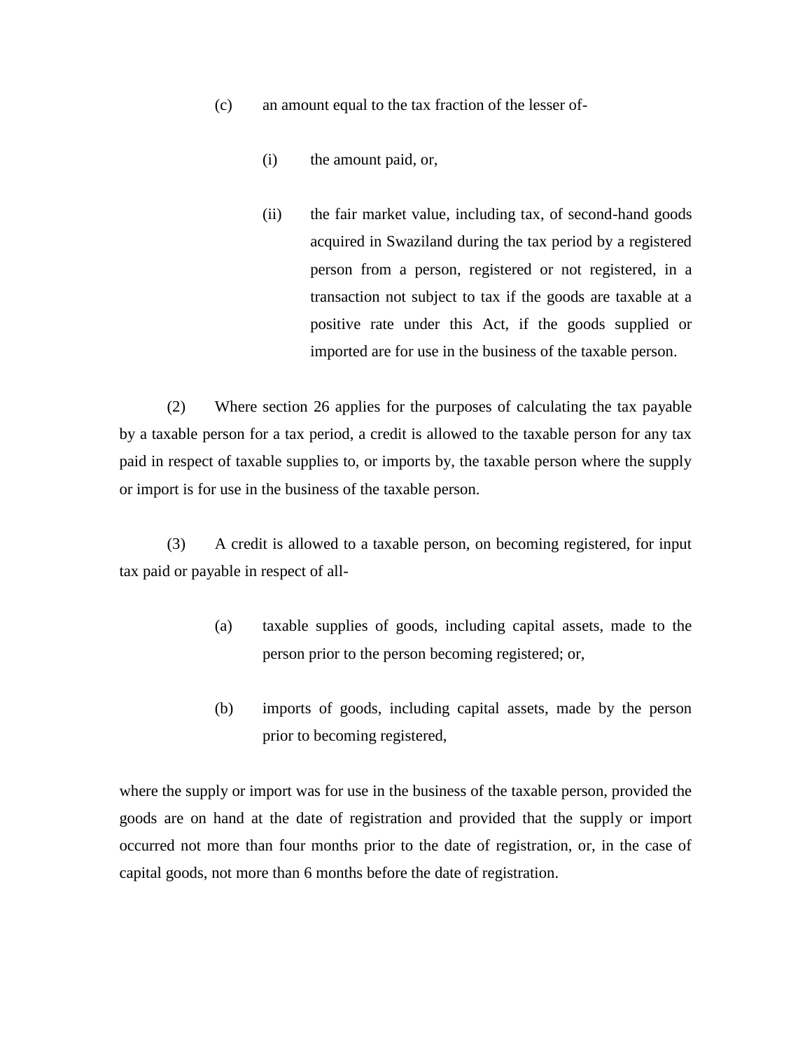(c) an amount equal to the tax fraction of the lesser of-

(i) the amount paid, or,

(ii) the fair market value, including tax, of second-hand goods acquired in Swaziland during the tax period by a registered person from a person, registered or not registered, in a transaction not subject to tax if the goods are taxable at a positive rate under this Act, if the goods supplied or imported are for use in the business of the taxable person.

(2) Where section 26 applies for the purposes of calculating the tax payable by a taxable person for a tax period, a credit is allowed to the taxable person for any tax paid in respect of taxable supplies to, or imports by, the taxable person where the supply or import is for use in the business of the taxable person.

(3) A credit is allowed to a taxable person, on becoming registered, for input tax paid or payable in respect of all-

(a) taxable supplies of goods, including capital assets, made to the person prior to the person becoming registered; or,

(b) imports of goods, including capital assets, made by the person prior to becoming registered,

where the supply or import was for use in the business of the taxable person, provided the goods are on hand at the date of registration and provided that the supply or import occurred not more than four months prior to the date of registration, or, in the case of capital goods, not more than 6 months before the date of registration.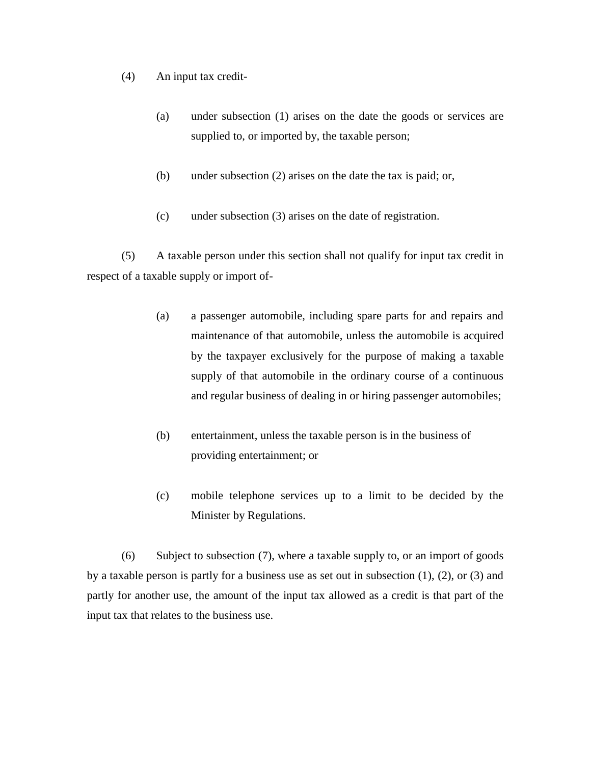(4) An input tax credit-

(a) under subsection (1) arises on the date the goods or services are supplied to, or imported by, the taxable person;

(b) under subsection (2) arises on the date the tax is paid; or,

(c) under subsection (3) arises on the date of registration.

(5) A taxable person under this section shall not qualify for input tax credit in respect of a taxable supply or import of-

(a) a passenger automobile, including spare parts for and repairs and maintenance of that automobile, unless the automobile is acquired by the taxpayer exclusively for the purpose of making a taxable supply of that automobile in the ordinary course of a continuous and regular business of dealing in or hiring passenger automobiles;

(b) entertainment, unless the taxable person is in the business of providing entertainment; or

(c) mobile telephone services up to a limit to be decided by the Minister by Regulations.

(6) Subject to subsection (7), where a taxable supply to, or an import of goods by a taxable person is partly for a business use as set out in subsection (1), (2), or (3) and partly for another use, the amount of the input tax allowed as a credit is that part of the input tax that relates to the business use.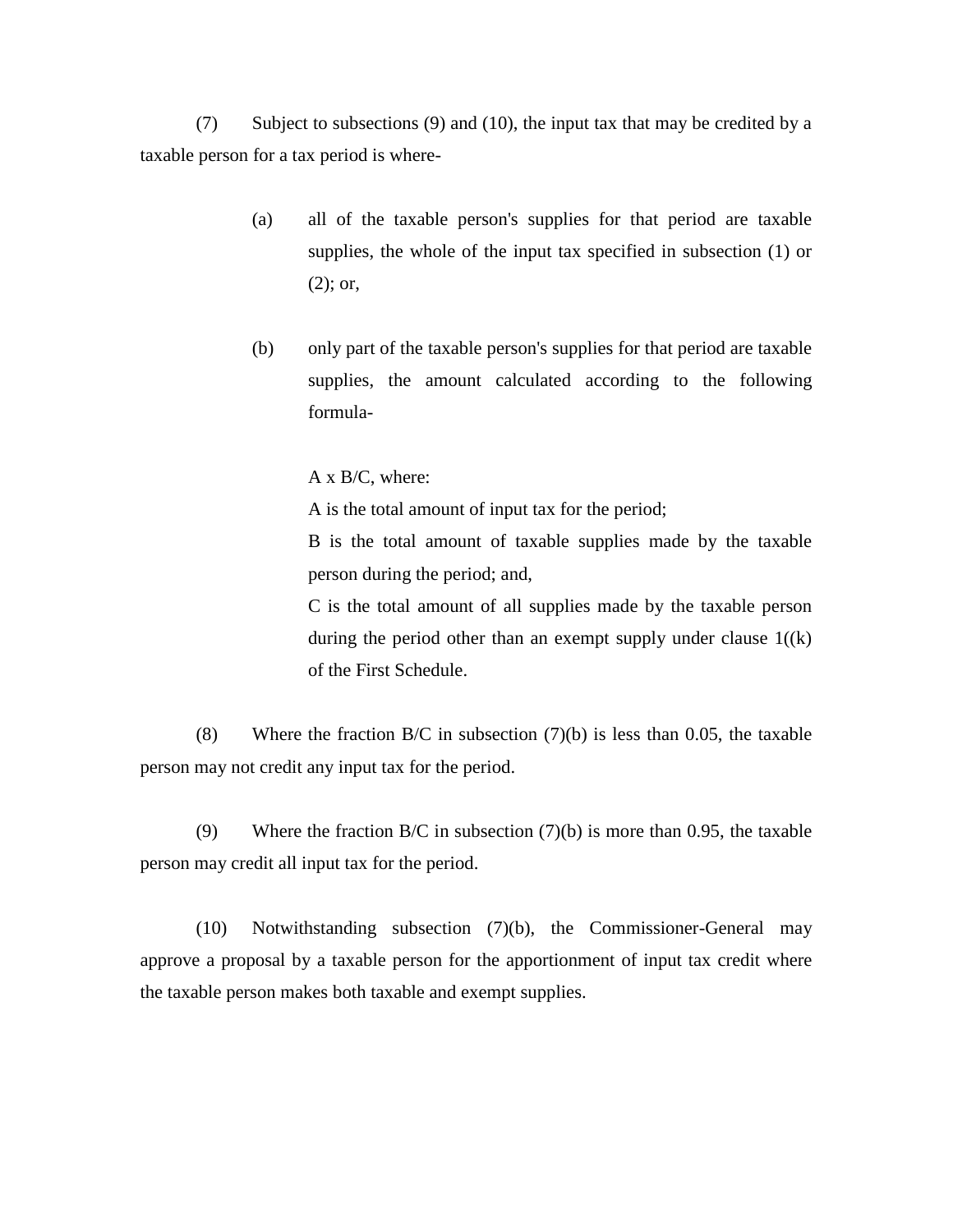(7) Subject to subsections (9) and (10), the input tax that may be credited by a taxable person for a tax period is where-

> (a) all of the taxable person's supplies for that period are taxable supplies, the whole of the input tax specified in subsection (1) or (2); or,
>
> (b) only part of the taxable person's supplies for that period are taxable supplies, the amount calculated according to the following formula-
>
> A x B/C, where:
>
> A is the total amount of input tax for the period;
>
> B is the total amount of taxable supplies made by the taxable person during the period; and,
>
> C is the total amount of all supplies made by the taxable person during the period other than an exempt supply under clause 1((k) of the First Schedule.

(8) Where the fraction B/C in subsection (7)(b) is less than 0.05, the taxable person may not credit any input tax for the period.

(9) Where the fraction B/C in subsection (7)(b) is more than 0.95, the taxable person may credit all input tax for the period.

(10) Notwithstanding subsection (7)(b), the Commissioner-General may approve a proposal by a taxable person for the apportionment of input tax credit where the taxable person makes both taxable and exempt supplies.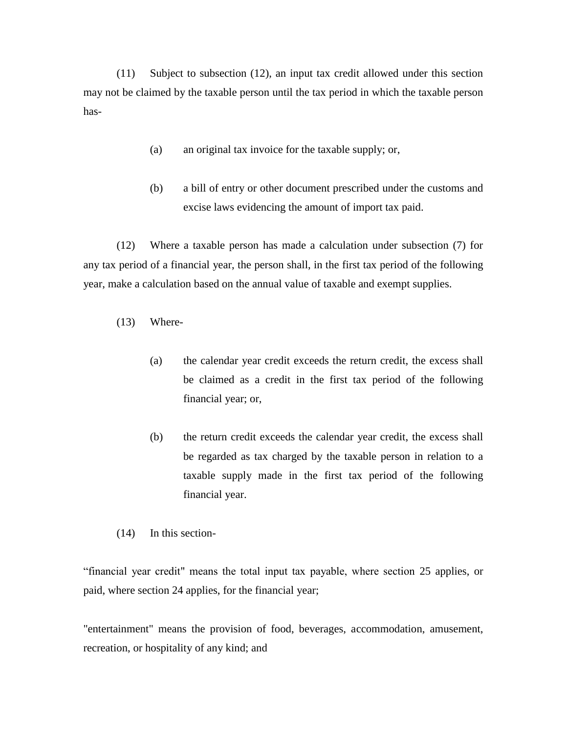(11) Subject to subsection (12), an input tax credit allowed under this section may not be claimed by the taxable person until the tax period in which the taxable person has-

(a) an original tax invoice for the taxable supply; or,

(b) a bill of entry or other document prescribed under the customs and excise laws evidencing the amount of import tax paid.

(12) Where a taxable person has made a calculation under subsection (7) for any tax period of a financial year, the person shall, in the first tax period of the following year, make a calculation based on the annual value of taxable and exempt supplies.

(13) Where-

(a) the calendar year credit exceeds the return credit, the excess shall be claimed as a credit in the first tax period of the following financial year; or,

(b) the return credit exceeds the calendar year credit, the excess shall be regarded as tax charged by the taxable person in relation to a taxable supply made in the first tax period of the following financial year.

(14) In this section-

“financial year credit" means the total input tax payable, where section 25 applies, or paid, where section 24 applies, for the financial year;

"entertainment" means the provision of food, beverages, accommodation, amusement, recreation, or hospitality of any kind; and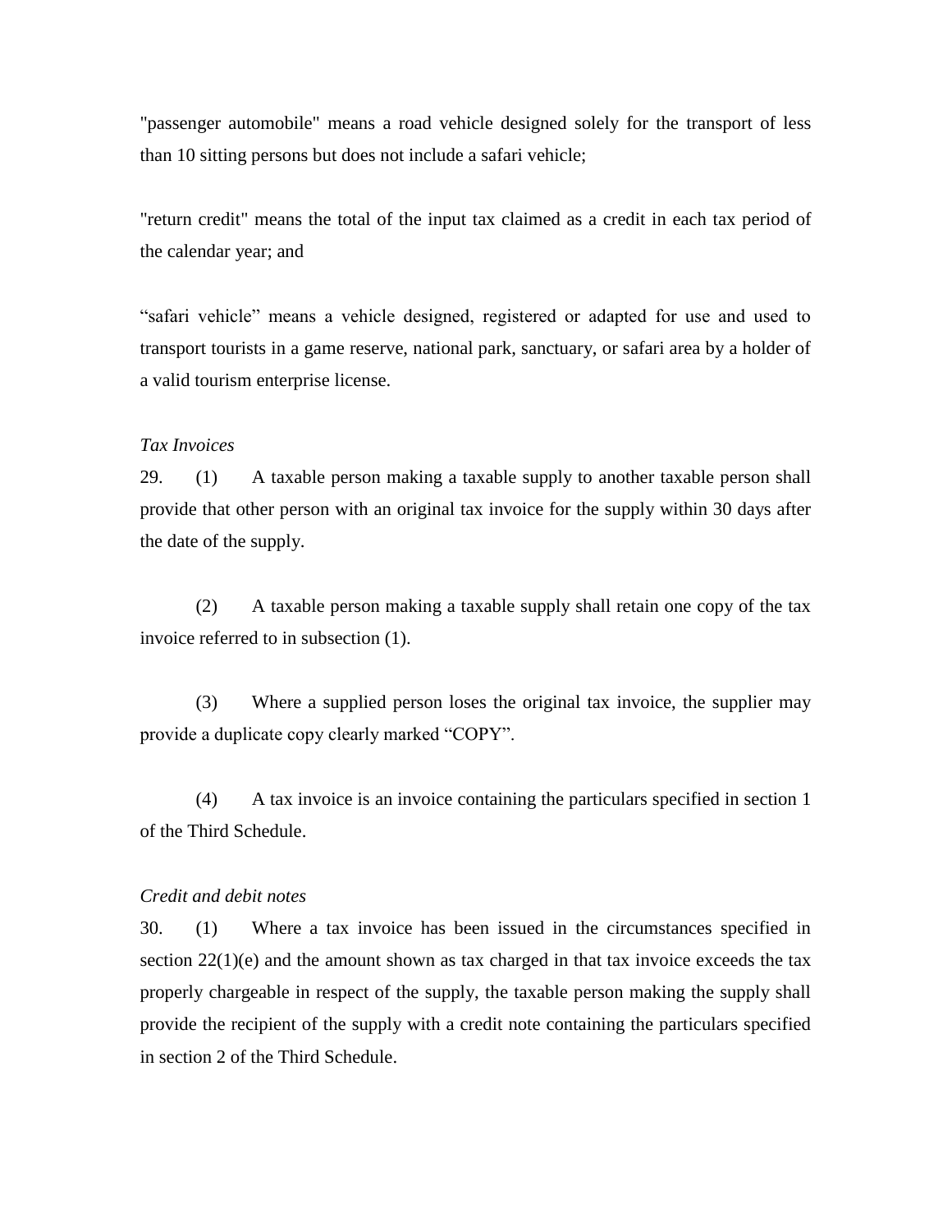"passenger automobile" means a road vehicle designed solely for the transport of less than 10 sitting persons but does not include a safari vehicle;

"return credit" means the total of the input tax claimed as a credit in each tax period of the calendar year; and

"safari vehicle" means a vehicle designed, registered or adapted for use and used to transport tourists in a game reserve, national park, sanctuary, or safari area by a holder of a valid tourism enterprise license.

*Tax Invoices*

29. (1) A taxable person making a taxable supply to another taxable person shall provide that other person with an original tax invoice for the supply within 30 days after the date of the supply.

(2) A taxable person making a taxable supply shall retain one copy of the tax invoice referred to in subsection (1).

(3) Where a supplied person loses the original tax invoice, the supplier may provide a duplicate copy clearly marked "COPY".

(4) A tax invoice is an invoice containing the particulars specified in section 1 of the Third Schedule.

*Credit and debit notes*

30. (1) Where a tax invoice has been issued in the circumstances specified in section 22(1)(e) and the amount shown as tax charged in that tax invoice exceeds the tax properly chargeable in respect of the supply, the taxable person making the supply shall provide the recipient of the supply with a credit note containing the particulars specified in section 2 of the Third Schedule.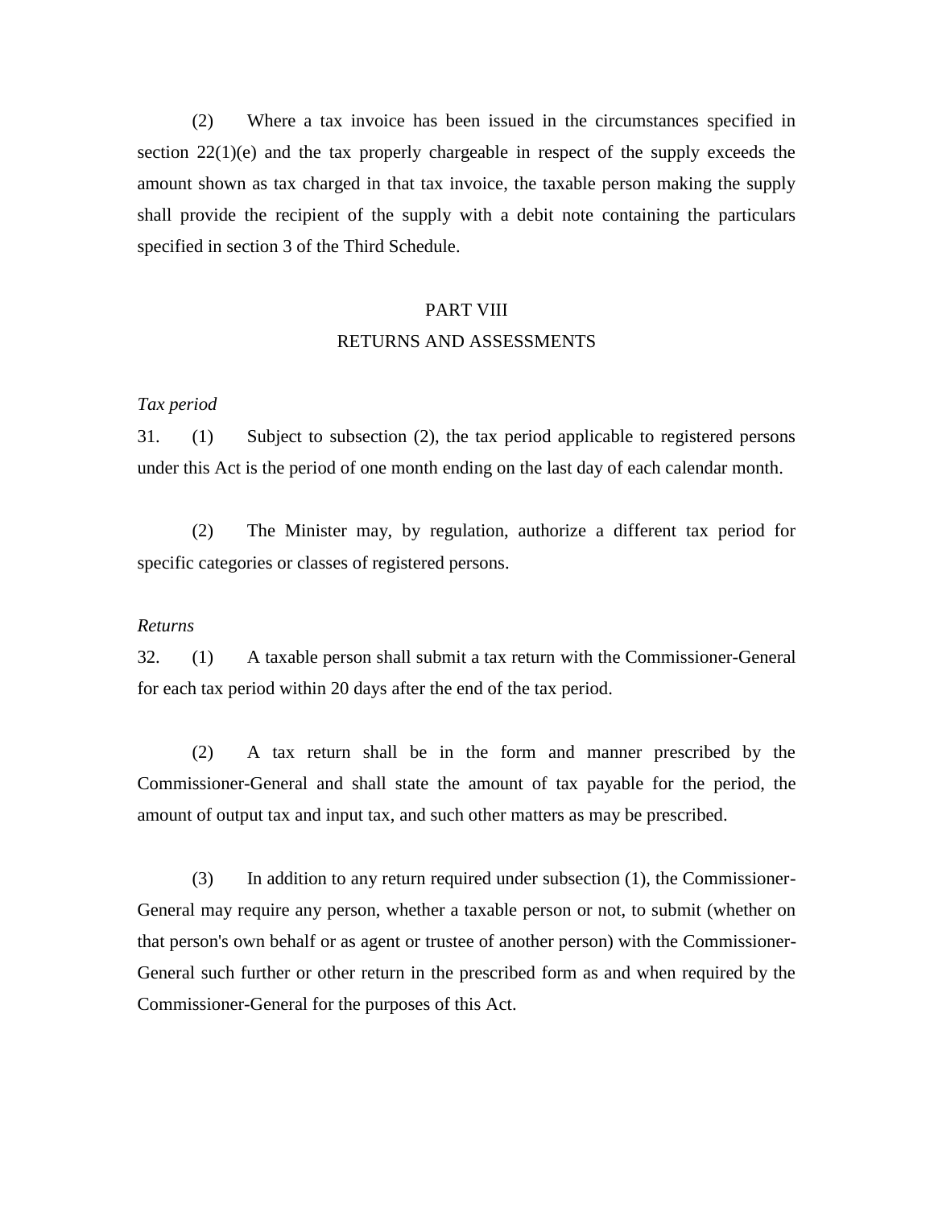(2) Where a tax invoice has been issued in the circumstances specified in section 22(1)(e) and the tax properly chargeable in respect of the supply exceeds the amount shown as tax charged in that tax invoice, the taxable person making the supply shall provide the recipient of the supply with a debit note containing the particulars specified in section 3 of the Third Schedule.

## PART VIII
## RETURNS AND ASSESSMENTS

*Tax period*

31. (1) Subject to subsection (2), the tax period applicable to registered persons under this Act is the period of one month ending on the last day of each calendar month.

(2) The Minister may, by regulation, authorize a different tax period for specific categories or classes of registered persons.

*Returns*

32. (1) A taxable person shall submit a tax return with the Commissioner-General for each tax period within 20 days after the end of the tax period.

(2) A tax return shall be in the form and manner prescribed by the Commissioner-General and shall state the amount of tax payable for the period, the amount of output tax and input tax, and such other matters as may be prescribed.

(3) In addition to any return required under subsection (1), the Commissioner-General may require any person, whether a taxable person or not, to submit (whether on that person's own behalf or as agent or trustee of another person) with the Commissioner-General such further or other return in the prescribed form as and when required by the Commissioner-General for the purposes of this Act.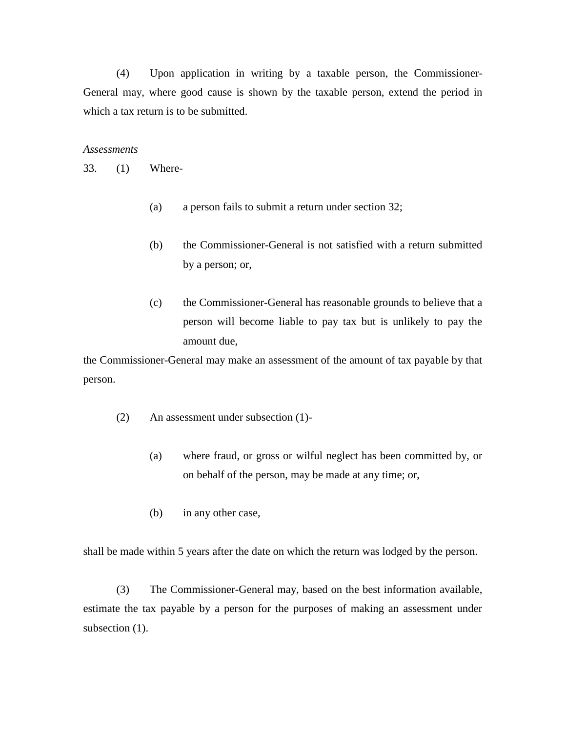(4) Upon application in writing by a taxable person, the Commissioner-General may, where good cause is shown by the taxable person, extend the period in which a tax return is to be submitted.

*Assessments*

33. (1) Where-

(a) a person fails to submit a return under section 32;

(b) the Commissioner-General is not satisfied with a return submitted by a person; or,

(c) the Commissioner-General has reasonable grounds to believe that a person will become liable to pay tax but is unlikely to pay the amount due,

the Commissioner-General may make an assessment of the amount of tax payable by that person.

(2) An assessment under subsection (1)-

(a) where fraud, or gross or wilful neglect has been committed by, or on behalf of the person, may be made at any time; or,

(b) in any other case,

shall be made within 5 years after the date on which the return was lodged by the person.

(3) The Commissioner-General may, based on the best information available, estimate the tax payable by a person for the purposes of making an assessment under subsection (1).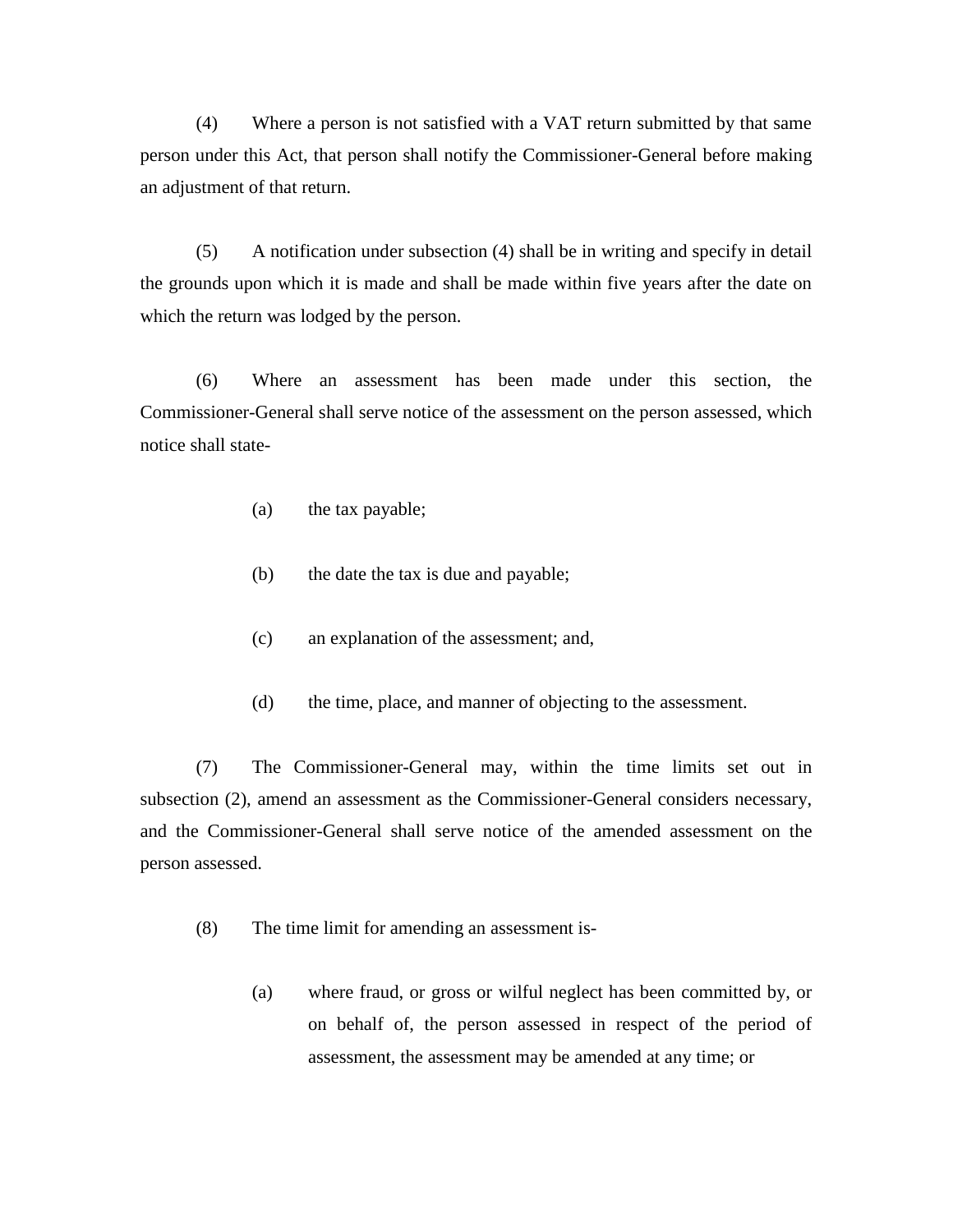(4) Where a person is not satisfied with a VAT return submitted by that same person under this Act, that person shall notify the Commissioner-General before making an adjustment of that return.

(5) A notification under subsection (4) shall be in writing and specify in detail the grounds upon which it is made and shall be made within five years after the date on which the return was lodged by the person.

(6) Where an assessment has been made under this section, the Commissioner-General shall serve notice of the assessment on the person assessed, which notice shall state-

(a) the tax payable;

(b) the date the tax is due and payable;

(c) an explanation of the assessment; and,

(d) the time, place, and manner of objecting to the assessment.

(7) The Commissioner-General may, within the time limits set out in subsection (2), amend an assessment as the Commissioner-General considers necessary, and the Commissioner-General shall serve notice of the amended assessment on the person assessed.

(8) The time limit for amending an assessment is-

(a) where fraud, or gross or wilful neglect has been committed by, or on behalf of, the person assessed in respect of the period of assessment, the assessment may be amended at any time; or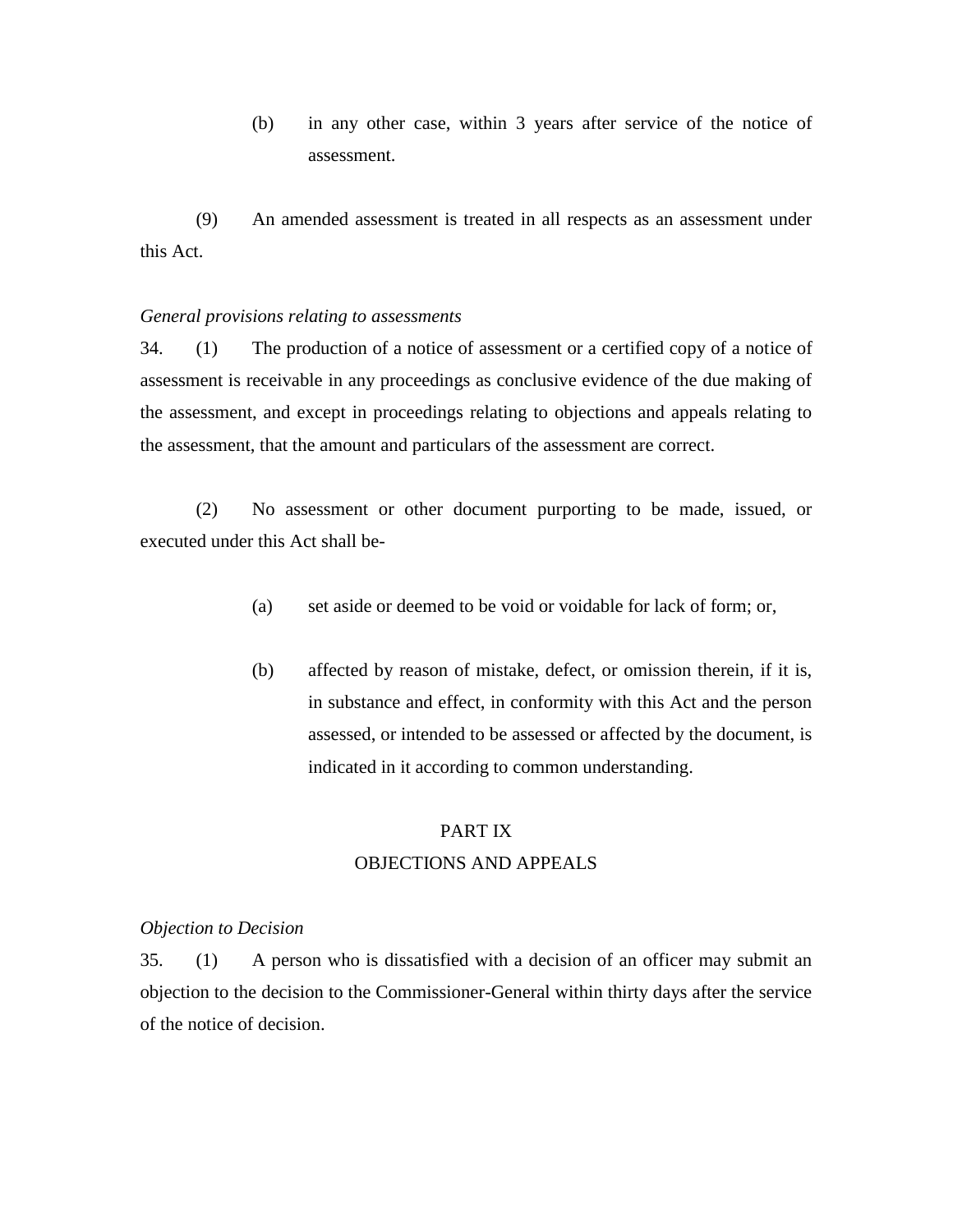(b) in any other case, within 3 years after service of the notice of assessment.

(9) An amended assessment is treated in all respects as an assessment under this Act.

*General provisions relating to assessments*

34. (1) The production of a notice of assessment or a certified copy of a notice of assessment is receivable in any proceedings as conclusive evidence of the due making of the assessment, and except in proceedings relating to objections and appeals relating to the assessment, that the amount and particulars of the assessment are correct.

(2) No assessment or other document purporting to be made, issued, or executed under this Act shall be-

(a) set aside or deemed to be void or voidable for lack of form; or,

(b) affected by reason of mistake, defect, or omission therein, if it is, in substance and effect, in conformity with this Act and the person assessed, or intended to be assessed or affected by the document, is indicated in it according to common understanding.

## PART IX
## OBJECTIONS AND APPEALS

*Objection to Decision*

35. (1) A person who is dissatisfied with a decision of an officer may submit an objection to the decision to the Commissioner-General within thirty days after the service of the notice of decision.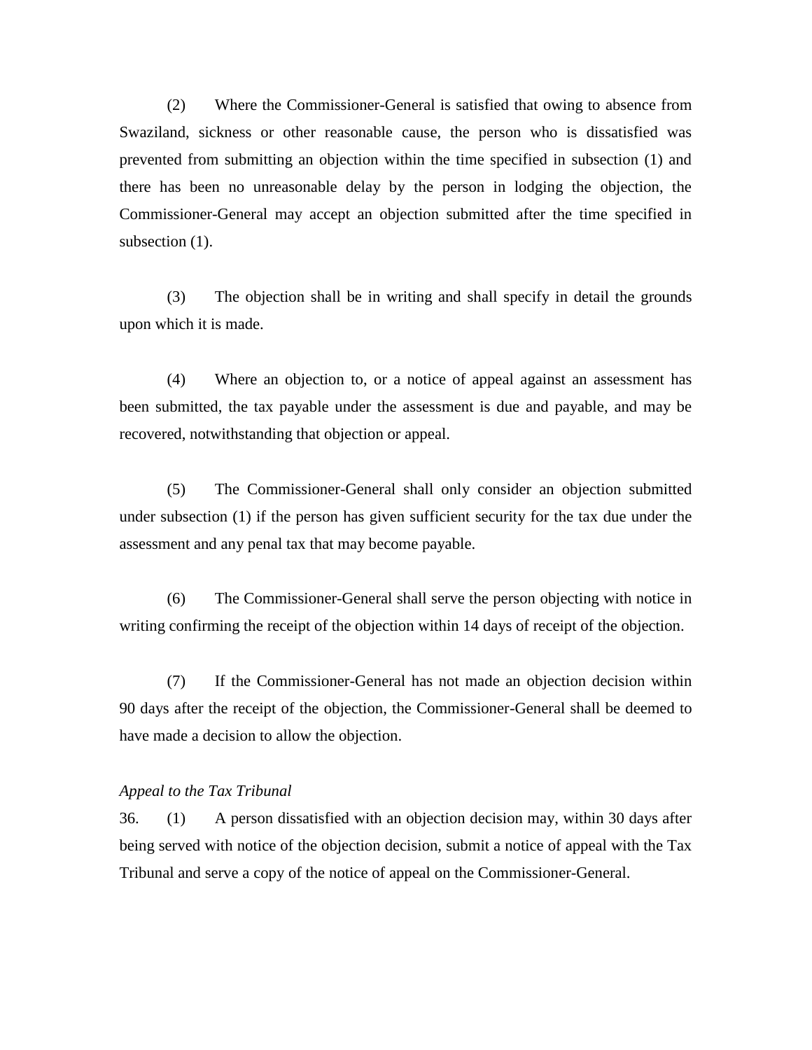(2) Where the Commissioner-General is satisfied that owing to absence from Swaziland, sickness or other reasonable cause, the person who is dissatisfied was prevented from submitting an objection within the time specified in subsection (1) and there has been no unreasonable delay by the person in lodging the objection, the Commissioner-General may accept an objection submitted after the time specified in subsection (1).

(3) The objection shall be in writing and shall specify in detail the grounds upon which it is made.

(4) Where an objection to, or a notice of appeal against an assessment has been submitted, the tax payable under the assessment is due and payable, and may be recovered, notwithstanding that objection or appeal.

(5) The Commissioner-General shall only consider an objection submitted under subsection (1) if the person has given sufficient security for the tax due under the assessment and any penal tax that may become payable.

(6) The Commissioner-General shall serve the person objecting with notice in writing confirming the receipt of the objection within 14 days of receipt of the objection.

(7) If the Commissioner-General has not made an objection decision within 90 days after the receipt of the objection, the Commissioner-General shall be deemed to have made a decision to allow the objection.

*Appeal to the Tax Tribunal*

36. (1) A person dissatisfied with an objection decision may, within 30 days after being served with notice of the objection decision, submit a notice of appeal with the Tax Tribunal and serve a copy of the notice of appeal on the Commissioner-General.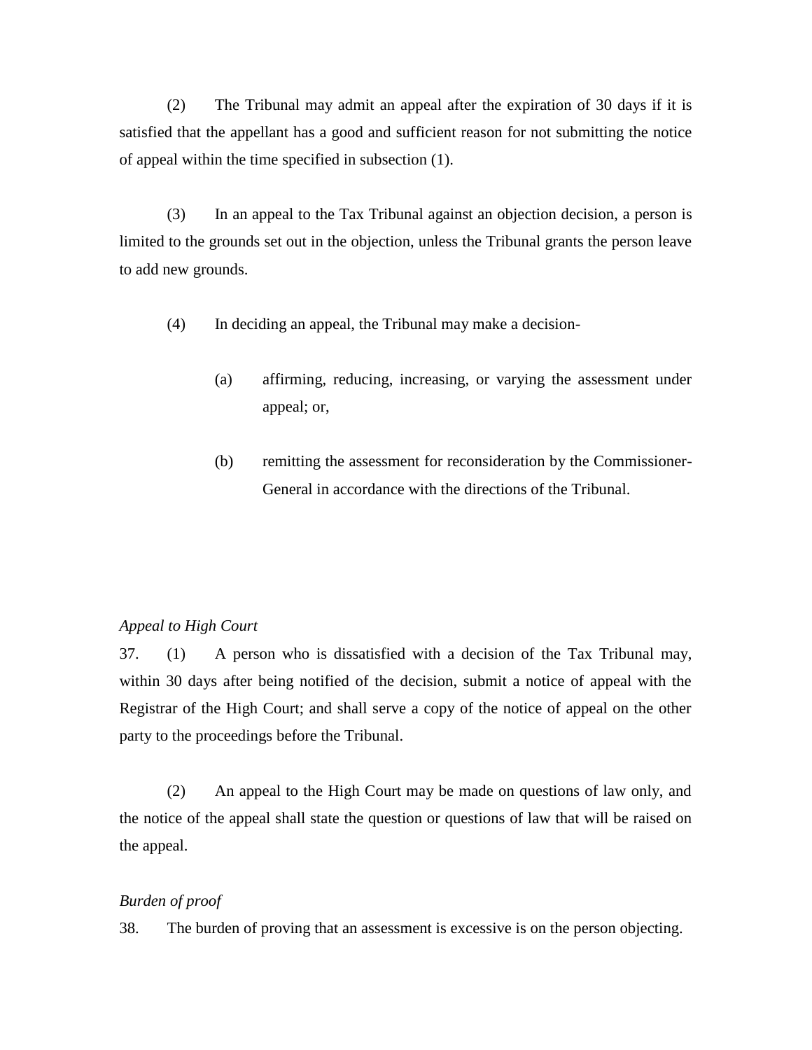(2) The Tribunal may admit an appeal after the expiration of 30 days if it is satisfied that the appellant has a good and sufficient reason for not submitting the notice of appeal within the time specified in subsection (1).

(3) In an appeal to the Tax Tribunal against an objection decision, a person is limited to the grounds set out in the objection, unless the Tribunal grants the person leave to add new grounds.

(4) In deciding an appeal, the Tribunal may make a decision-

(a) affirming, reducing, increasing, or varying the assessment under appeal; or,

(b) remitting the assessment for reconsideration by the Commissioner-General in accordance with the directions of the Tribunal.

*Appeal to High Court*

37. (1) A person who is dissatisfied with a decision of the Tax Tribunal may, within 30 days after being notified of the decision, submit a notice of appeal with the Registrar of the High Court; and shall serve a copy of the notice of appeal on the other party to the proceedings before the Tribunal.

(2) An appeal to the High Court may be made on questions of law only, and the notice of the appeal shall state the question or questions of law that will be raised on the appeal.

*Burden of proof*

38. The burden of proving that an assessment is excessive is on the person objecting.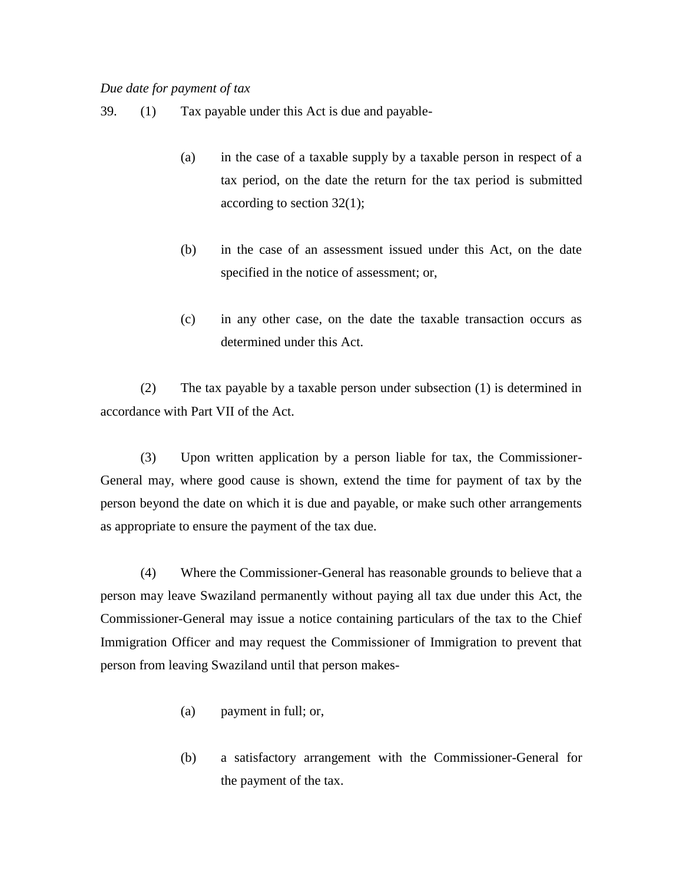*Due date for payment of tax*

39. (1) Tax payable under this Act is due and payable-

   (a) in the case of a taxable supply by a taxable person in respect of a tax period, on the date the return for the tax period is submitted according to section 32(1);

   (b) in the case of an assessment issued under this Act, on the date specified in the notice of assessment; or,

   (c) in any other case, on the date the taxable transaction occurs as determined under this Act.

(2) The tax payable by a taxable person under subsection (1) is determined in accordance with Part VII of the Act.

(3) Upon written application by a person liable for tax, the Commissioner-General may, where good cause is shown, extend the time for payment of tax by the person beyond the date on which it is due and payable, or make such other arrangements as appropriate to ensure the payment of the tax due.

(4) Where the Commissioner-General has reasonable grounds to believe that a person may leave Swaziland permanently without paying all tax due under this Act, the Commissioner-General may issue a notice containing particulars of the tax to the Chief Immigration Officer and may request the Commissioner of Immigration to prevent that person from leaving Swaziland until that person makes-

   (a) payment in full; or,

   (b) a satisfactory arrangement with the Commissioner-General for the payment of the tax.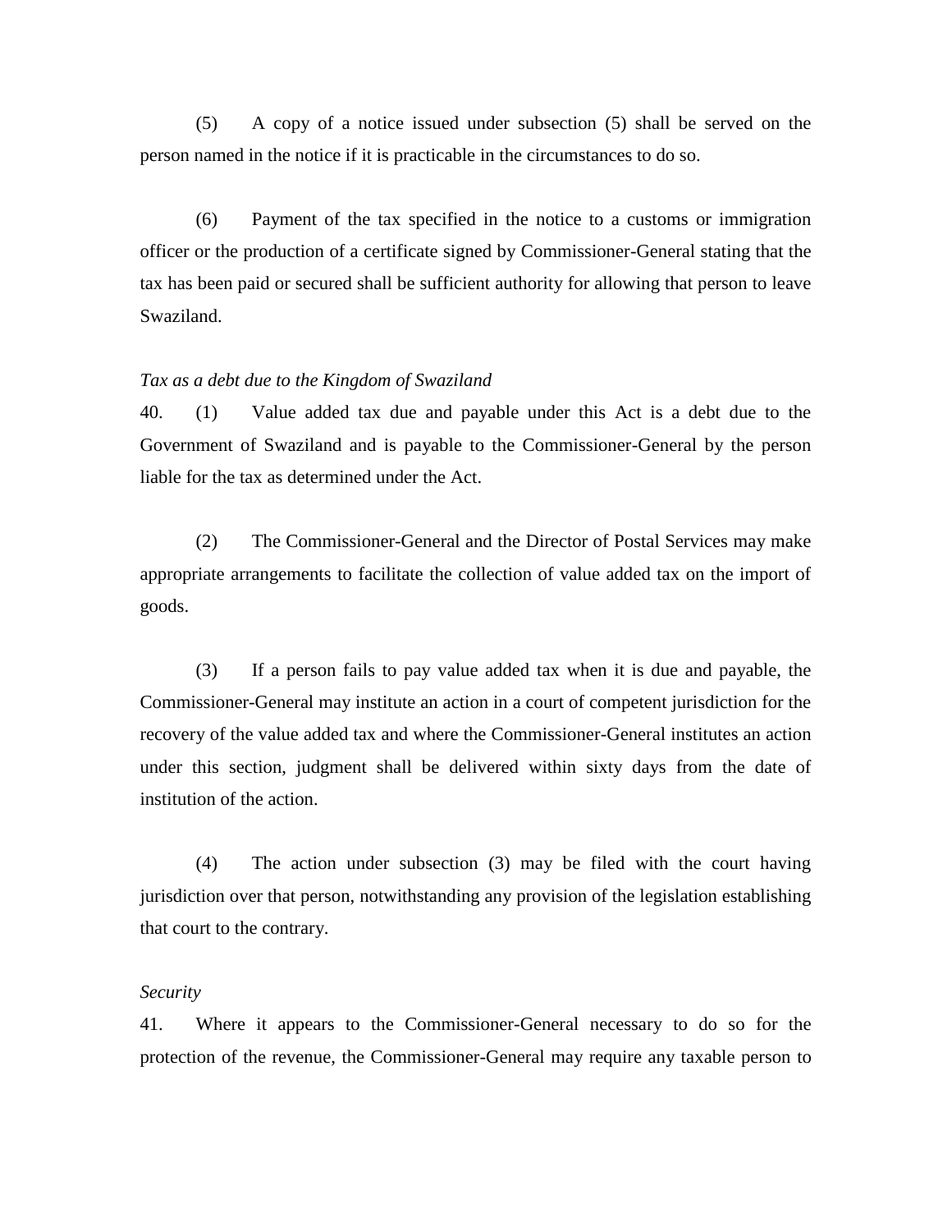(5) A copy of a notice issued under subsection (5) shall be served on the person named in the notice if it is practicable in the circumstances to do so.

(6) Payment of the tax specified in the notice to a customs or immigration officer or the production of a certificate signed by Commissioner-General stating that the tax has been paid or secured shall be sufficient authority for allowing that person to leave Swaziland.

*Tax as a debt due to the Kingdom of Swaziland*

40. (1) Value added tax due and payable under this Act is a debt due to the Government of Swaziland and is payable to the Commissioner-General by the person liable for the tax as determined under the Act.

(2) The Commissioner-General and the Director of Postal Services may make appropriate arrangements to facilitate the collection of value added tax on the import of goods.

(3) If a person fails to pay value added tax when it is due and payable, the Commissioner-General may institute an action in a court of competent jurisdiction for the recovery of the value added tax and where the Commissioner-General institutes an action under this section, judgment shall be delivered within sixty days from the date of institution of the action.

(4) The action under subsection (3) may be filed with the court having jurisdiction over that person, notwithstanding any provision of the legislation establishing that court to the contrary.

*Security*

41. Where it appears to the Commissioner-General necessary to do so for the protection of the revenue, the Commissioner-General may require any taxable person to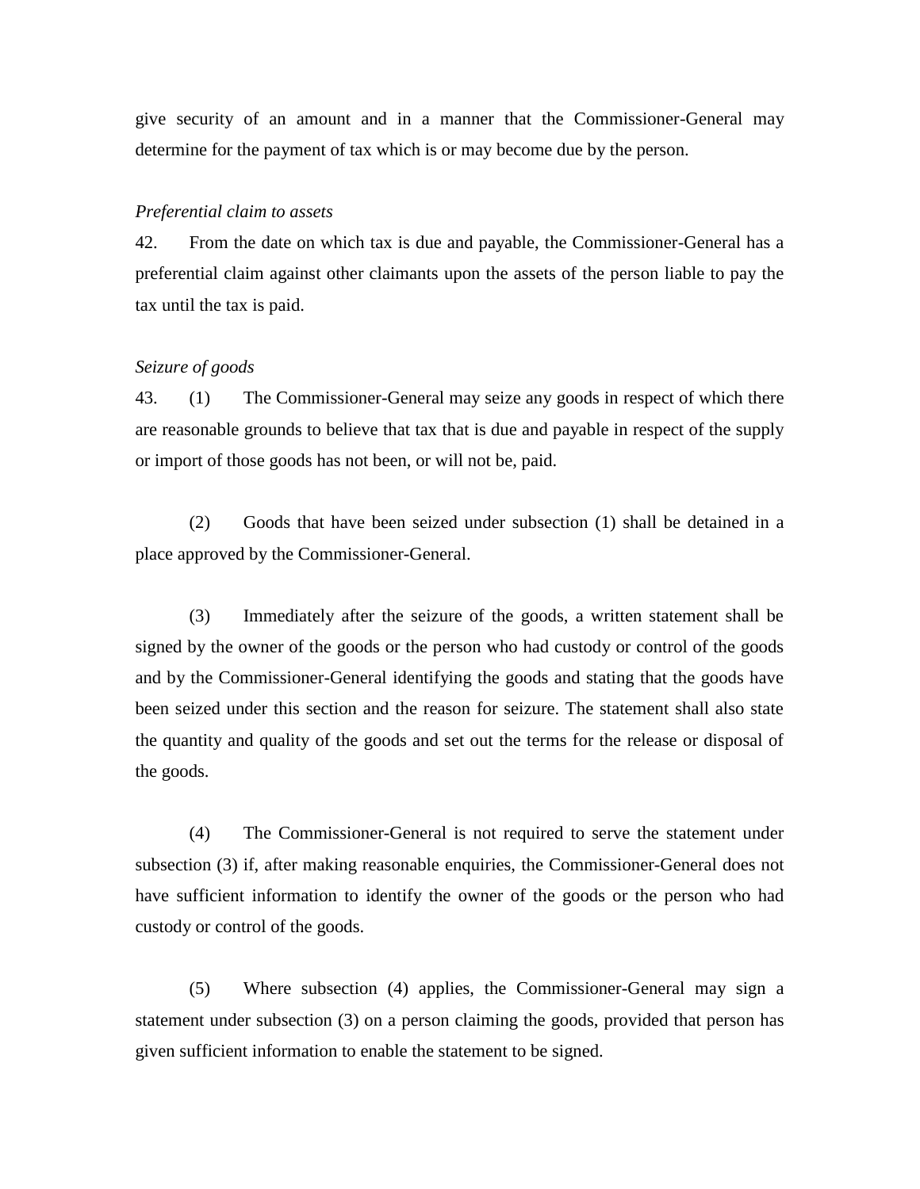give security of an amount and in a manner that the Commissioner-General may determine for the payment of tax which is or may become due by the person.

*Preferential claim to assets*

42. From the date on which tax is due and payable, the Commissioner-General has a preferential claim against other claimants upon the assets of the person liable to pay the tax until the tax is paid.

*Seizure of goods*

43. (1) The Commissioner-General may seize any goods in respect of which there are reasonable grounds to believe that tax that is due and payable in respect of the supply or import of those goods has not been, or will not be, paid.

(2) Goods that have been seized under subsection (1) shall be detained in a place approved by the Commissioner-General.

(3) Immediately after the seizure of the goods, a written statement shall be signed by the owner of the goods or the person who had custody or control of the goods and by the Commissioner-General identifying the goods and stating that the goods have been seized under this section and the reason for seizure. The statement shall also state the quantity and quality of the goods and set out the terms for the release or disposal of the goods.

(4) The Commissioner-General is not required to serve the statement under subsection (3) if, after making reasonable enquiries, the Commissioner-General does not have sufficient information to identify the owner of the goods or the person who had custody or control of the goods.

(5) Where subsection (4) applies, the Commissioner-General may sign a statement under subsection (3) on a person claiming the goods, provided that person has given sufficient information to enable the statement to be signed.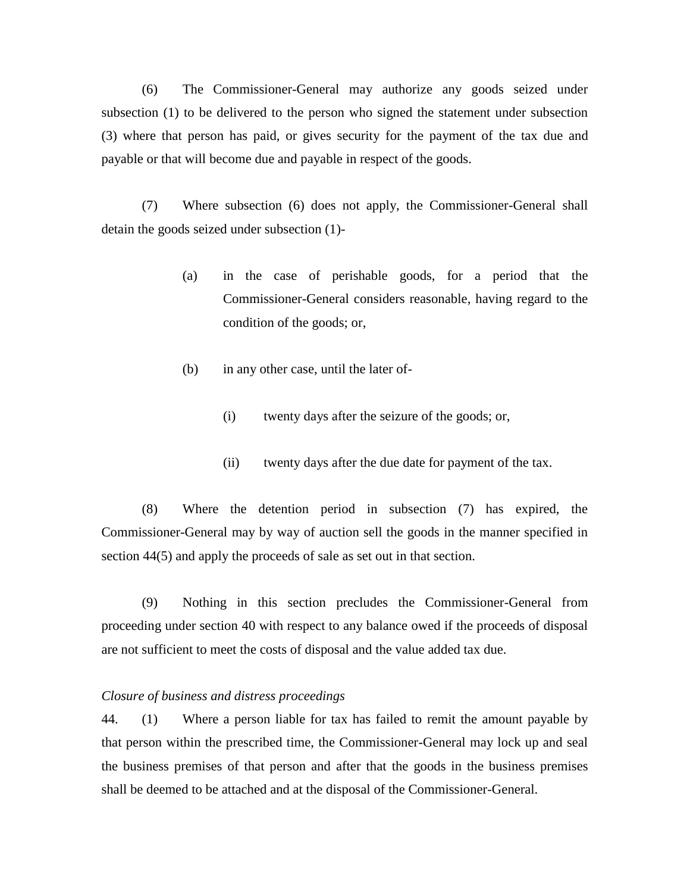(6) The Commissioner-General may authorize any goods seized under subsection (1) to be delivered to the person who signed the statement under subsection (3) where that person has paid, or gives security for the payment of the tax due and payable or that will become due and payable in respect of the goods.

(7) Where subsection (6) does not apply, the Commissioner-General shall detain the goods seized under subsection (1)-

> (a) in the case of perishable goods, for a period that the Commissioner-General considers reasonable, having regard to the condition of the goods; or,
>
> (b) in any other case, until the later of-
>
> > (i) twenty days after the seizure of the goods; or,
> >
> > (ii) twenty days after the due date for payment of the tax.

(8) Where the detention period in subsection (7) has expired, the Commissioner-General may by way of auction sell the goods in the manner specified in section 44(5) and apply the proceeds of sale as set out in that section.

(9) Nothing in this section precludes the Commissioner-General from proceeding under section 40 with respect to any balance owed if the proceeds of disposal are not sufficient to meet the costs of disposal and the value added tax due.

*Closure of business and distress proceedings*

44. (1) Where a person liable for tax has failed to remit the amount payable by that person within the prescribed time, the Commissioner-General may lock up and seal the business premises of that person and after that the goods in the business premises shall be deemed to be attached and at the disposal of the Commissioner-General.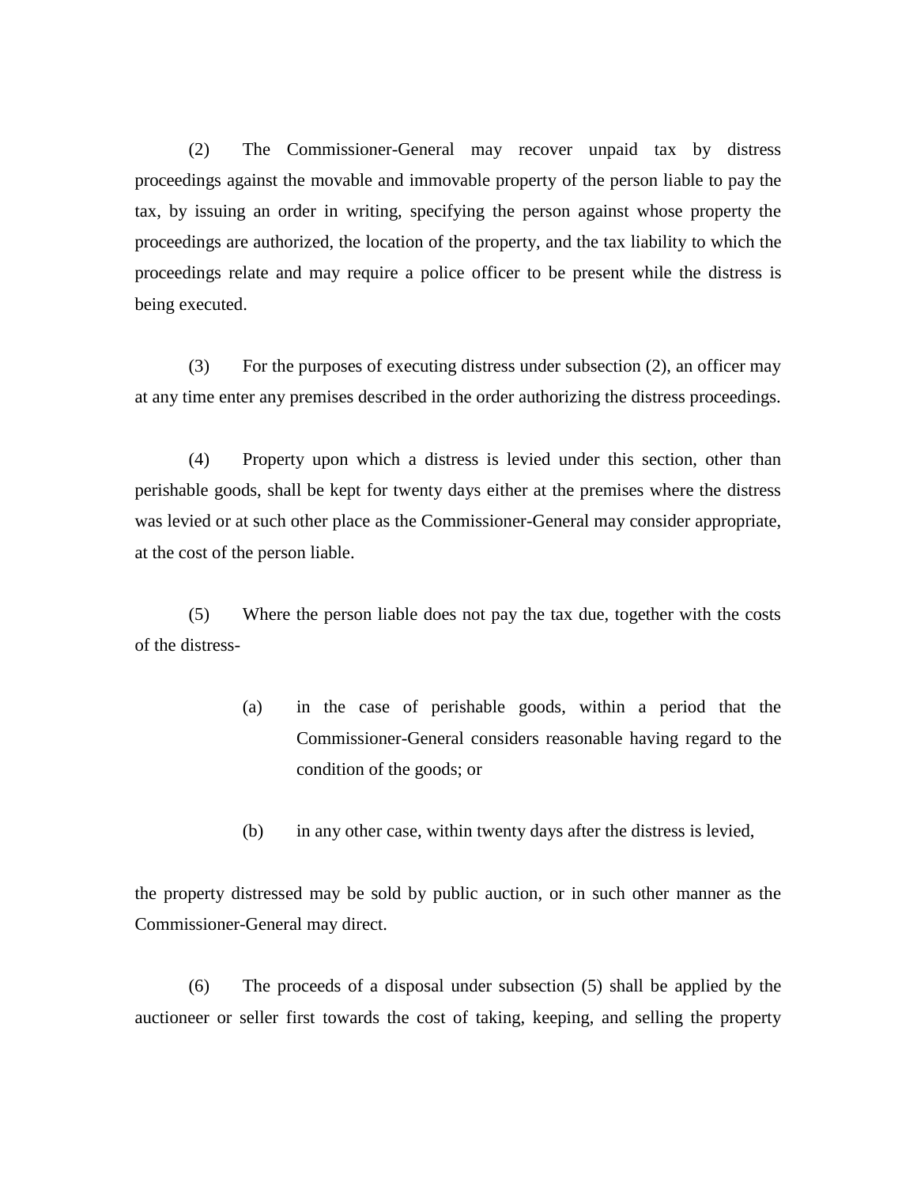(2) The Commissioner-General may recover unpaid tax by distress proceedings against the movable and immovable property of the person liable to pay the tax, by issuing an order in writing, specifying the person against whose property the proceedings are authorized, the location of the property, and the tax liability to which the proceedings relate and may require a police officer to be present while the distress is being executed.

(3) For the purposes of executing distress under subsection (2), an officer may at any time enter any premises described in the order authorizing the distress proceedings.

(4) Property upon which a distress is levied under this section, other than perishable goods, shall be kept for twenty days either at the premises where the distress was levied or at such other place as the Commissioner-General may consider appropriate, at the cost of the person liable.

(5) Where the person liable does not pay the tax due, together with the costs of the distress-

> (a) in the case of perishable goods, within a period that the Commissioner-General considers reasonable having regard to the condition of the goods; or
>
> (b) in any other case, within twenty days after the distress is levied,

the property distressed may be sold by public auction, or in such other manner as the Commissioner-General may direct.

(6) The proceeds of a disposal under subsection (5) shall be applied by the auctioneer or seller first towards the cost of taking, keeping, and selling the property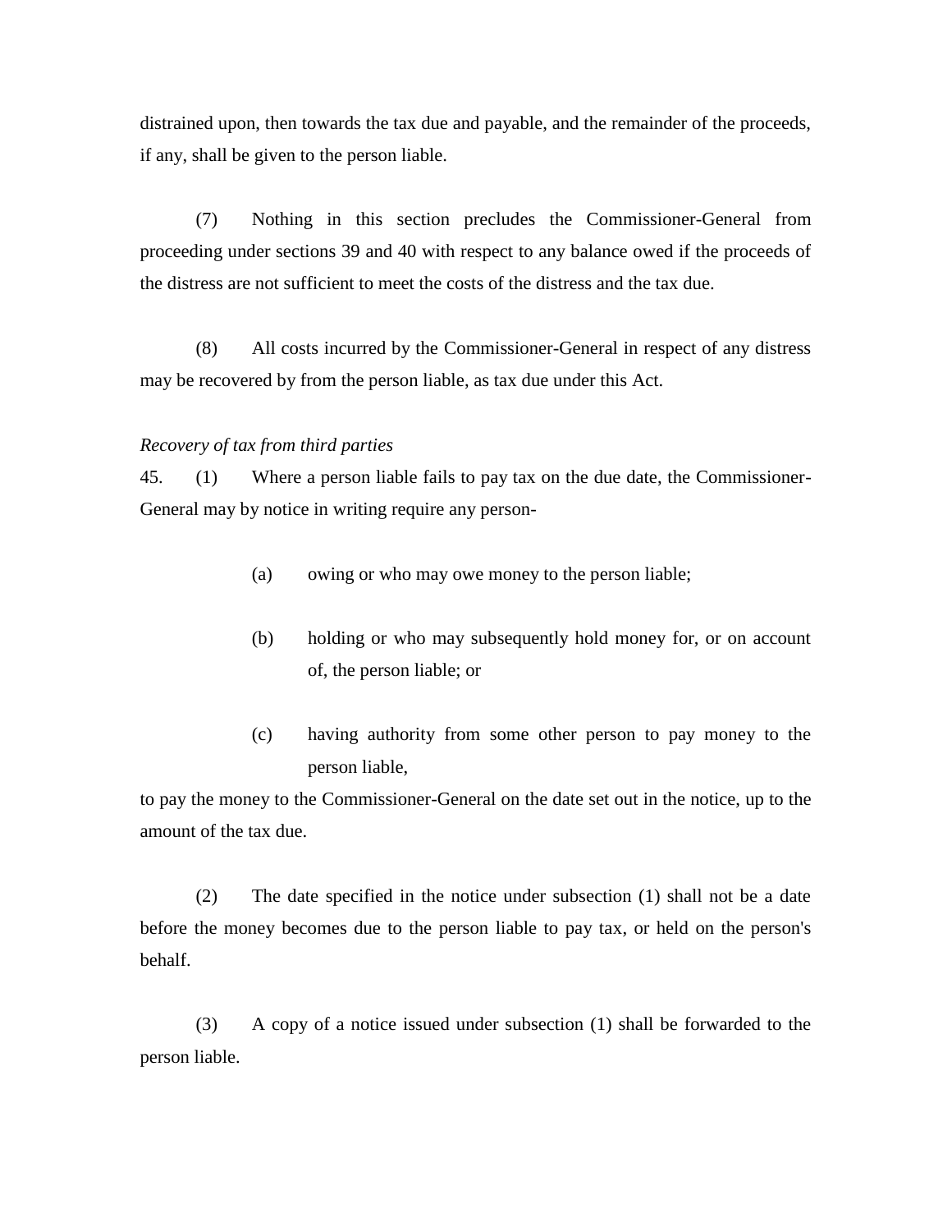distrained upon, then towards the tax due and payable, and the remainder of the proceeds, if any, shall be given to the person liable.

(7) Nothing in this section precludes the Commissioner-General from proceeding under sections 39 and 40 with respect to any balance owed if the proceeds of the distress are not sufficient to meet the costs of the distress and the tax due.

(8) All costs incurred by the Commissioner-General in respect of any distress may be recovered by from the person liable, as tax due under this Act.

*Recovery of tax from third parties*

45. (1) Where a person liable fails to pay tax on the due date, the Commissioner-General may by notice in writing require any person-

- (a) owing or who may owe money to the person liable;
- (b) holding or who may subsequently hold money for, or on account of, the person liable; or
- (c) having authority from some other person to pay money to the person liable,

to pay the money to the Commissioner-General on the date set out in the notice, up to the amount of the tax due.

(2) The date specified in the notice under subsection (1) shall not be a date before the money becomes due to the person liable to pay tax, or held on the person's behalf.

(3) A copy of a notice issued under subsection (1) shall be forwarded to the person liable.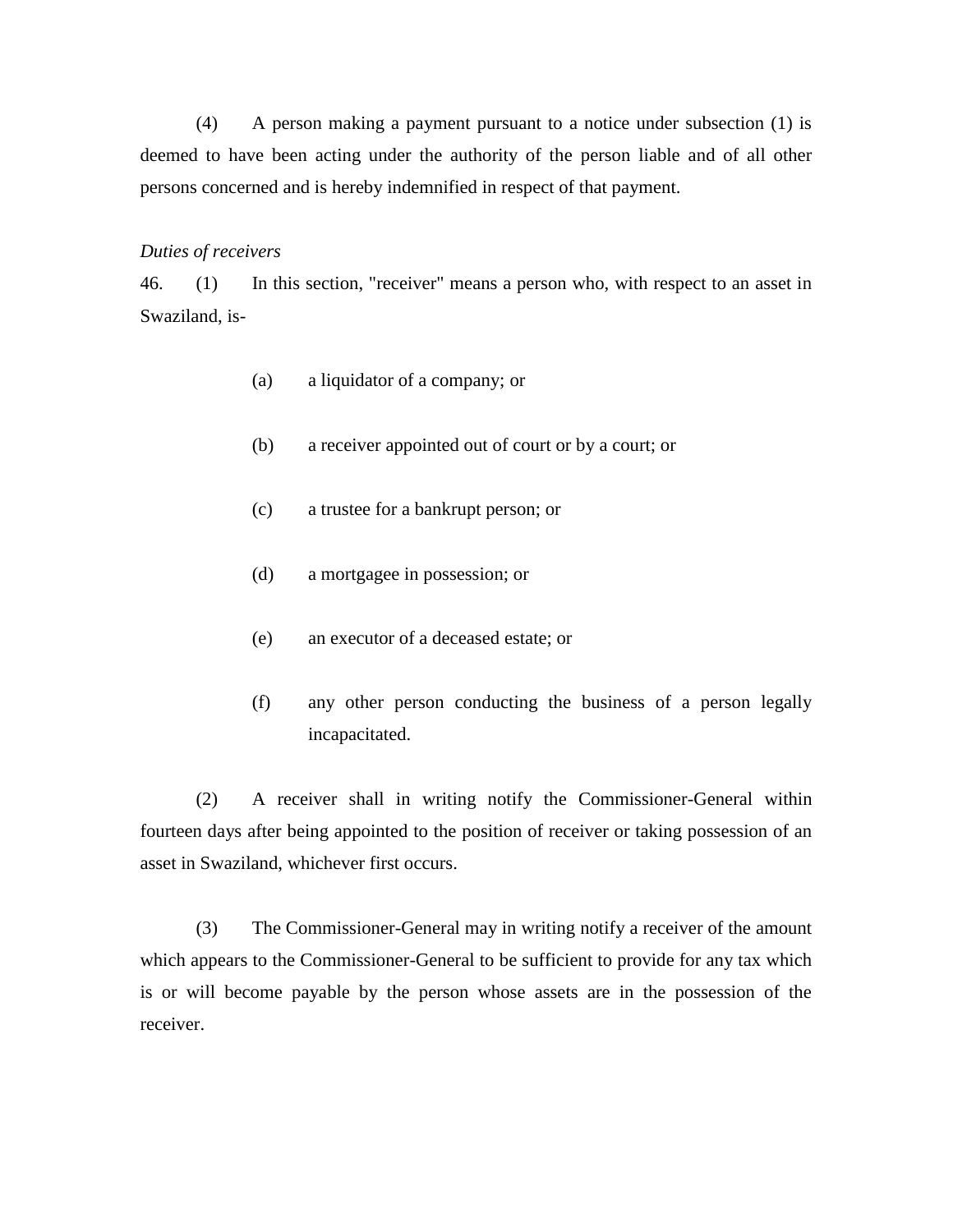(4) A person making a payment pursuant to a notice under subsection (1) is deemed to have been acting under the authority of the person liable and of all other persons concerned and is hereby indemnified in respect of that payment.

*Duties of receivers*

46. (1) In this section, "receiver" means a person who, with respect to an asset in Swaziland, is-

(a) a liquidator of a company; or

(b) a receiver appointed out of court or by a court; or

(c) a trustee for a bankrupt person; or

(d) a mortgagee in possession; or

(e) an executor of a deceased estate; or

(f) any other person conducting the business of a person legally incapacitated.

(2) A receiver shall in writing notify the Commissioner-General within fourteen days after being appointed to the position of receiver or taking possession of an asset in Swaziland, whichever first occurs.

(3) The Commissioner-General may in writing notify a receiver of the amount which appears to the Commissioner-General to be sufficient to provide for any tax which is or will become payable by the person whose assets are in the possession of the receiver.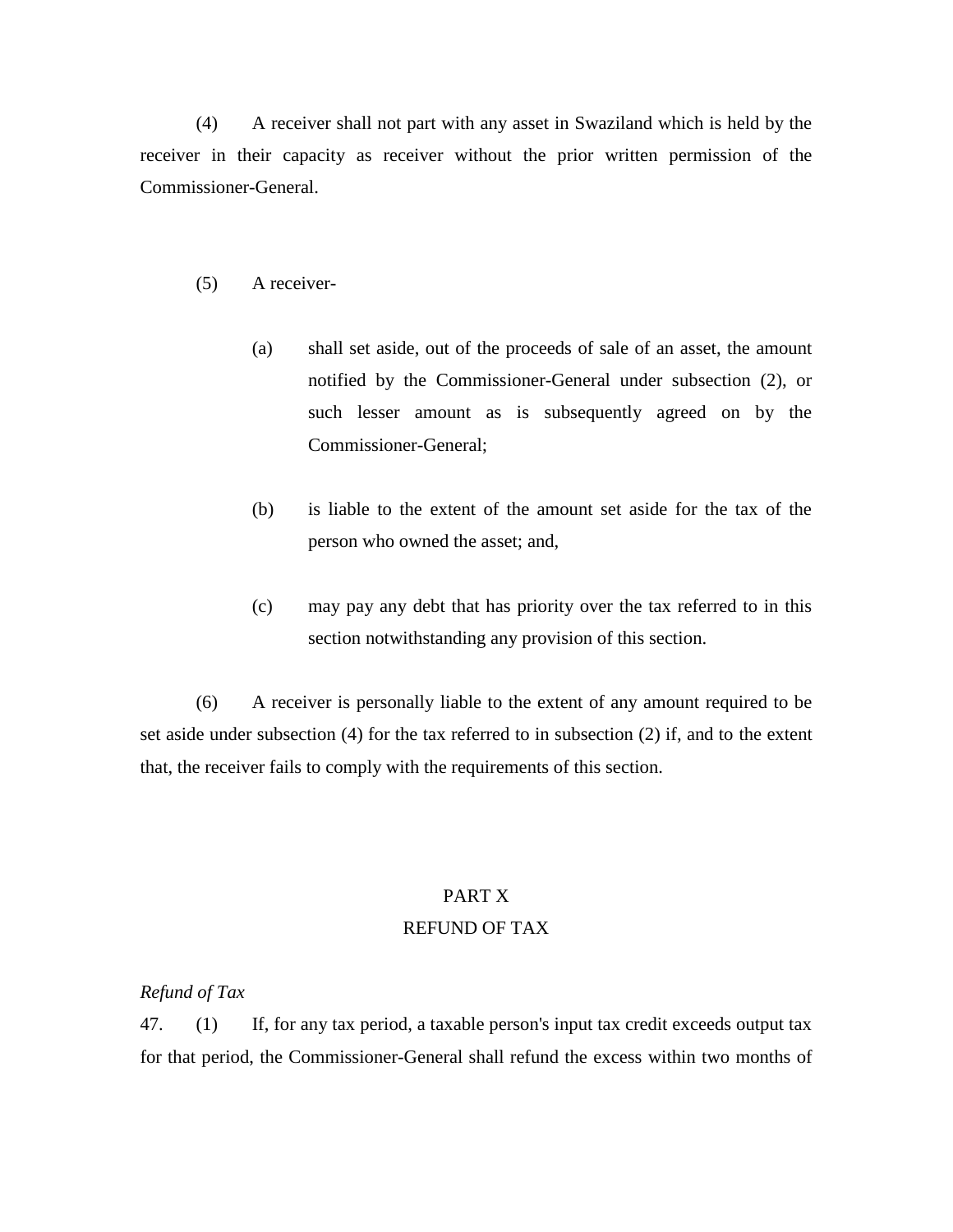(4) A receiver shall not part with any asset in Swaziland which is held by the receiver in their capacity as receiver without the prior written permission of the Commissioner-General.

(5) A receiver-

(a) shall set aside, out of the proceeds of sale of an asset, the amount notified by the Commissioner-General under subsection (2), or such lesser amount as is subsequently agreed on by the Commissioner-General;

(b) is liable to the extent of the amount set aside for the tax of the person who owned the asset; and,

(c) may pay any debt that has priority over the tax referred to in this section notwithstanding any provision of this section.

(6) A receiver is personally liable to the extent of any amount required to be set aside under subsection (4) for the tax referred to in subsection (2) if, and to the extent that, the receiver fails to comply with the requirements of this section.

## PART X
## REFUND OF TAX

*Refund of Tax*

47. (1) If, for any tax period, a taxable person's input tax credit exceeds output tax for that period, the Commissioner-General shall refund the excess within two months of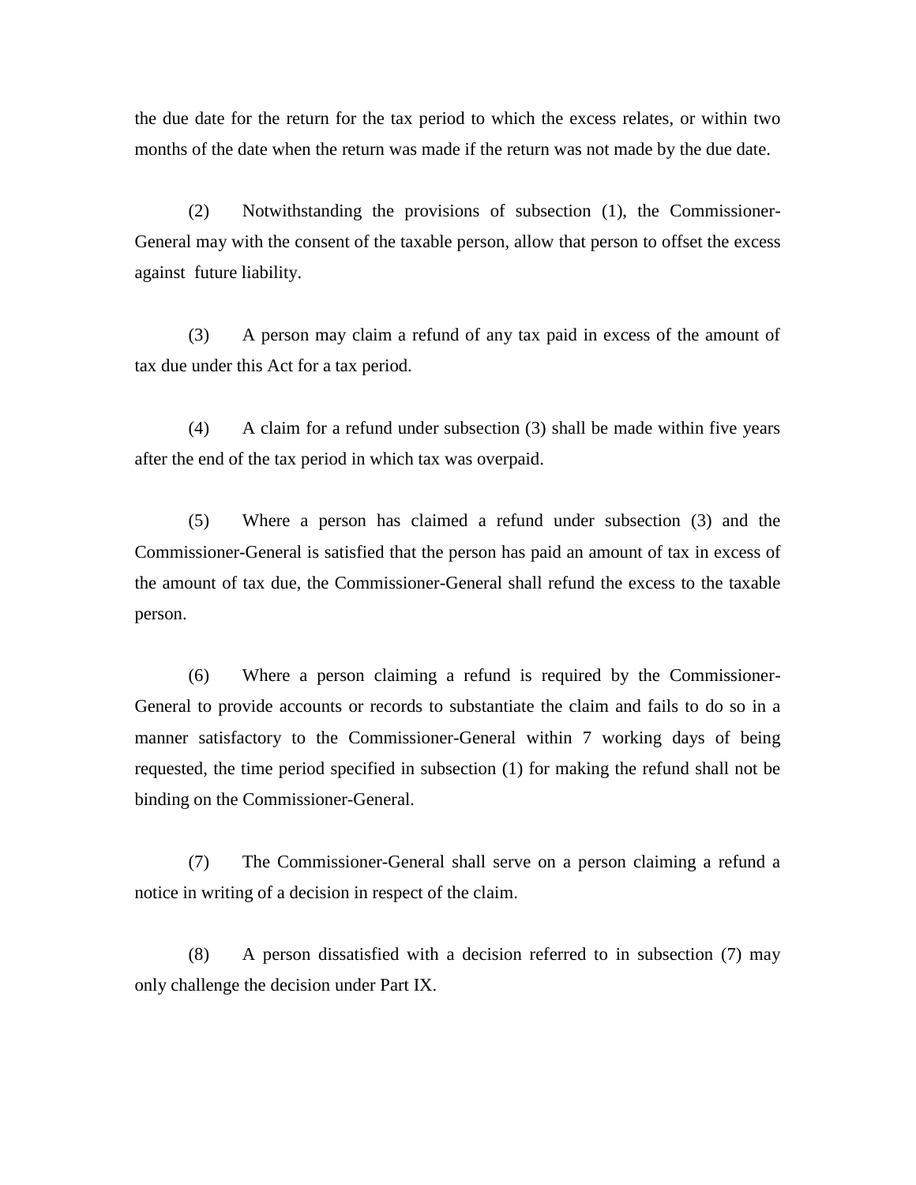the due date for the return for the tax period to which the excess relates, or within two months of the date when the return was made if the return was not made by the due date.

(2) Notwithstanding the provisions of subsection (1), the Commissioner-General may with the consent of the taxable person, allow that person to offset the excess against future liability.

(3) A person may claim a refund of any tax paid in excess of the amount of tax due under this Act for a tax period.

(4) A claim for a refund under subsection (3) shall be made within five years after the end of the tax period in which tax was overpaid.

(5) Where a person has claimed a refund under subsection (3) and the Commissioner-General is satisfied that the person has paid an amount of tax in excess of the amount of tax due, the Commissioner-General shall refund the excess to the taxable person.

(6) Where a person claiming a refund is required by the Commissioner-General to provide accounts or records to substantiate the claim and fails to do so in a manner satisfactory to the Commissioner-General within 7 working days of being requested, the time period specified in subsection (1) for making the refund shall not be binding on the Commissioner-General.

(7) The Commissioner-General shall serve on a person claiming a refund a notice in writing of a decision in respect of the claim.

(8) A person dissatisfied with a decision referred to in subsection (7) may only challenge the decision under Part IX.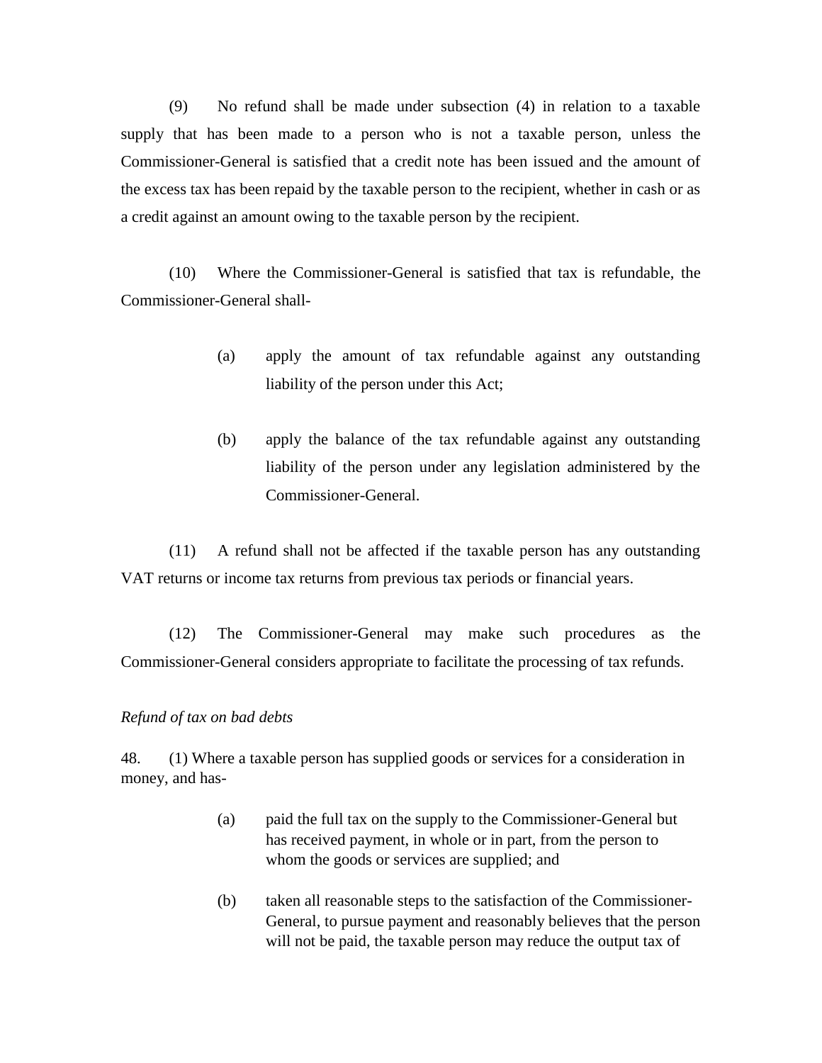(9) No refund shall be made under subsection (4) in relation to a taxable supply that has been made to a person who is not a taxable person, unless the Commissioner-General is satisfied that a credit note has been issued and the amount of the excess tax has been repaid by the taxable person to the recipient, whether in cash or as a credit against an amount owing to the taxable person by the recipient.

(10) Where the Commissioner-General is satisfied that tax is refundable, the Commissioner-General shall-

> (a) apply the amount of tax refundable against any outstanding liability of the person under this Act;
>
> (b) apply the balance of the tax refundable against any outstanding liability of the person under any legislation administered by the Commissioner-General.

(11) A refund shall not be affected if the taxable person has any outstanding VAT returns or income tax returns from previous tax periods or financial years.

(12) The Commissioner-General may make such procedures as the Commissioner-General considers appropriate to facilitate the processing of tax refunds.

*Refund of tax on bad debts*

48. (1) Where a taxable person has supplied goods or services for a consideration in money, and has-

> (a) paid the full tax on the supply to the Commissioner-General but has received payment, in whole or in part, from the person to whom the goods or services are supplied; and
>
> (b) taken all reasonable steps to the satisfaction of the Commissioner-General, to pursue payment and reasonably believes that the person will not be paid, the taxable person may reduce the output tax of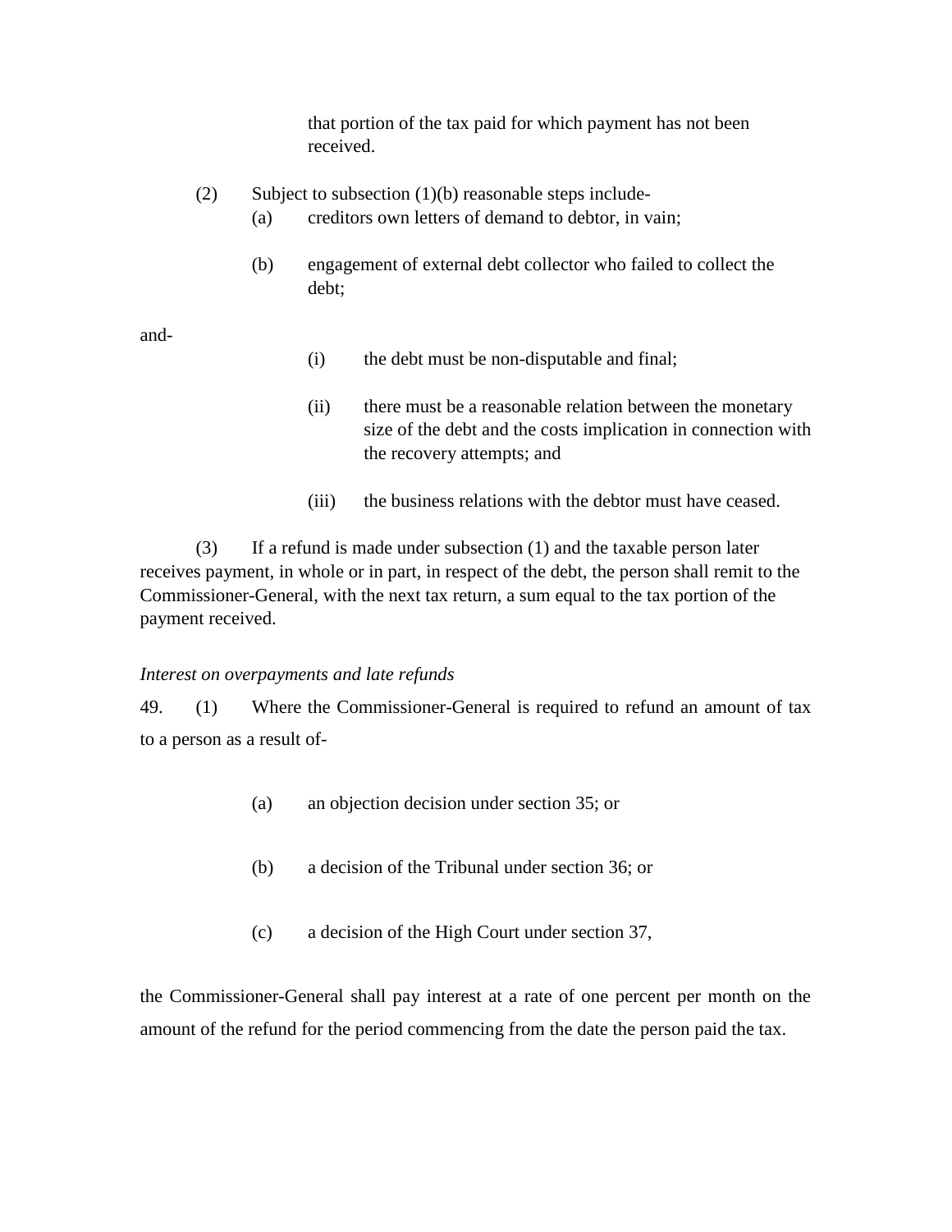that portion of the tax paid for which payment has not been received.

(2) Subject to subsection (1)(b) reasonable steps include-

(a) creditors own letters of demand to debtor, in vain;

(b) engagement of external debt collector who failed to collect the debt;

and-

(i) the debt must be non-disputable and final;

(ii) there must be a reasonable relation between the monetary size of the debt and the costs implication in connection with the recovery attempts; and

(iii) the business relations with the debtor must have ceased.

(3) If a refund is made under subsection (1) and the taxable person later receives payment, in whole or in part, in respect of the debt, the person shall remit to the Commissioner-General, with the next tax return, a sum equal to the tax portion of the payment received.

*Interest on overpayments and late refunds*

49. (1) Where the Commissioner-General is required to refund an amount of tax to a person as a result of-

(a) an objection decision under section 35; or

(b) a decision of the Tribunal under section 36; or

(c) a decision of the High Court under section 37,

the Commissioner-General shall pay interest at a rate of one percent per month on the amount of the refund for the period commencing from the date the person paid the tax.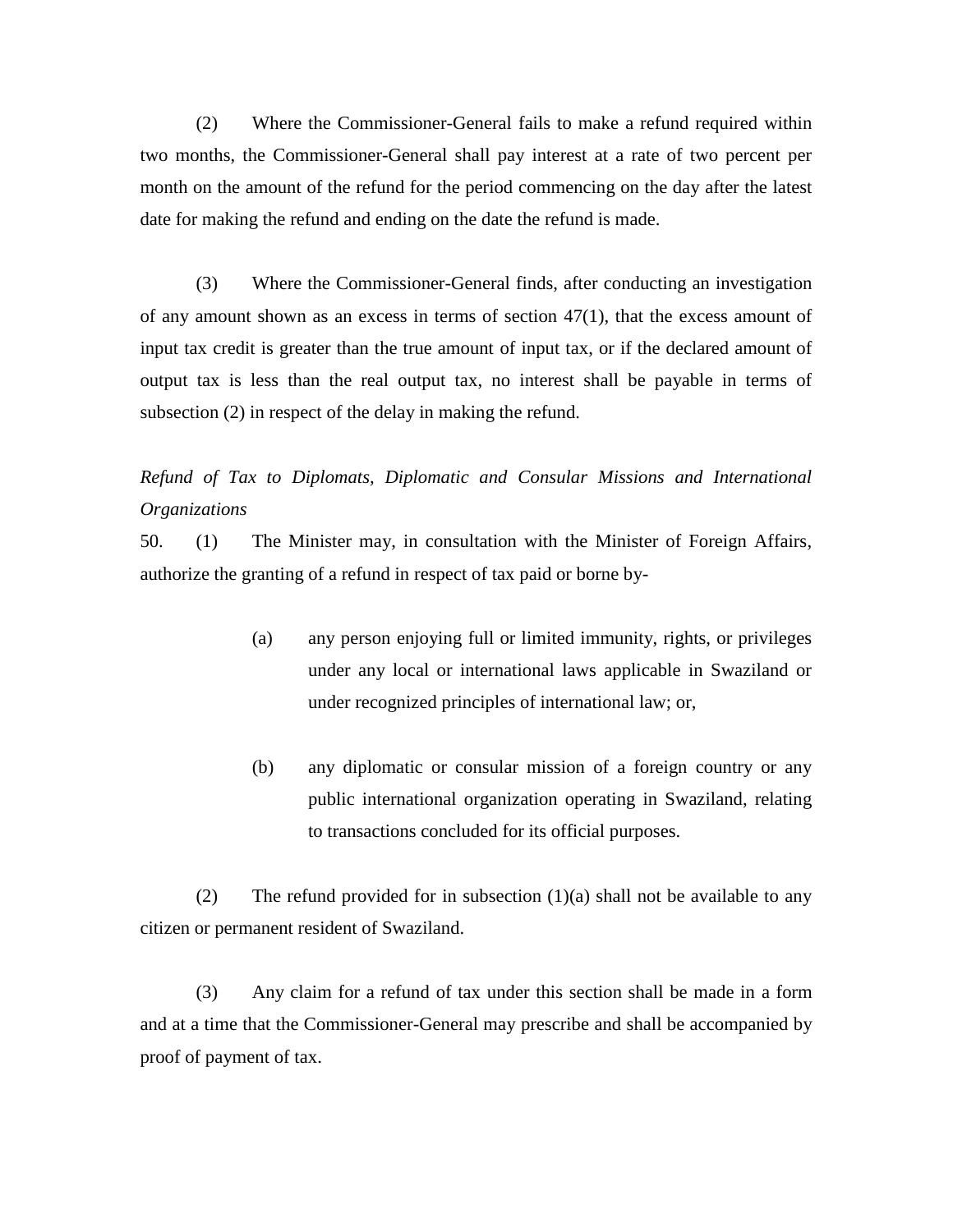(2) Where the Commissioner-General fails to make a refund required within two months, the Commissioner-General shall pay interest at a rate of two percent per month on the amount of the refund for the period commencing on the day after the latest date for making the refund and ending on the date the refund is made.

(3) Where the Commissioner-General finds, after conducting an investigation of any amount shown as an excess in terms of section 47(1), that the excess amount of input tax credit is greater than the true amount of input tax, or if the declared amount of output tax is less than the real output tax, no interest shall be payable in terms of subsection (2) in respect of the delay in making the refund.

*Refund of Tax to Diplomats, Diplomatic and Consular Missions and International Organizations*

50. (1) The Minister may, in consultation with the Minister of Foreign Affairs, authorize the granting of a refund in respect of tax paid or borne by-

> (a) any person enjoying full or limited immunity, rights, or privileges under any local or international laws applicable in Swaziland or under recognized principles of international law; or,
>
> (b) any diplomatic or consular mission of a foreign country or any public international organization operating in Swaziland, relating to transactions concluded for its official purposes.

(2) The refund provided for in subsection (1)(a) shall not be available to any citizen or permanent resident of Swaziland.

(3) Any claim for a refund of tax under this section shall be made in a form and at a time that the Commissioner-General may prescribe and shall be accompanied by proof of payment of tax.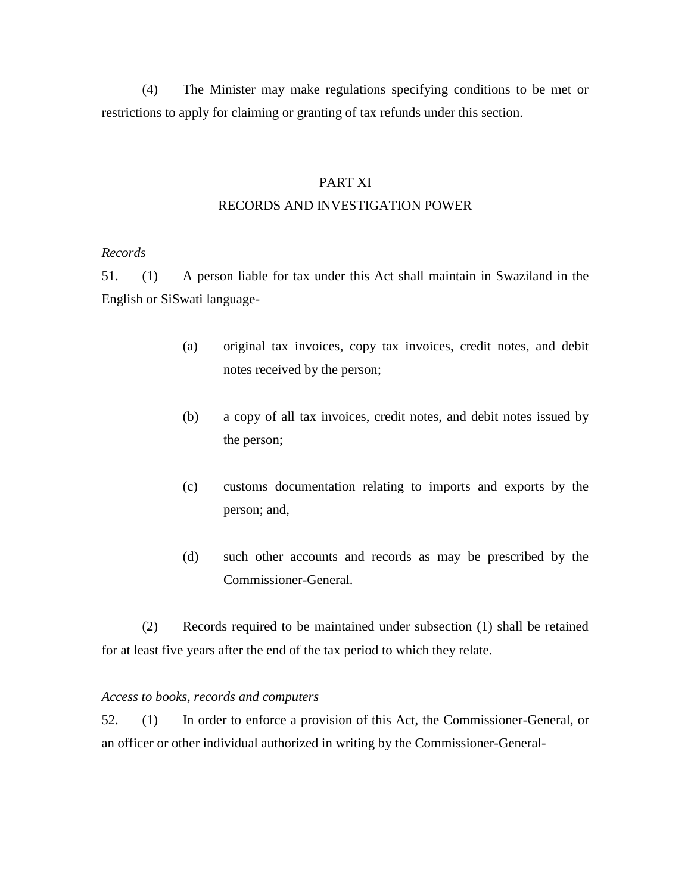(4) The Minister may make regulations specifying conditions to be met or restrictions to apply for claiming or granting of tax refunds under this section.

## PART XI
## RECORDS AND INVESTIGATION POWER

*Records*

51. (1) A person liable for tax under this Act shall maintain in Swaziland in the English or SiSwati language-

(a) original tax invoices, copy tax invoices, credit notes, and debit notes received by the person;

(b) a copy of all tax invoices, credit notes, and debit notes issued by the person;

(c) customs documentation relating to imports and exports by the person; and,

(d) such other accounts and records as may be prescribed by the Commissioner-General.

(2) Records required to be maintained under subsection (1) shall be retained for at least five years after the end of the tax period to which they relate.

*Access to books, records and computers*

52. (1) In order to enforce a provision of this Act, the Commissioner-General, or an officer or other individual authorized in writing by the Commissioner-General-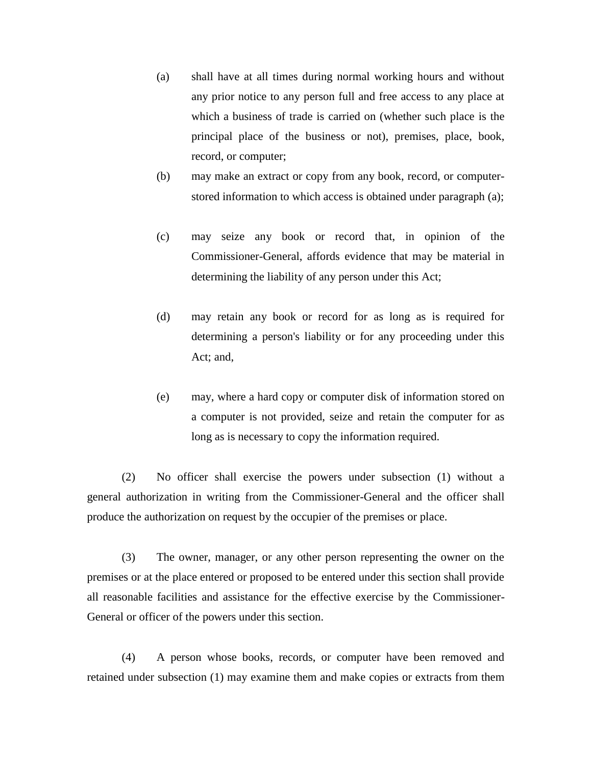(a) shall have at all times during normal working hours and without any prior notice to any person full and free access to any place at which a business of trade is carried on (whether such place is the principal place of the business or not), premises, place, book, record, or computer;

(b) may make an extract or copy from any book, record, or computer-stored information to which access is obtained under paragraph (a);

(c) may seize any book or record that, in opinion of the Commissioner-General, affords evidence that may be material in determining the liability of any person under this Act;

(d) may retain any book or record for as long as is required for determining a person's liability or for any proceeding under this Act; and,

(e) may, where a hard copy or computer disk of information stored on a computer is not provided, seize and retain the computer for as long as is necessary to copy the information required.

(2) No officer shall exercise the powers under subsection (1) without a general authorization in writing from the Commissioner-General and the officer shall produce the authorization on request by the occupier of the premises or place.

(3) The owner, manager, or any other person representing the owner on the premises or at the place entered or proposed to be entered under this section shall provide all reasonable facilities and assistance for the effective exercise by the Commissioner-General or officer of the powers under this section.

(4) A person whose books, records, or computer have been removed and retained under subsection (1) may examine them and make copies or extracts from them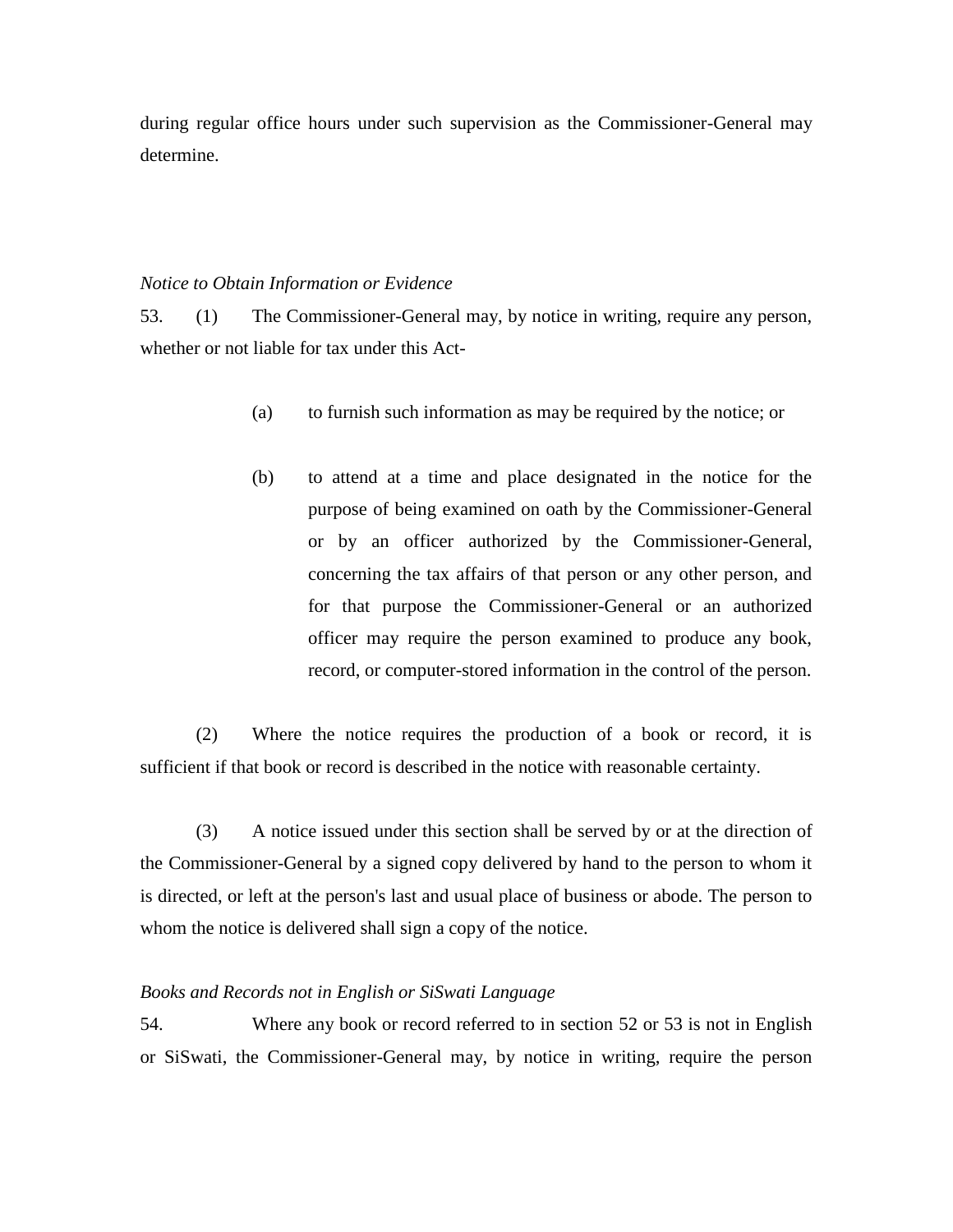during regular office hours under such supervision as the Commissioner-General may determine.

*Notice to Obtain Information or Evidence*

53. (1) The Commissioner-General may, by notice in writing, require any person, whether or not liable for tax under this Act-

(a) to furnish such information as may be required by the notice; or

(b) to attend at a time and place designated in the notice for the purpose of being examined on oath by the Commissioner-General or by an officer authorized by the Commissioner-General, concerning the tax affairs of that person or any other person, and for that purpose the Commissioner-General or an authorized officer may require the person examined to produce any book, record, or computer-stored information in the control of the person.

(2) Where the notice requires the production of a book or record, it is sufficient if that book or record is described in the notice with reasonable certainty.

(3) A notice issued under this section shall be served by or at the direction of the Commissioner-General by a signed copy delivered by hand to the person to whom it is directed, or left at the person's last and usual place of business or abode. The person to whom the notice is delivered shall sign a copy of the notice.

*Books and Records not in English or SiSwati Language*

54. Where any book or record referred to in section 52 or 53 is not in English or SiSwati, the Commissioner-General may, by notice in writing, require the person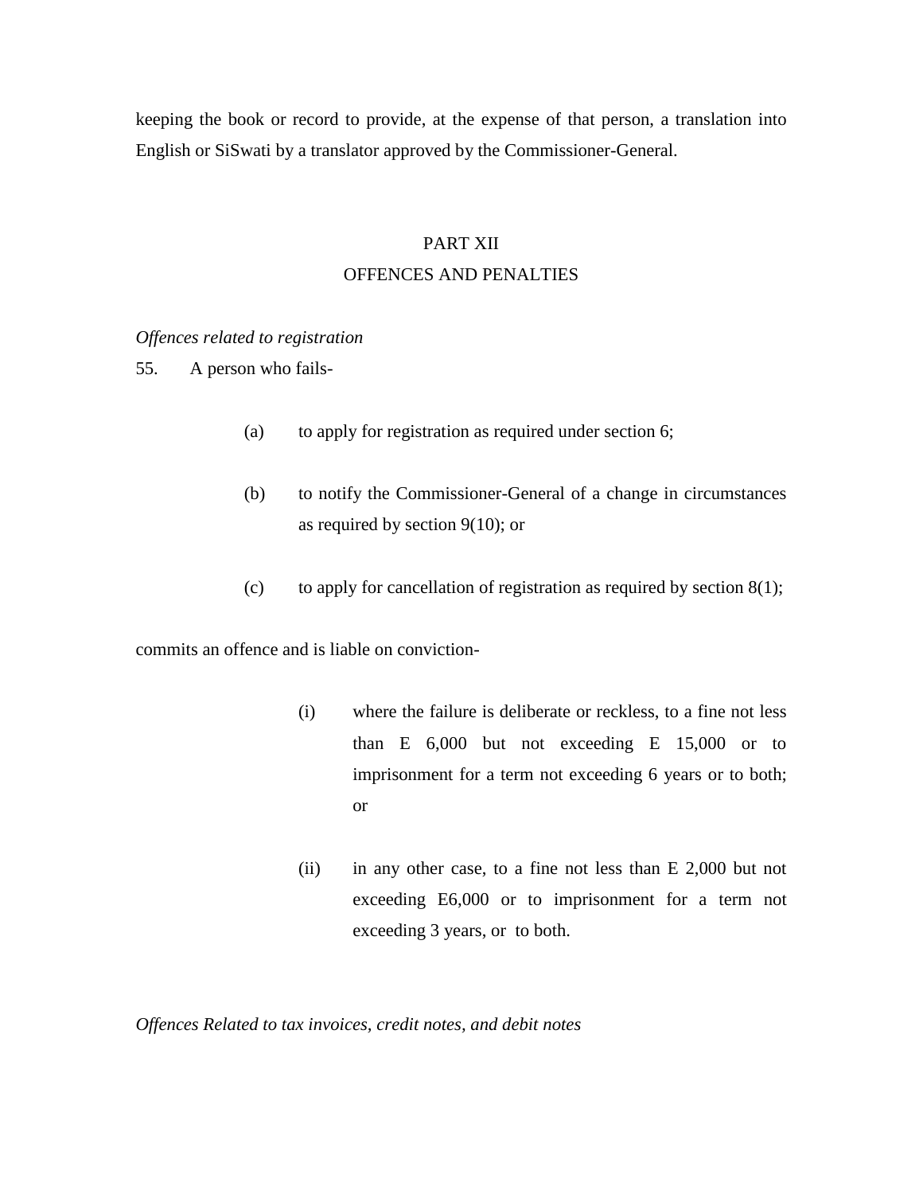keeping the book or record to provide, at the expense of that person, a translation into English or SiSwati by a translator approved by the Commissioner-General.

## PART XII
## OFFENCES AND PENALTIES

*Offences related to registration*

55. A person who fails-

(a) to apply for registration as required under section 6;

(b) to notify the Commissioner-General of a change in circumstances as required by section 9(10); or

(c) to apply for cancellation of registration as required by section 8(1);

commits an offence and is liable on conviction-

(i) where the failure is deliberate or reckless, to a fine not less than E 6,000 but not exceeding E 15,000 or to imprisonment for a term not exceeding 6 years or to both; or

(ii) in any other case, to a fine not less than E 2,000 but not exceeding E6,000 or to imprisonment for a term not exceeding 3 years, or to both.

*Offences Related to tax invoices, credit notes, and debit notes*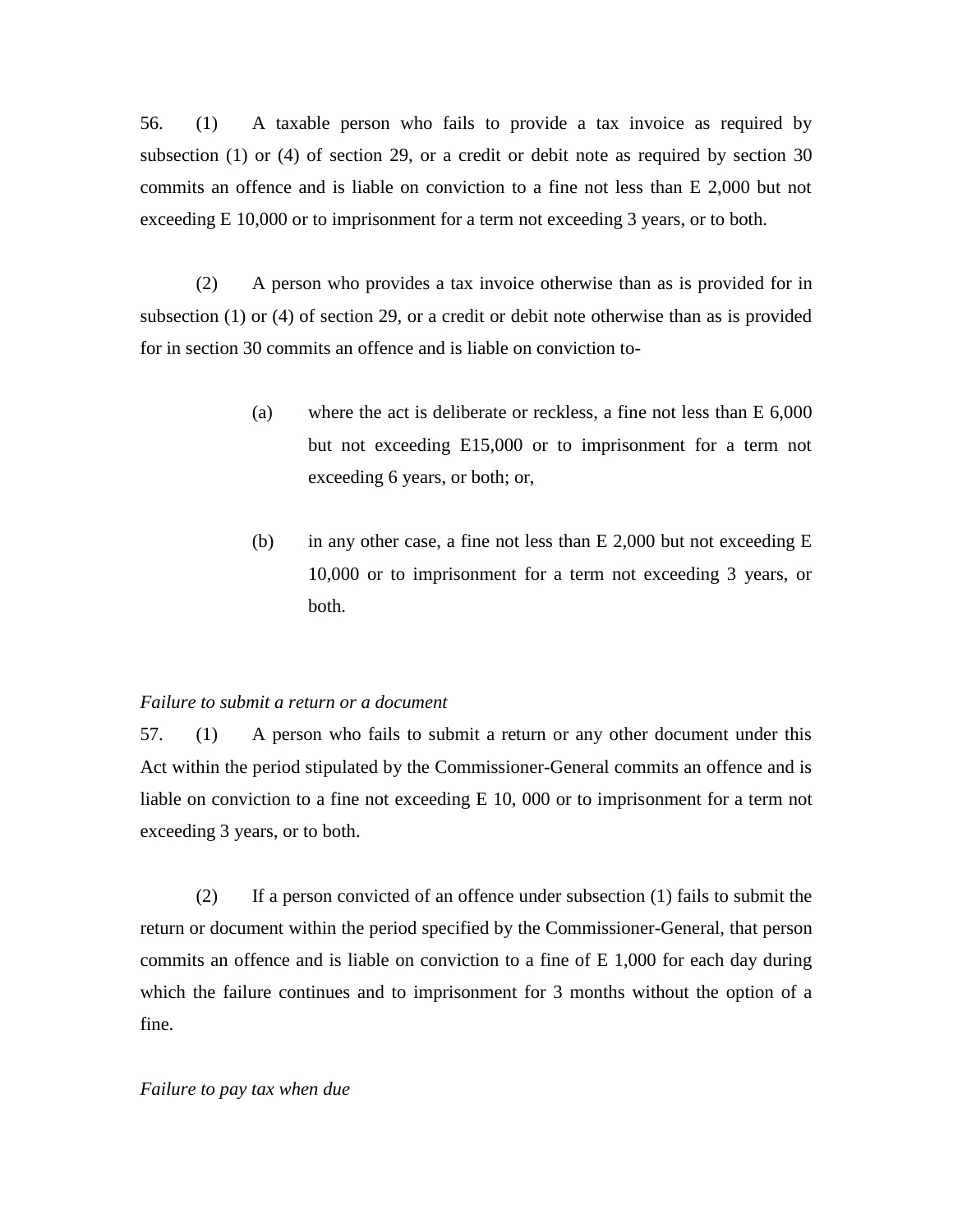56. (1) A taxable person who fails to provide a tax invoice as required by subsection (1) or (4) of section 29, or a credit or debit note as required by section 30 commits an offence and is liable on conviction to a fine not less than E 2,000 but not exceeding E 10,000 or to imprisonment for a term not exceeding 3 years, or to both.

(2) A person who provides a tax invoice otherwise than as is provided for in subsection (1) or (4) of section 29, or a credit or debit note otherwise than as is provided for in section 30 commits an offence and is liable on conviction to-

(a) where the act is deliberate or reckless, a fine not less than E 6,000 but not exceeding E15,000 or to imprisonment for a term not exceeding 6 years, or both; or,

(b) in any other case, a fine not less than E 2,000 but not exceeding E 10,000 or to imprisonment for a term not exceeding 3 years, or both.

*Failure to submit a return or a document*

57. (1) A person who fails to submit a return or any other document under this Act within the period stipulated by the Commissioner-General commits an offence and is liable on conviction to a fine not exceeding E 10, 000 or to imprisonment for a term not exceeding 3 years, or to both.

(2) If a person convicted of an offence under subsection (1) fails to submit the return or document within the period specified by the Commissioner-General, that person commits an offence and is liable on conviction to a fine of E 1,000 for each day during which the failure continues and to imprisonment for 3 months without the option of a fine.

*Failure to pay tax when due*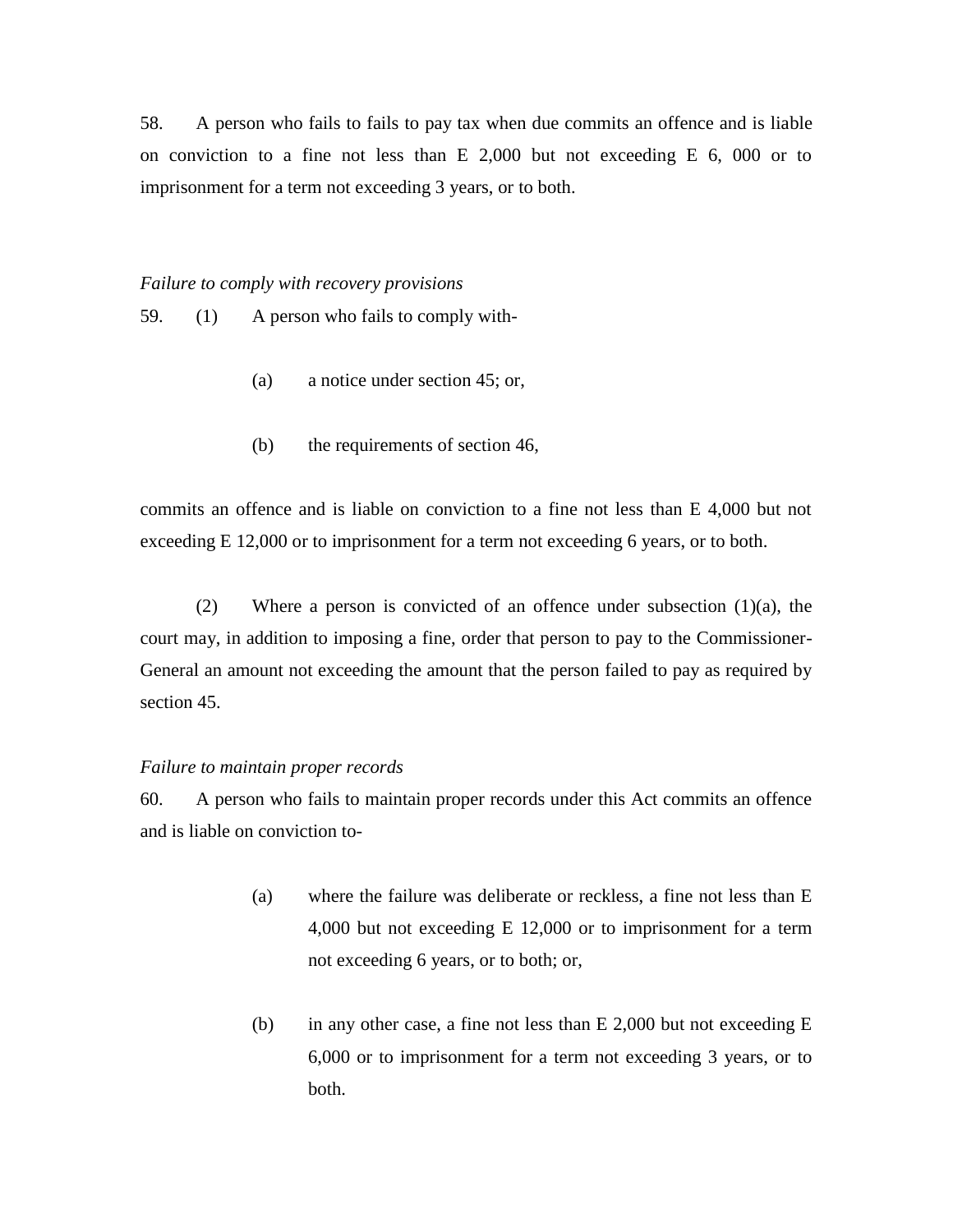58. A person who fails to fails to pay tax when due commits an offence and is liable on conviction to a fine not less than E 2,000 but not exceeding E 6, 000 or to imprisonment for a term not exceeding 3 years, or to both.

*Failure to comply with recovery provisions*

59. (1) A person who fails to comply with-

(a) a notice under section 45; or,

(b) the requirements of section 46,

commits an offence and is liable on conviction to a fine not less than E 4,000 but not exceeding E 12,000 or to imprisonment for a term not exceeding 6 years, or to both.

(2) Where a person is convicted of an offence under subsection (1)(a), the court may, in addition to imposing a fine, order that person to pay to the Commissioner-General an amount not exceeding the amount that the person failed to pay as required by section 45.

*Failure to maintain proper records*

60. A person who fails to maintain proper records under this Act commits an offence and is liable on conviction to-

(a) where the failure was deliberate or reckless, a fine not less than E 4,000 but not exceeding E 12,000 or to imprisonment for a term not exceeding 6 years, or to both; or,

(b) in any other case, a fine not less than E 2,000 but not exceeding E 6,000 or to imprisonment for a term not exceeding 3 years, or to both.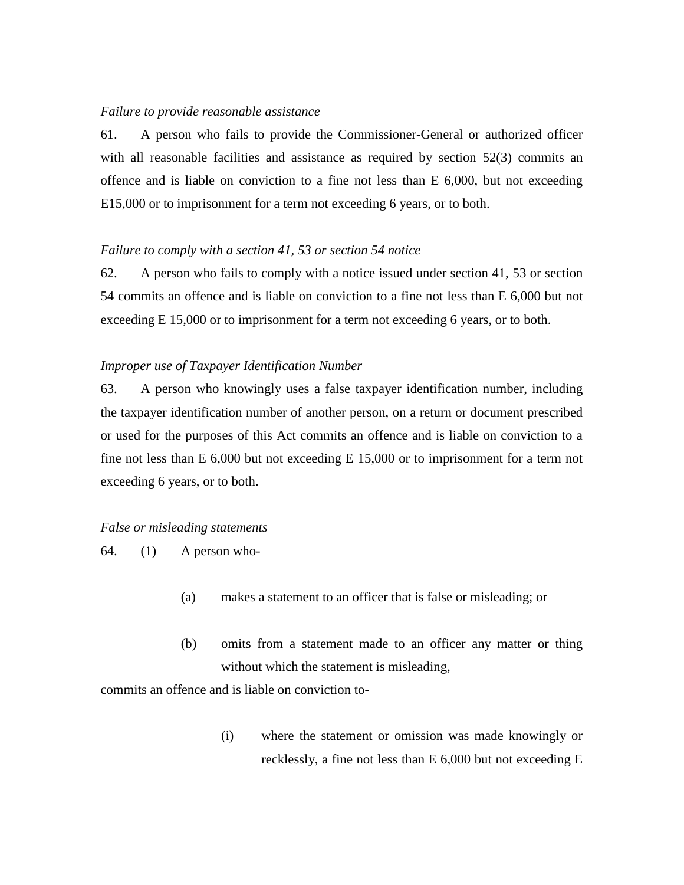*Failure to provide reasonable assistance*

61. A person who fails to provide the Commissioner-General or authorized officer with all reasonable facilities and assistance as required by section 52(3) commits an offence and is liable on conviction to a fine not less than E 6,000, but not exceeding E15,000 or to imprisonment for a term not exceeding 6 years, or to both.

*Failure to comply with a section 41, 53 or section 54 notice*

62. A person who fails to comply with a notice issued under section 41, 53 or section 54 commits an offence and is liable on conviction to a fine not less than E 6,000 but not exceeding E 15,000 or to imprisonment for a term not exceeding 6 years, or to both.

*Improper use of Taxpayer Identification Number*

63. A person who knowingly uses a false taxpayer identification number, including the taxpayer identification number of another person, on a return or document prescribed or used for the purposes of this Act commits an offence and is liable on conviction to a fine not less than E 6,000 but not exceeding E 15,000 or to imprisonment for a term not exceeding 6 years, or to both.

*False or misleading statements*

64. (1) A person who-

(a) makes a statement to an officer that is false or misleading; or

(b) omits from a statement made to an officer any matter or thing without which the statement is misleading,

commits an offence and is liable on conviction to-

(i) where the statement or omission was made knowingly or recklessly, a fine not less than E 6,000 but not exceeding E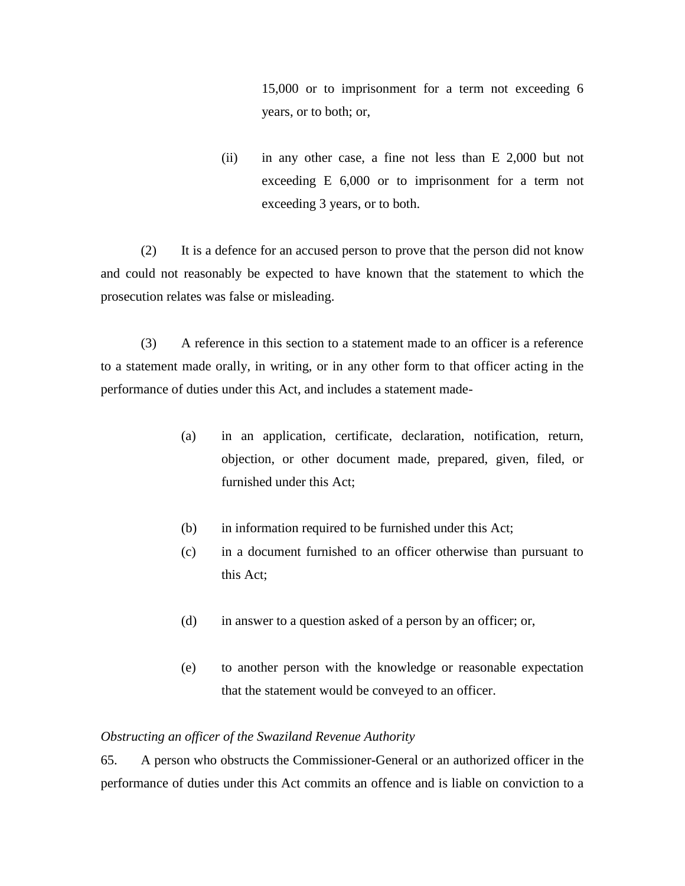15,000 or to imprisonment for a term not exceeding 6 years, or to both; or,

(ii) in any other case, a fine not less than E 2,000 but not exceeding E 6,000 or to imprisonment for a term not exceeding 3 years, or to both.

(2) It is a defence for an accused person to prove that the person did not know and could not reasonably be expected to have known that the statement to which the prosecution relates was false or misleading.

(3) A reference in this section to a statement made to an officer is a reference to a statement made orally, in writing, or in any other form to that officer acting in the performance of duties under this Act, and includes a statement made-

(a) in an application, certificate, declaration, notification, return, objection, or other document made, prepared, given, filed, or furnished under this Act;

(b) in information required to be furnished under this Act;

(c) in a document furnished to an officer otherwise than pursuant to this Act;

(d) in answer to a question asked of a person by an officer; or,

(e) to another person with the knowledge or reasonable expectation that the statement would be conveyed to an officer.

*Obstructing an officer of the Swaziland Revenue Authority*

65. A person who obstructs the Commissioner-General or an authorized officer in the performance of duties under this Act commits an offence and is liable on conviction to a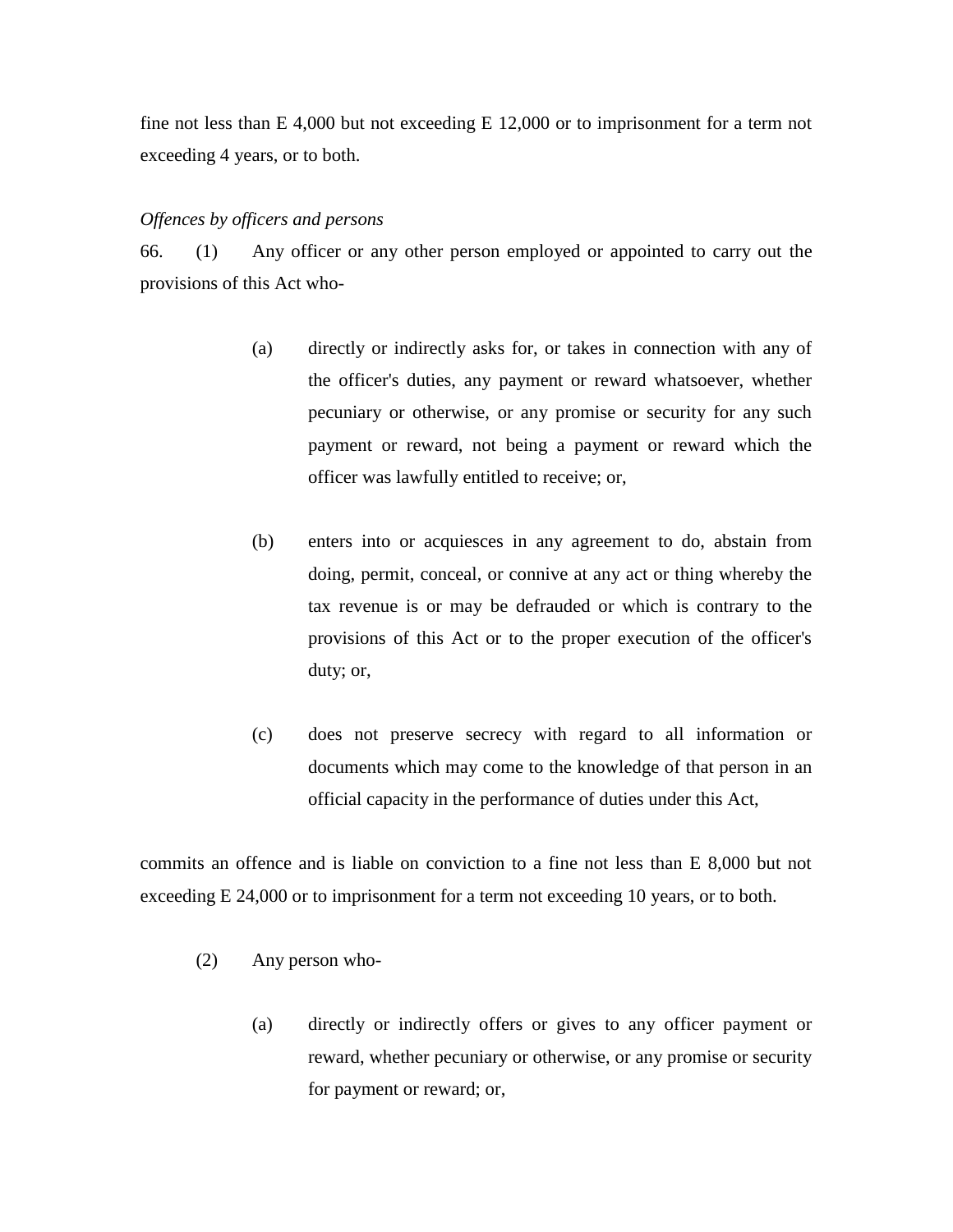fine not less than E 4,000 but not exceeding E 12,000 or to imprisonment for a term not exceeding 4 years, or to both.

*Offences by officers and persons*

66. (1) Any officer or any other person employed or appointed to carry out the provisions of this Act who-

(a) directly or indirectly asks for, or takes in connection with any of the officer's duties, any payment or reward whatsoever, whether pecuniary or otherwise, or any promise or security for any such payment or reward, not being a payment or reward which the officer was lawfully entitled to receive; or,

(b) enters into or acquiesces in any agreement to do, abstain from doing, permit, conceal, or connive at any act or thing whereby the tax revenue is or may be defrauded or which is contrary to the provisions of this Act or to the proper execution of the officer's duty; or,

(c) does not preserve secrecy with regard to all information or documents which may come to the knowledge of that person in an official capacity in the performance of duties under this Act,

commits an offence and is liable on conviction to a fine not less than E 8,000 but not exceeding E 24,000 or to imprisonment for a term not exceeding 10 years, or to both.

(2) Any person who-

(a) directly or indirectly offers or gives to any officer payment or reward, whether pecuniary or otherwise, or any promise or security for payment or reward; or,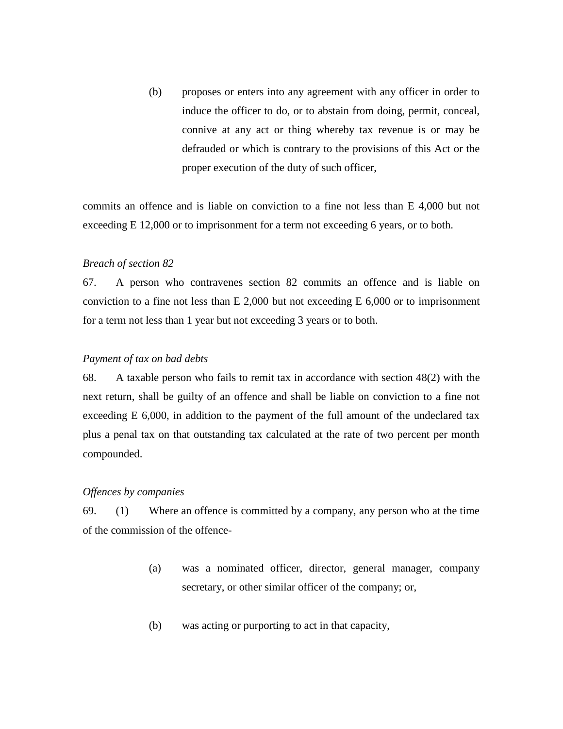(b) proposes or enters into any agreement with any officer in order to induce the officer to do, or to abstain from doing, permit, conceal, connive at any act or thing whereby tax revenue is or may be defrauded or which is contrary to the provisions of this Act or the proper execution of the duty of such officer,

commits an offence and is liable on conviction to a fine not less than E 4,000 but not exceeding E 12,000 or to imprisonment for a term not exceeding 6 years, or to both.

*Breach of section 82*

67. A person who contravenes section 82 commits an offence and is liable on conviction to a fine not less than E 2,000 but not exceeding E 6,000 or to imprisonment for a term not less than 1 year but not exceeding 3 years or to both.

*Payment of tax on bad debts*

68. A taxable person who fails to remit tax in accordance with section 48(2) with the next return, shall be guilty of an offence and shall be liable on conviction to a fine not exceeding E 6,000, in addition to the payment of the full amount of the undeclared tax plus a penal tax on that outstanding tax calculated at the rate of two percent per month compounded.

*Offences by companies*

69. (1) Where an offence is committed by a company, any person who at the time of the commission of the offence-

(a) was a nominated officer, director, general manager, company secretary, or other similar officer of the company; or,

(b) was acting or purporting to act in that capacity,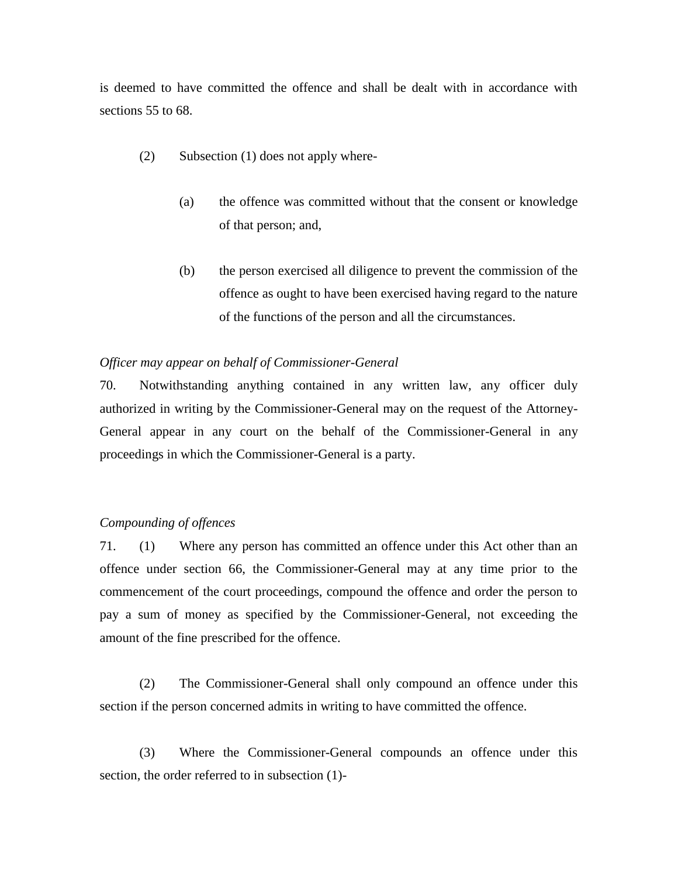is deemed to have committed the offence and shall be dealt with in accordance with sections 55 to 68.

(2) Subsection (1) does not apply where-

(a) the offence was committed without that the consent or knowledge of that person; and,

(b) the person exercised all diligence to prevent the commission of the offence as ought to have been exercised having regard to the nature of the functions of the person and all the circumstances.

*Officer may appear on behalf of Commissioner-General*

70. Notwithstanding anything contained in any written law, any officer duly authorized in writing by the Commissioner-General may on the request of the Attorney-General appear in any court on the behalf of the Commissioner-General in any proceedings in which the Commissioner-General is a party.

*Compounding of offences*

71. (1) Where any person has committed an offence under this Act other than an offence under section 66, the Commissioner-General may at any time prior to the commencement of the court proceedings, compound the offence and order the person to pay a sum of money as specified by the Commissioner-General, not exceeding the amount of the fine prescribed for the offence.

(2) The Commissioner-General shall only compound an offence under this section if the person concerned admits in writing to have committed the offence.

(3) Where the Commissioner-General compounds an offence under this section, the order referred to in subsection (1)-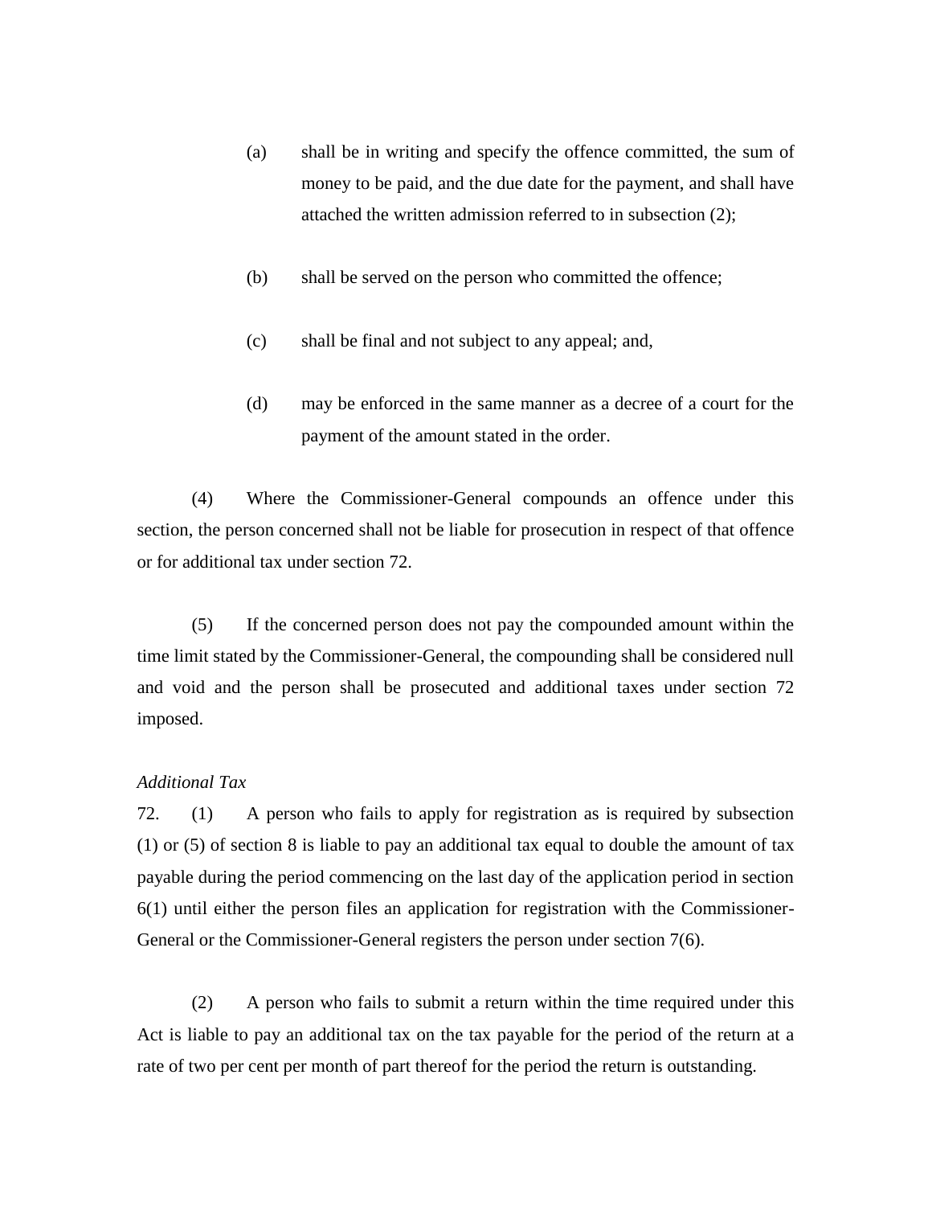(a) shall be in writing and specify the offence committed, the sum of money to be paid, and the due date for the payment, and shall have attached the written admission referred to in subsection (2);

(b) shall be served on the person who committed the offence;

(c) shall be final and not subject to any appeal; and,

(d) may be enforced in the same manner as a decree of a court for the payment of the amount stated in the order.

(4) Where the Commissioner-General compounds an offence under this section, the person concerned shall not be liable for prosecution in respect of that offence or for additional tax under section 72.

(5) If the concerned person does not pay the compounded amount within the time limit stated by the Commissioner-General, the compounding shall be considered null and void and the person shall be prosecuted and additional taxes under section 72 imposed.

*Additional Tax*

72. (1) A person who fails to apply for registration as is required by subsection (1) or (5) of section 8 is liable to pay an additional tax equal to double the amount of tax payable during the period commencing on the last day of the application period in section 6(1) until either the person files an application for registration with the Commissioner-General or the Commissioner-General registers the person under section 7(6).

(2) A person who fails to submit a return within the time required under this Act is liable to pay an additional tax on the tax payable for the period of the return at a rate of two per cent per month of part thereof for the period the return is outstanding.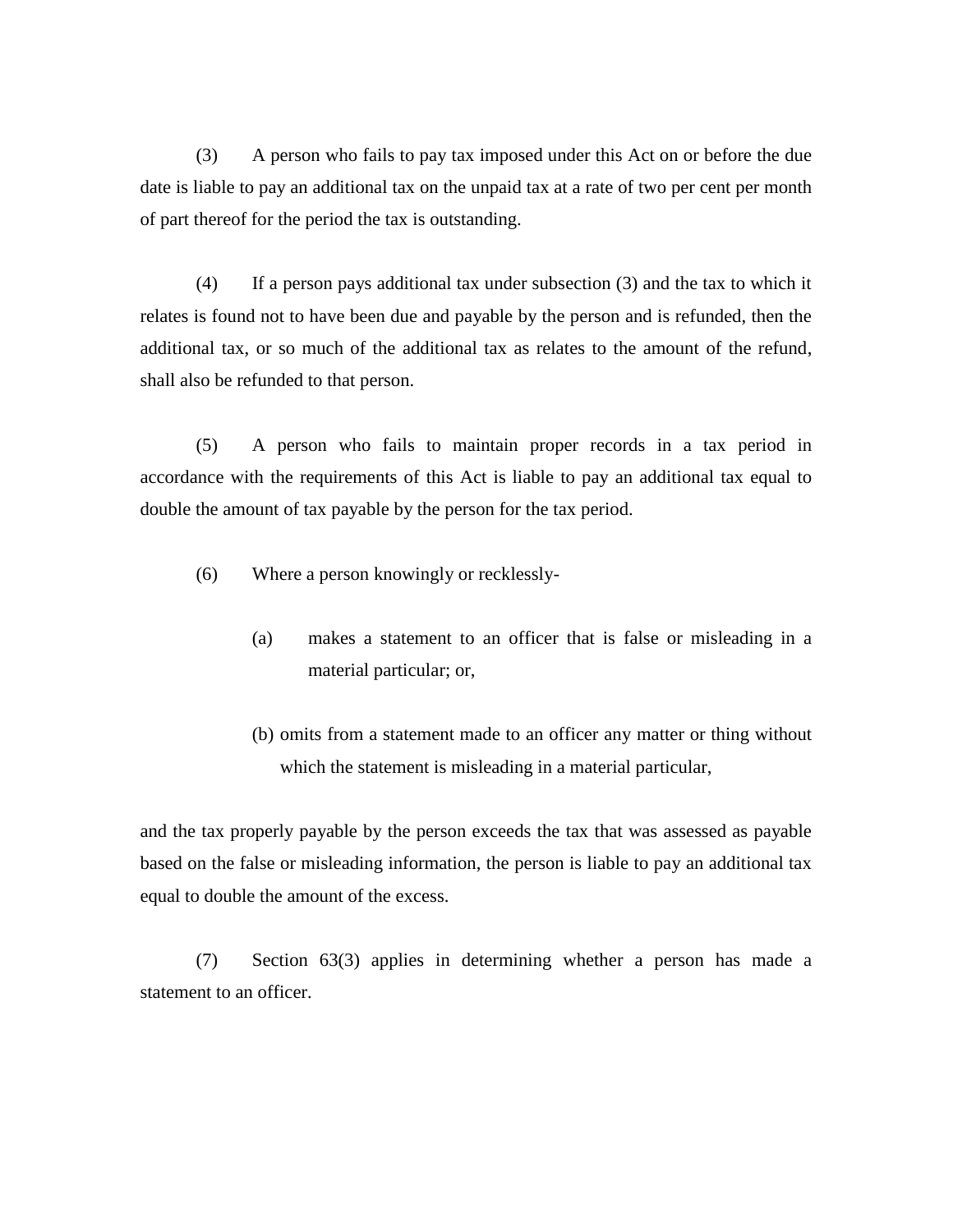(3) A person who fails to pay tax imposed under this Act on or before the due date is liable to pay an additional tax on the unpaid tax at a rate of two per cent per month of part thereof for the period the tax is outstanding.

(4) If a person pays additional tax under subsection (3) and the tax to which it relates is found not to have been due and payable by the person and is refunded, then the additional tax, or so much of the additional tax as relates to the amount of the refund, shall also be refunded to that person.

(5) A person who fails to maintain proper records in a tax period in accordance with the requirements of this Act is liable to pay an additional tax equal to double the amount of tax payable by the person for the tax period.

(6) Where a person knowingly or recklessly-

(a) makes a statement to an officer that is false or misleading in a material particular; or,

(b) omits from a statement made to an officer any matter or thing without which the statement is misleading in a material particular,

and the tax properly payable by the person exceeds the tax that was assessed as payable based on the false or misleading information, the person is liable to pay an additional tax equal to double the amount of the excess.

(7) Section 63(3) applies in determining whether a person has made a statement to an officer.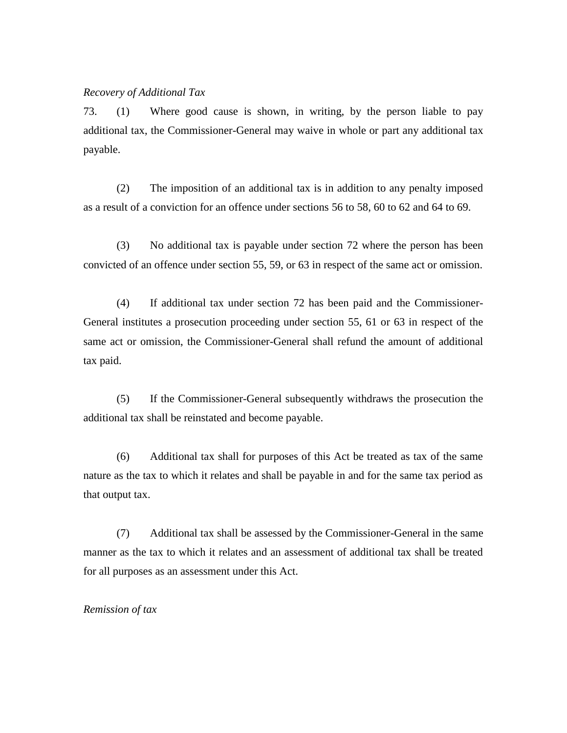*Recovery of Additional Tax*

73. (1) Where good cause is shown, in writing, by the person liable to pay additional tax, the Commissioner-General may waive in whole or part any additional tax payable.

(2) The imposition of an additional tax is in addition to any penalty imposed as a result of a conviction for an offence under sections 56 to 58, 60 to 62 and 64 to 69.

(3) No additional tax is payable under section 72 where the person has been convicted of an offence under section 55, 59, or 63 in respect of the same act or omission.

(4) If additional tax under section 72 has been paid and the Commissioner-General institutes a prosecution proceeding under section 55, 61 or 63 in respect of the same act or omission, the Commissioner-General shall refund the amount of additional tax paid.

(5) If the Commissioner-General subsequently withdraws the prosecution the additional tax shall be reinstated and become payable.

(6) Additional tax shall for purposes of this Act be treated as tax of the same nature as the tax to which it relates and shall be payable in and for the same tax period as that output tax.

(7) Additional tax shall be assessed by the Commissioner-General in the same manner as the tax to which it relates and an assessment of additional tax shall be treated for all purposes as an assessment under this Act.

*Remission of tax*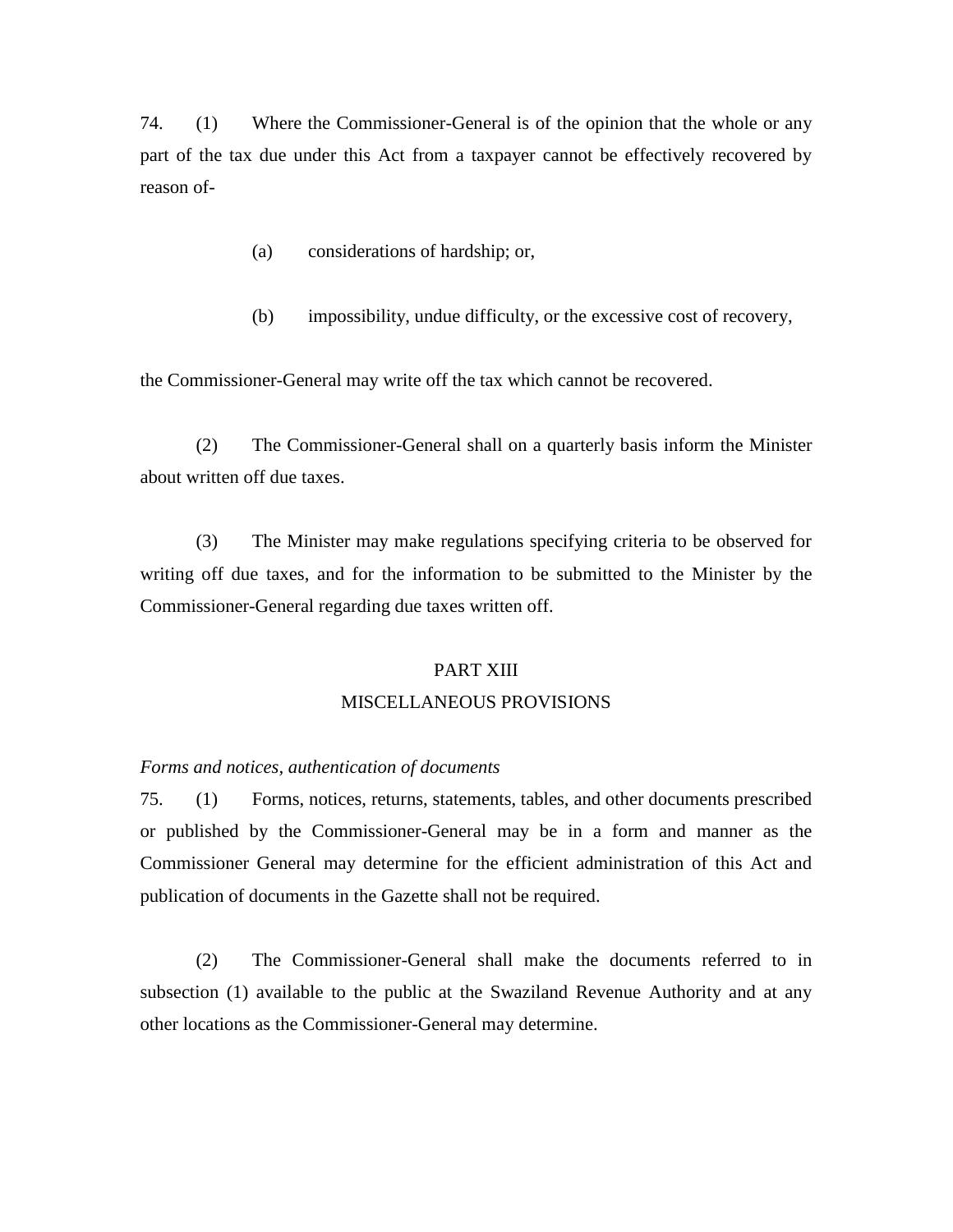74. (1) Where the Commissioner-General is of the opinion that the whole or any part of the tax due under this Act from a taxpayer cannot be effectively recovered by reason of-

(a) considerations of hardship; or,

(b) impossibility, undue difficulty, or the excessive cost of recovery,

the Commissioner-General may write off the tax which cannot be recovered.

(2) The Commissioner-General shall on a quarterly basis inform the Minister about written off due taxes.

(3) The Minister may make regulations specifying criteria to be observed for writing off due taxes, and for the information to be submitted to the Minister by the Commissioner-General regarding due taxes written off.

## PART XIII
## MISCELLANEOUS PROVISIONS

*Forms and notices, authentication of documents*

75. (1) Forms, notices, returns, statements, tables, and other documents prescribed or published by the Commissioner-General may be in a form and manner as the Commissioner General may determine for the efficient administration of this Act and publication of documents in the Gazette shall not be required.

(2) The Commissioner-General shall make the documents referred to in subsection (1) available to the public at the Swaziland Revenue Authority and at any other locations as the Commissioner-General may determine.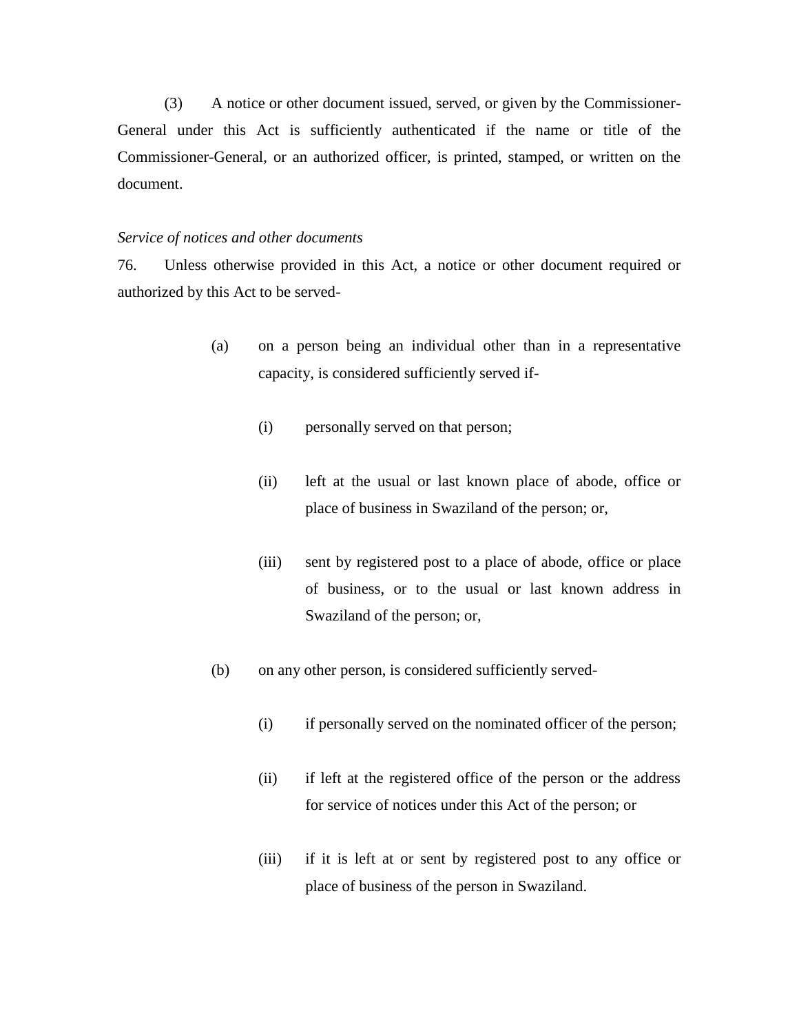(3) A notice or other document issued, served, or given by the Commissioner-General under this Act is sufficiently authenticated if the name or title of the Commissioner-General, or an authorized officer, is printed, stamped, or written on the document.

*Service of notices and other documents*

76. Unless otherwise provided in this Act, a notice or other document required or authorized by this Act to be served-

(a) on a person being an individual other than in a representative capacity, is considered sufficiently served if-

(i) personally served on that person;

(ii) left at the usual or last known place of abode, office or place of business in Swaziland of the person; or,

(iii) sent by registered post to a place of abode, office or place of business, or to the usual or last known address in Swaziland of the person; or,

(b) on any other person, is considered sufficiently served-

(i) if personally served on the nominated officer of the person;

(ii) if left at the registered office of the person or the address for service of notices under this Act of the person; or

(iii) if it is left at or sent by registered post to any office or place of business of the person in Swaziland.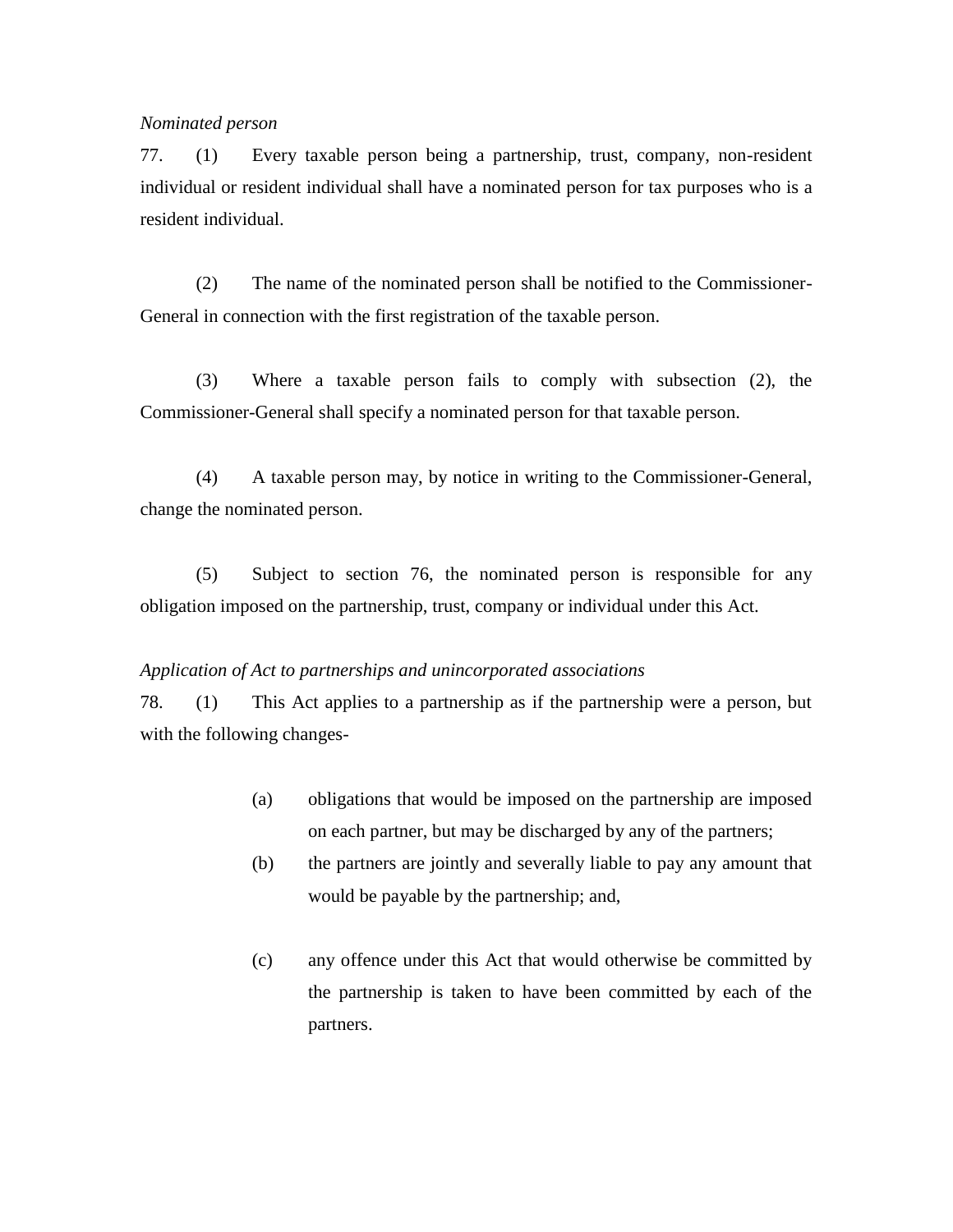*Nominated person*

77. (1) Every taxable person being a partnership, trust, company, non-resident individual or resident individual shall have a nominated person for tax purposes who is a resident individual.

(2) The name of the nominated person shall be notified to the Commissioner-General in connection with the first registration of the taxable person.

(3) Where a taxable person fails to comply with subsection (2), the Commissioner-General shall specify a nominated person for that taxable person.

(4) A taxable person may, by notice in writing to the Commissioner-General, change the nominated person.

(5) Subject to section 76, the nominated person is responsible for any obligation imposed on the partnership, trust, company or individual under this Act.

*Application of Act to partnerships and unincorporated associations*

78. (1) This Act applies to a partnership as if the partnership were a person, but with the following changes-

(a) obligations that would be imposed on the partnership are imposed on each partner, but may be discharged by any of the partners;

(b) the partners are jointly and severally liable to pay any amount that would be payable by the partnership; and,

(c) any offence under this Act that would otherwise be committed by the partnership is taken to have been committed by each of the partners.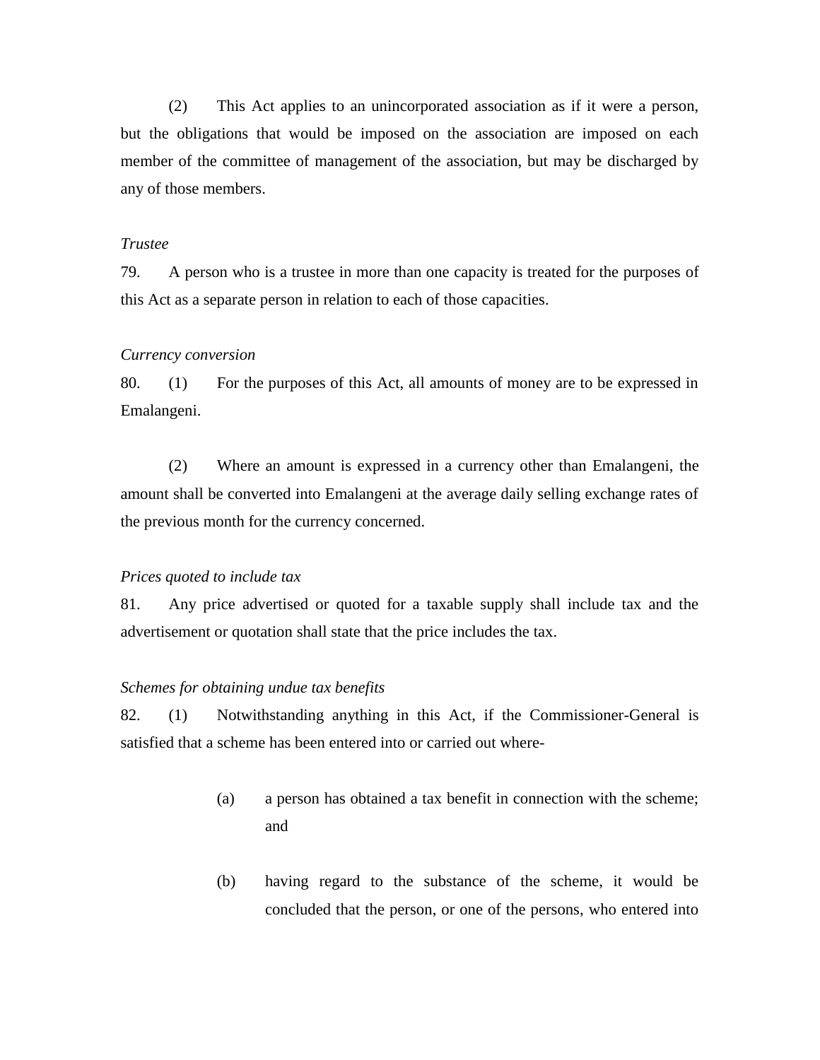(2) This Act applies to an unincorporated association as if it were a person, but the obligations that would be imposed on the association are imposed on each member of the committee of management of the association, but may be discharged by any of those members.

*Trustee*

79. A person who is a trustee in more than one capacity is treated for the purposes of this Act as a separate person in relation to each of those capacities.

*Currency conversion*

80. (1) For the purposes of this Act, all amounts of money are to be expressed in Emalangeni.

(2) Where an amount is expressed in a currency other than Emalangeni, the amount shall be converted into Emalangeni at the average daily selling exchange rates of the previous month for the currency concerned.

*Prices quoted to include tax*

81. Any price advertised or quoted for a taxable supply shall include tax and the advertisement or quotation shall state that the price includes the tax.

*Schemes for obtaining undue tax benefits*

82. (1) Notwithstanding anything in this Act, if the Commissioner-General is satisfied that a scheme has been entered into or carried out where-

(a) a person has obtained a tax benefit in connection with the scheme; and

(b) having regard to the substance of the scheme, it would be concluded that the person, or one of the persons, who entered into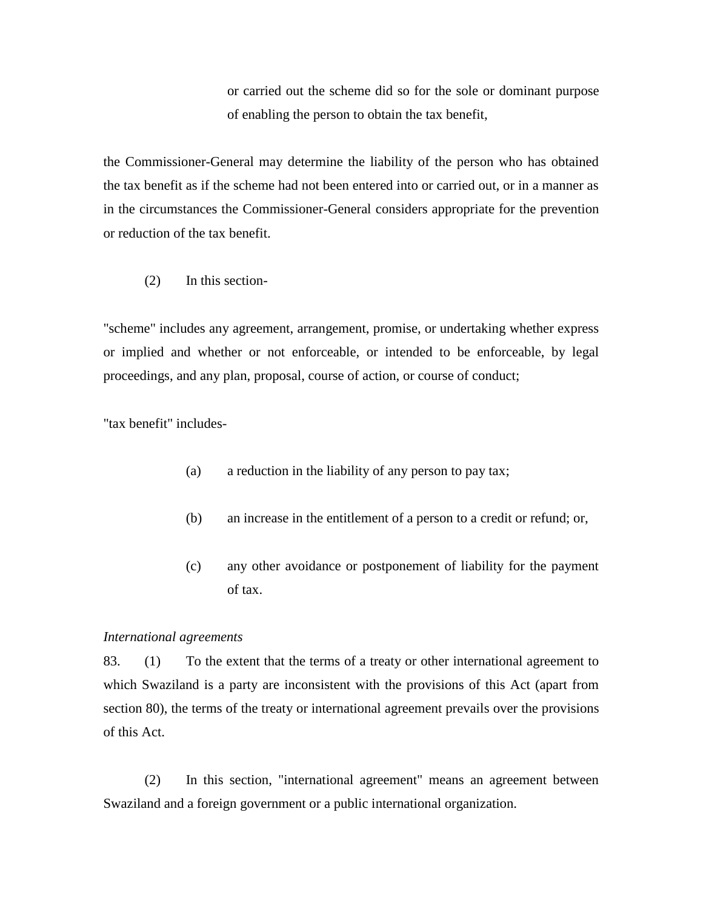or carried out the scheme did so for the sole or dominant purpose of enabling the person to obtain the tax benefit,

the Commissioner-General may determine the liability of the person who has obtained the tax benefit as if the scheme had not been entered into or carried out, or in a manner as in the circumstances the Commissioner-General considers appropriate for the prevention or reduction of the tax benefit.

(2) In this section-

"scheme" includes any agreement, arrangement, promise, or undertaking whether express or implied and whether or not enforceable, or intended to be enforceable, by legal proceedings, and any plan, proposal, course of action, or course of conduct;

"tax benefit" includes-

(a) a reduction in the liability of any person to pay tax;

(b) an increase in the entitlement of a person to a credit or refund; or,

(c) any other avoidance or postponement of liability for the payment of tax.

*International agreements*

83. (1) To the extent that the terms of a treaty or other international agreement to which Swaziland is a party are inconsistent with the provisions of this Act (apart from section 80), the terms of the treaty or international agreement prevails over the provisions of this Act.

(2) In this section, "international agreement" means an agreement between Swaziland and a foreign government or a public international organization.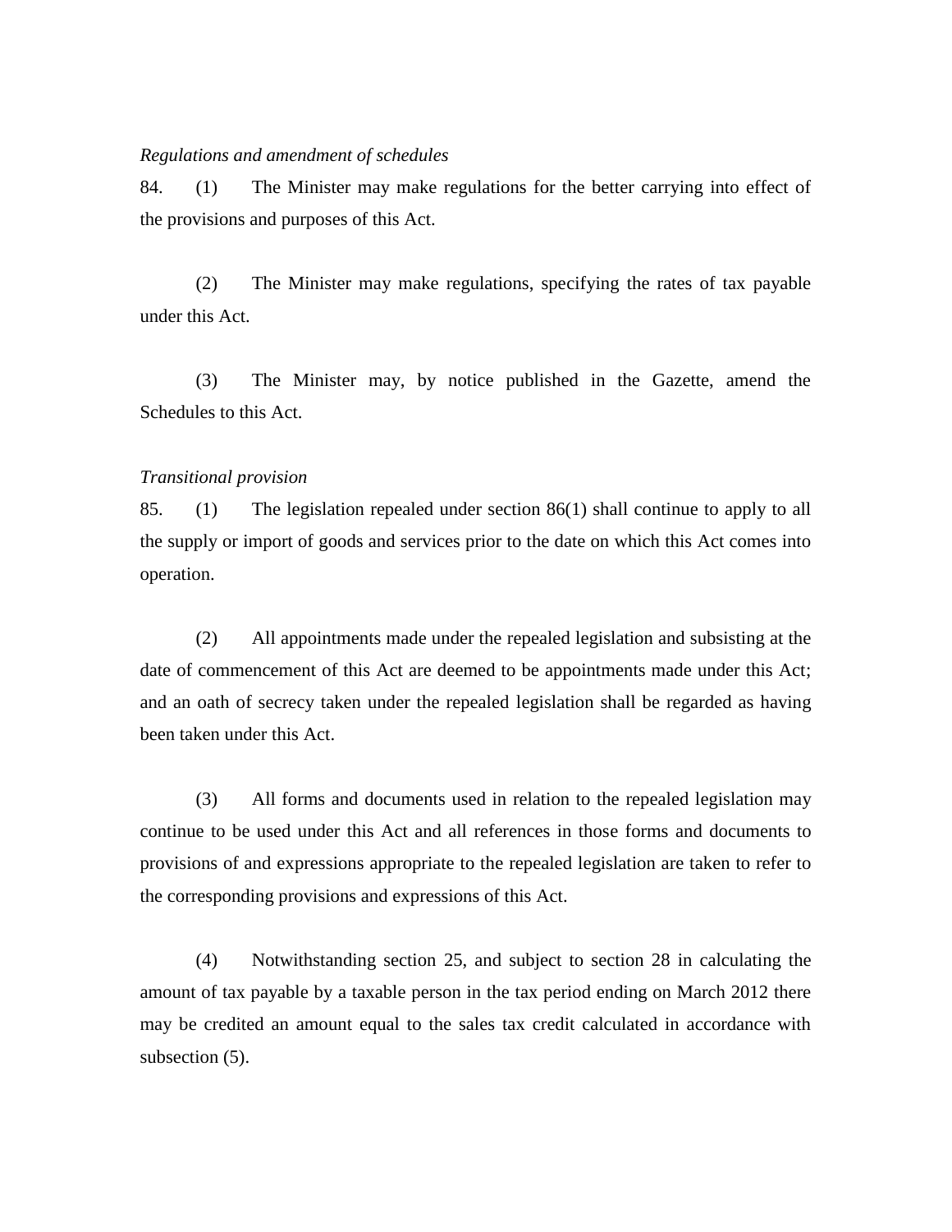*Regulations and amendment of schedules*

84. (1) The Minister may make regulations for the better carrying into effect of the provisions and purposes of this Act.

(2) The Minister may make regulations, specifying the rates of tax payable under this Act.

(3) The Minister may, by notice published in the Gazette, amend the Schedules to this Act.

*Transitional provision*

85. (1) The legislation repealed under section 86(1) shall continue to apply to all the supply or import of goods and services prior to the date on which this Act comes into operation.

(2) All appointments made under the repealed legislation and subsisting at the date of commencement of this Act are deemed to be appointments made under this Act; and an oath of secrecy taken under the repealed legislation shall be regarded as having been taken under this Act.

(3) All forms and documents used in relation to the repealed legislation may continue to be used under this Act and all references in those forms and documents to provisions of and expressions appropriate to the repealed legislation are taken to refer to the corresponding provisions and expressions of this Act.

(4) Notwithstanding section 25, and subject to section 28 in calculating the amount of tax payable by a taxable person in the tax period ending on March 2012 there may be credited an amount equal to the sales tax credit calculated in accordance with subsection (5).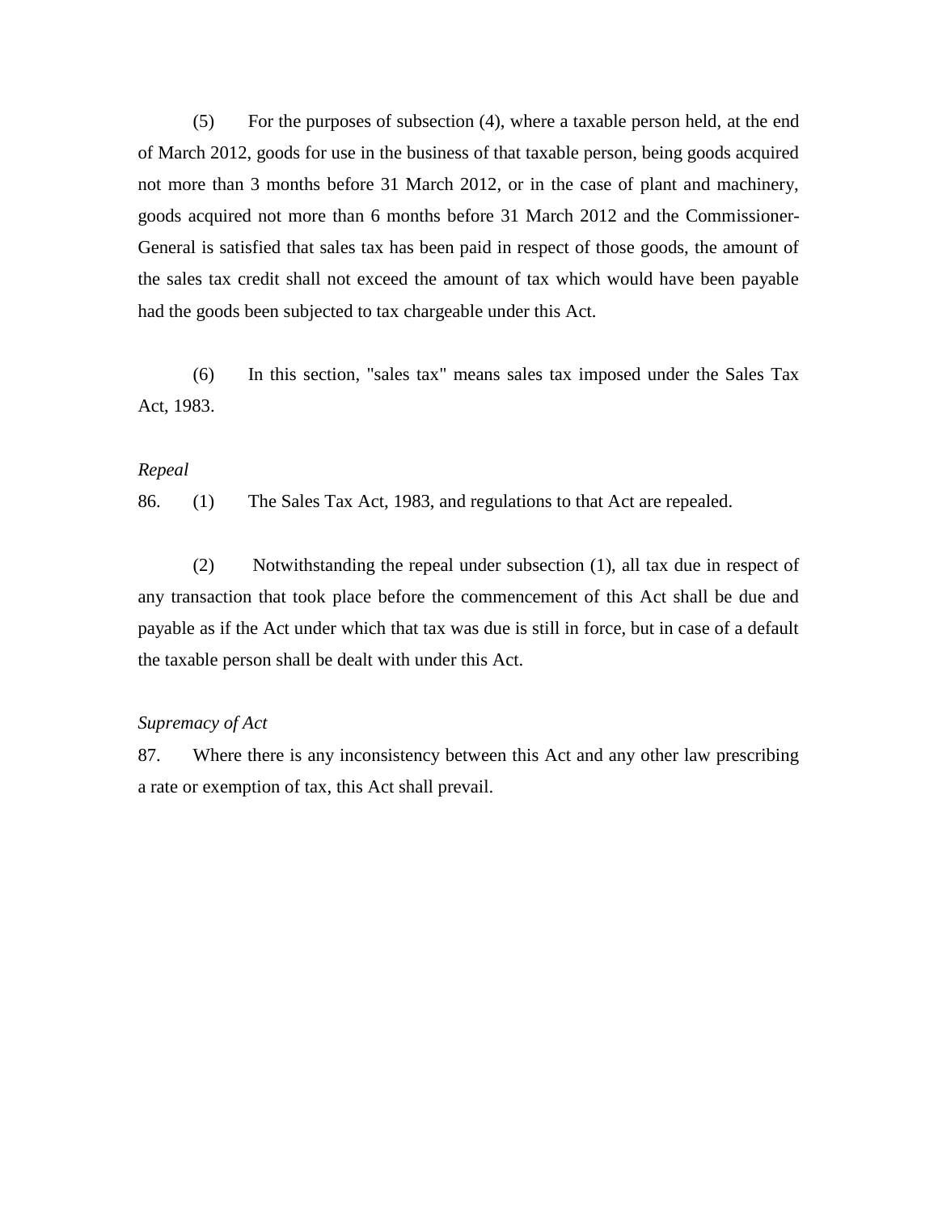(5) For the purposes of subsection (4), where a taxable person held, at the end of March 2012, goods for use in the business of that taxable person, being goods acquired not more than 3 months before 31 March 2012, or in the case of plant and machinery, goods acquired not more than 6 months before 31 March 2012 and the Commissioner-General is satisfied that sales tax has been paid in respect of those goods, the amount of the sales tax credit shall not exceed the amount of tax which would have been payable had the goods been subjected to tax chargeable under this Act.

(6) In this section, "sales tax" means sales tax imposed under the Sales Tax Act, 1983.

*Repeal*

86. (1) The Sales Tax Act, 1983, and regulations to that Act are repealed.

(2) Notwithstanding the repeal under subsection (1), all tax due in respect of any transaction that took place before the commencement of this Act shall be due and payable as if the Act under which that tax was due is still in force, but in case of a default the taxable person shall be dealt with under this Act.

*Supremacy of Act*

87. Where there is any inconsistency between this Act and any other law prescribing a rate or exemption of tax, this Act shall prevail.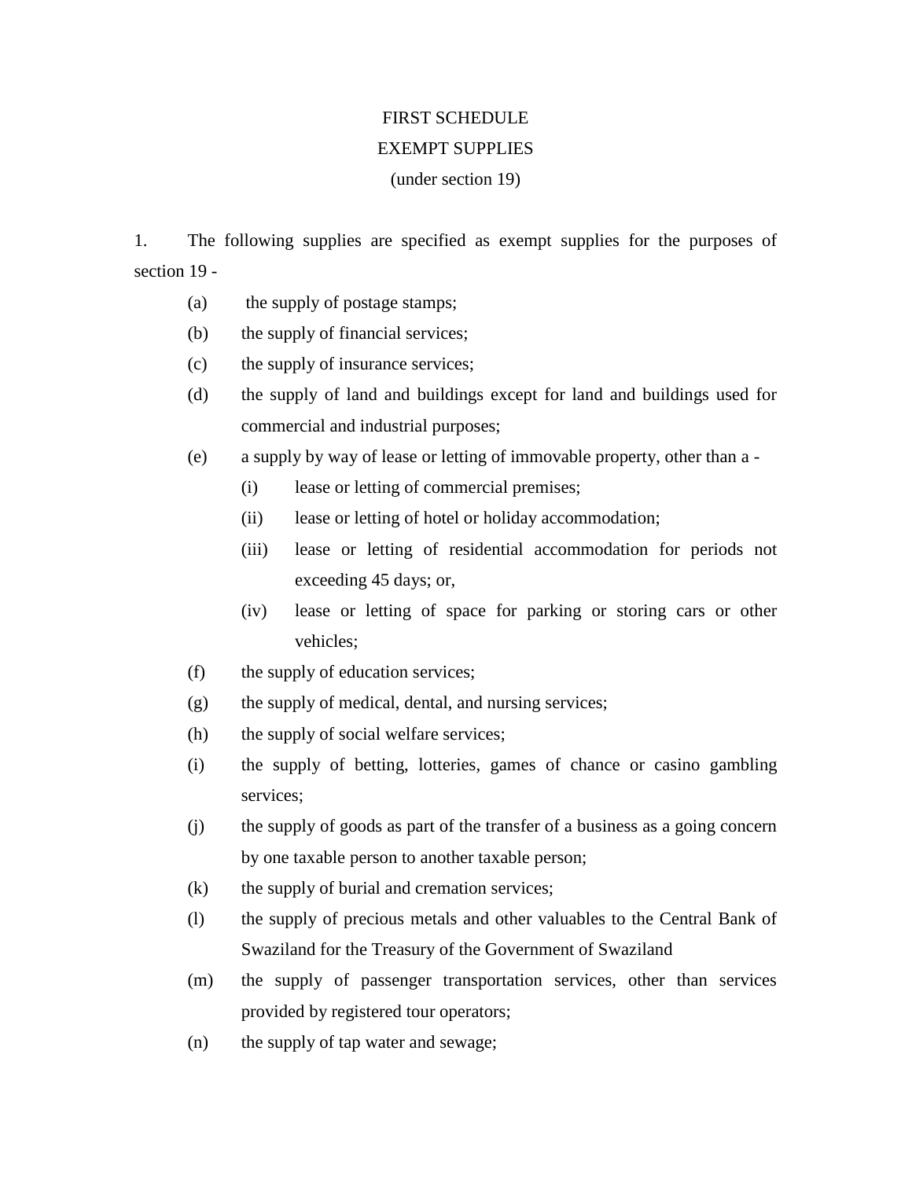# FIRST SCHEDULE

## EXEMPT SUPPLIES

(under section 19)

1. The following supplies are specified as exempt supplies for the purposes of section 19 -

   (a) the supply of postage stamps;

   (b) the supply of financial services;

   (c) the supply of insurance services;

   (d) the supply of land and buildings except for land and buildings used for commercial and industrial purposes;

   (e) a supply by way of lease or letting of immovable property, other than a -

      (i) lease or letting of commercial premises;

      (ii) lease or letting of hotel or holiday accommodation;

      (iii) lease or letting of residential accommodation for periods not exceeding 45 days; or,

      (iv) lease or letting of space for parking or storing cars or other vehicles;

   (f) the supply of education services;

   (g) the supply of medical, dental, and nursing services;

   (h) the supply of social welfare services;

   (i) the supply of betting, lotteries, games of chance or casino gambling services;

   (j) the supply of goods as part of the transfer of a business as a going concern by one taxable person to another taxable person;

   (k) the supply of burial and cremation services;

   (l) the supply of precious metals and other valuables to the Central Bank of Swaziland for the Treasury of the Government of Swaziland

   (m) the supply of passenger transportation services, other than services provided by registered tour operators;

   (n) the supply of tap water and sewage;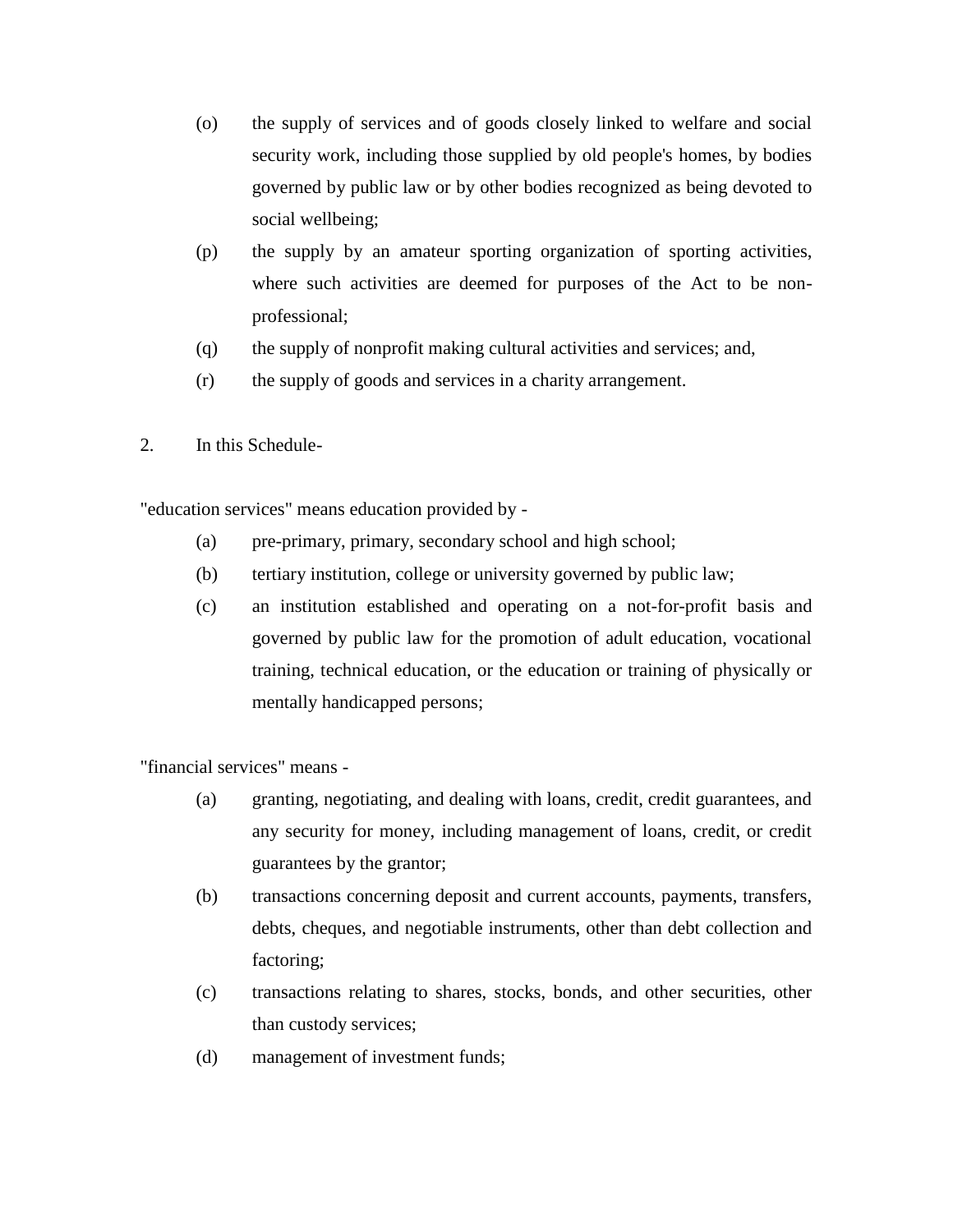(o) the supply of services and of goods closely linked to welfare and social security work, including those supplied by old people's homes, by bodies governed by public law or by other bodies recognized as being devoted to social wellbeing;

(p) the supply by an amateur sporting organization of sporting activities, where such activities are deemed for purposes of the Act to be non-professional;

(q) the supply of nonprofit making cultural activities and services; and,

(r) the supply of goods and services in a charity arrangement.

2. In this Schedule-

"education services" means education provided by -

(a) pre-primary, primary, secondary school and high school;

(b) tertiary institution, college or university governed by public law;

(c) an institution established and operating on a not-for-profit basis and governed by public law for the promotion of adult education, vocational training, technical education, or the education or training of physically or mentally handicapped persons;

"financial services" means -

(a) granting, negotiating, and dealing with loans, credit, credit guarantees, and any security for money, including management of loans, credit, or credit guarantees by the grantor;

(b) transactions concerning deposit and current accounts, payments, transfers, debts, cheques, and negotiable instruments, other than debt collection and factoring;

(c) transactions relating to shares, stocks, bonds, and other securities, other than custody services;

(d) management of investment funds;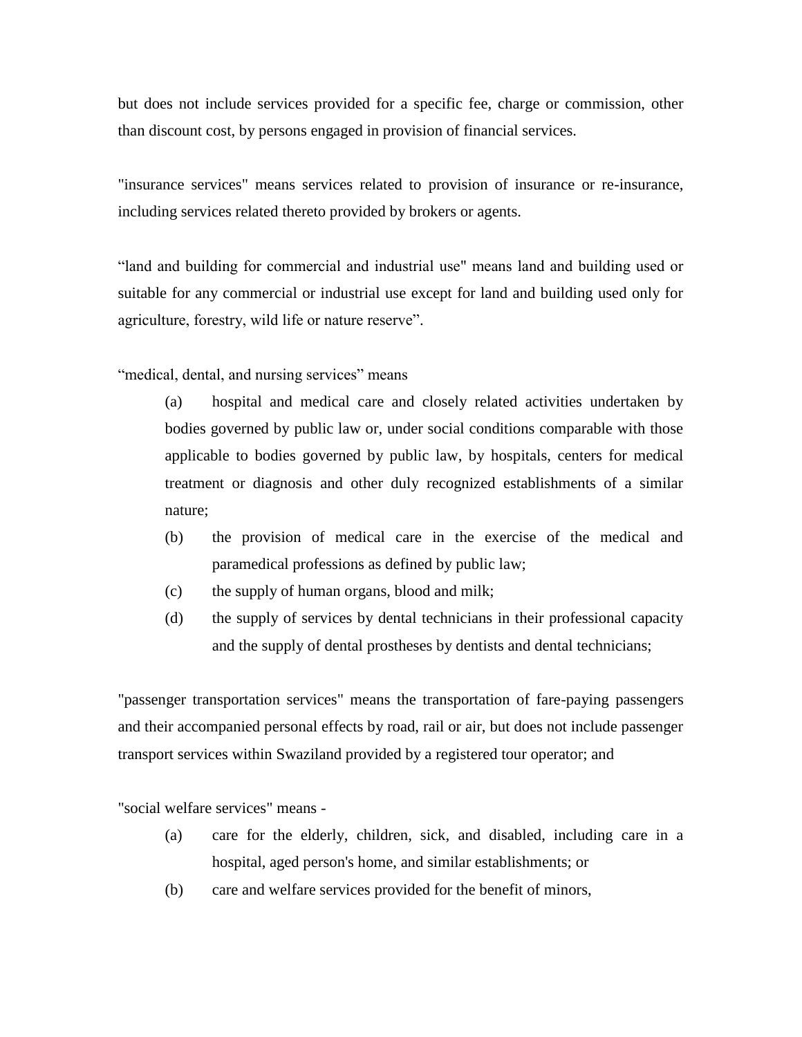but does not include services provided for a specific fee, charge or commission, other than discount cost, by persons engaged in provision of financial services.

"insurance services" means services related to provision of insurance or re-insurance, including services related thereto provided by brokers or agents.

“land and building for commercial and industrial use" means land and building used or suitable for any commercial or industrial use except for land and building used only for agriculture, forestry, wild life or nature reserve”.

“medical, dental, and nursing services” means

(a) hospital and medical care and closely related activities undertaken by bodies governed by public law or, under social conditions comparable with those applicable to bodies governed by public law, by hospitals, centers for medical treatment or diagnosis and other duly recognized establishments of a similar nature;

(b) the provision of medical care in the exercise of the medical and paramedical professions as defined by public law;

(c) the supply of human organs, blood and milk;

(d) the supply of services by dental technicians in their professional capacity and the supply of dental prostheses by dentists and dental technicians;

"passenger transportation services" means the transportation of fare-paying passengers and their accompanied personal effects by road, rail or air, but does not include passenger transport services within Swaziland provided by a registered tour operator; and

"social welfare services" means -

(a) care for the elderly, children, sick, and disabled, including care in a hospital, aged person's home, and similar establishments; or

(b) care and welfare services provided for the benefit of minors,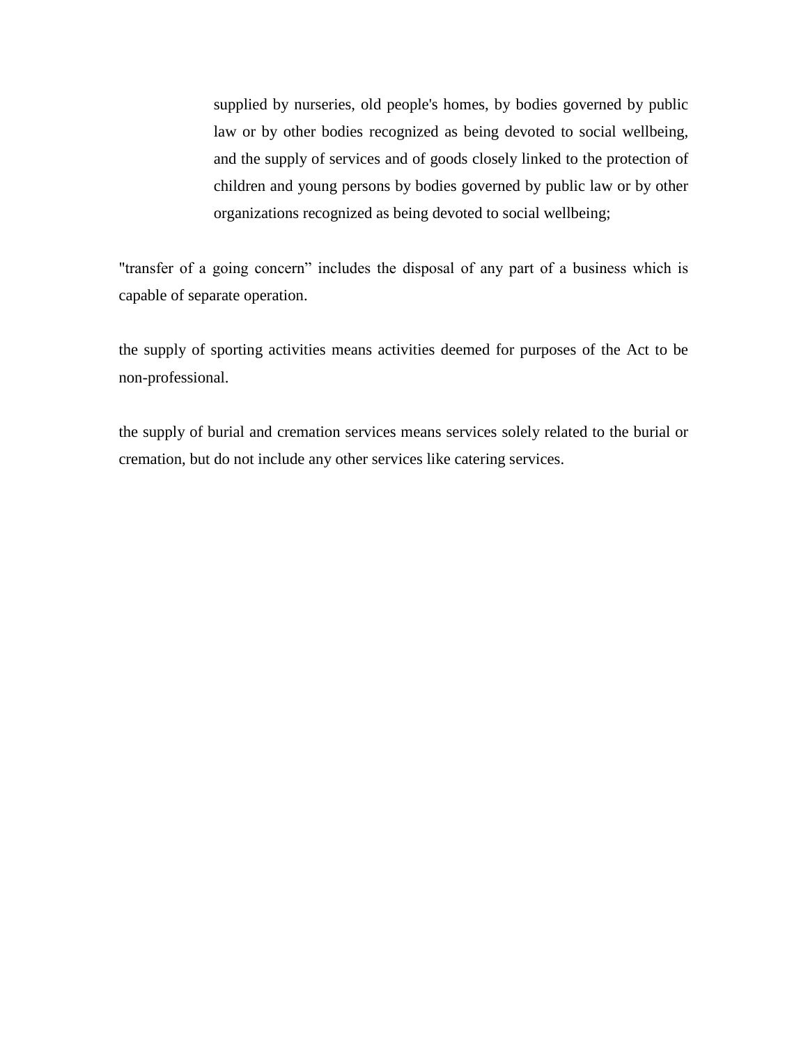supplied by nurseries, old people's homes, by bodies governed by public law or by other bodies recognized as being devoted to social wellbeing, and the supply of services and of goods closely linked to the protection of children and young persons by bodies governed by public law or by other organizations recognized as being devoted to social wellbeing;

"transfer of a going concern" includes the disposal of any part of a business which is capable of separate operation.

the supply of sporting activities means activities deemed for purposes of the Act to be non-professional.

the supply of burial and cremation services means services solely related to the burial or cremation, but do not include any other services like catering services.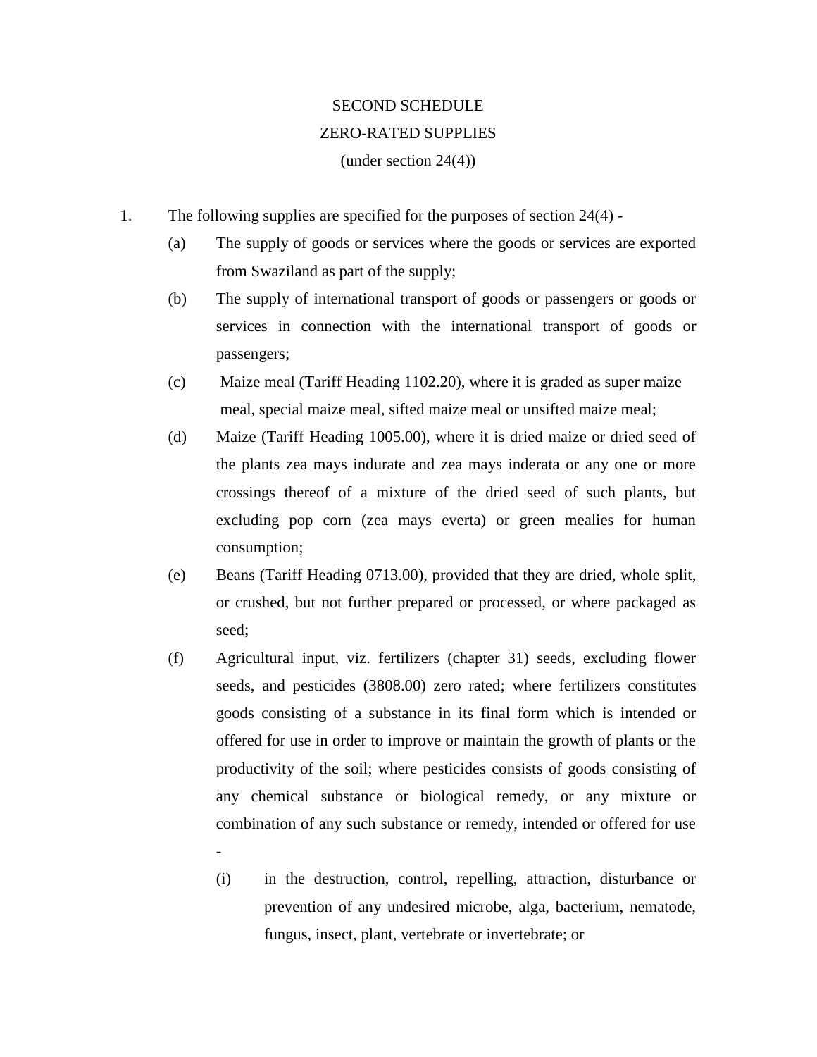SECOND SCHEDULE

ZERO-RATED SUPPLIES

(under section 24(4))

1. The following supplies are specified for the purposes of section 24(4) -

   (a) The supply of goods or services where the goods or services are exported from Swaziland as part of the supply;

   (b) The supply of international transport of goods or passengers or goods or services in connection with the international transport of goods or passengers;

   (c) Maize meal (Tariff Heading 1102.20), where it is graded as super maize meal, special maize meal, sifted maize meal or unsifted maize meal;

   (d) Maize (Tariff Heading 1005.00), where it is dried maize or dried seed of the plants zea mays indurate and zea mays inderata or any one or more crossings thereof of a mixture of the dried seed of such plants, but excluding pop corn (zea mays everta) or green mealies for human consumption;

   (e) Beans (Tariff Heading 0713.00), provided that they are dried, whole split, or crushed, but not further prepared or processed, or where packaged as seed;

   (f) Agricultural input, viz. fertilizers (chapter 31) seeds, excluding flower seeds, and pesticides (3808.00) zero rated; where fertilizers constitutes goods consisting of a substance in its final form which is intended or offered for use in order to improve or maintain the growth of plants or the productivity of the soil; where pesticides consists of goods consisting of any chemical substance or biological remedy, or any mixture or combination of any such substance or remedy, intended or offered for use -

      (i) in the destruction, control, repelling, attraction, disturbance or prevention of any undesired microbe, alga, bacterium, nematode, fungus, insect, plant, vertebrate or invertebrate; or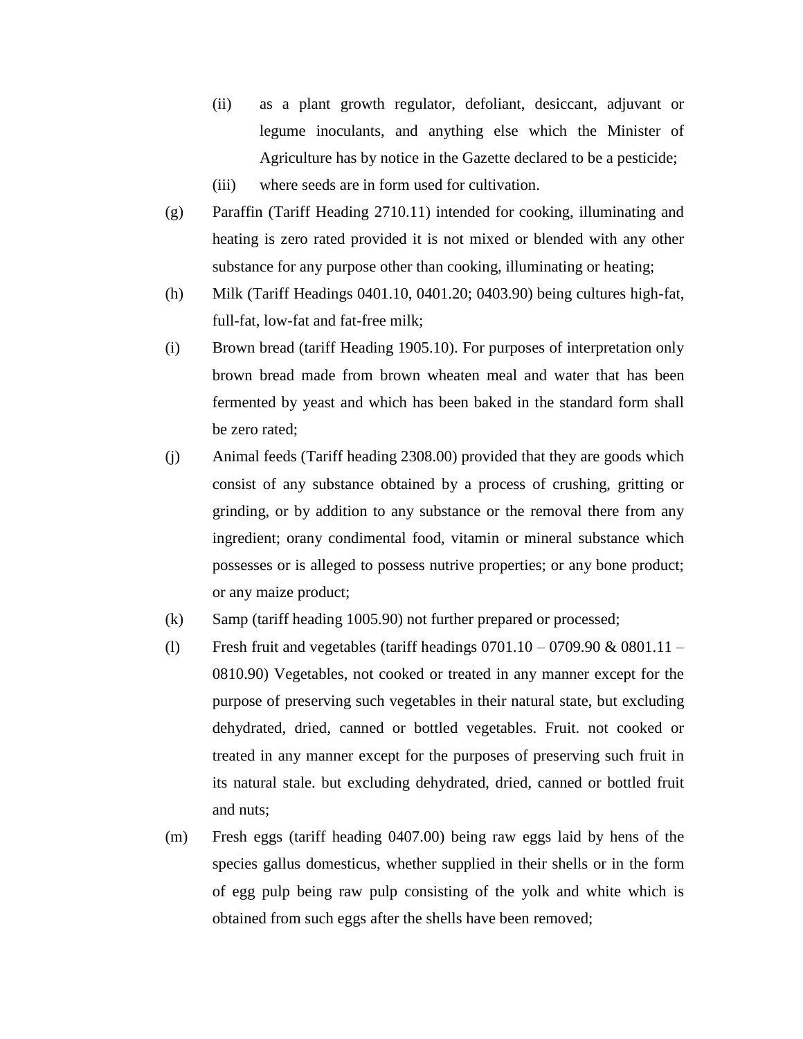(ii) as a plant growth regulator, defoliant, desiccant, adjuvant or legume inoculants, and anything else which the Minister of Agriculture has by notice in the Gazette declared to be a pesticide;

(iii) where seeds are in form used for cultivation.

(g) Paraffin (Tariff Heading 2710.11) intended for cooking, illuminating and heating is zero rated provided it is not mixed or blended with any other substance for any purpose other than cooking, illuminating or heating;

(h) Milk (Tariff Headings 0401.10, 0401.20; 0403.90) being cultures high-fat, full-fat, low-fat and fat-free milk;

(i) Brown bread (tariff Heading 1905.10). For purposes of interpretation only brown bread made from brown wheaten meal and water that has been fermented by yeast and which has been baked in the standard form shall be zero rated;

(j) Animal feeds (Tariff heading 2308.00) provided that they are goods which consist of any substance obtained by a process of crushing, gritting or grinding, or by addition to any substance or the removal there from any ingredient; orany condimental food, vitamin or mineral substance which possesses or is alleged to possess nutrive properties; or any bone product; or any maize product;

(k) Samp (tariff heading 1005.90) not further prepared or processed;

(l) Fresh fruit and vegetables (tariff headings 0701.10 – 0709.90 & 0801.11 – 0810.90) Vegetables, not cooked or treated in any manner except for the purpose of preserving such vegetables in their natural state, but excluding dehydrated, dried, canned or bottled vegetables. Fruit. not cooked or treated in any manner except for the purposes of preserving such fruit in its natural stale. but excluding dehydrated, dried, canned or bottled fruit and nuts;

(m) Fresh eggs (tariff heading 0407.00) being raw eggs laid by hens of the species gallus domesticus, whether supplied in their shells or in the form of egg pulp being raw pulp consisting of the yolk and white which is obtained from such eggs after the shells have been removed;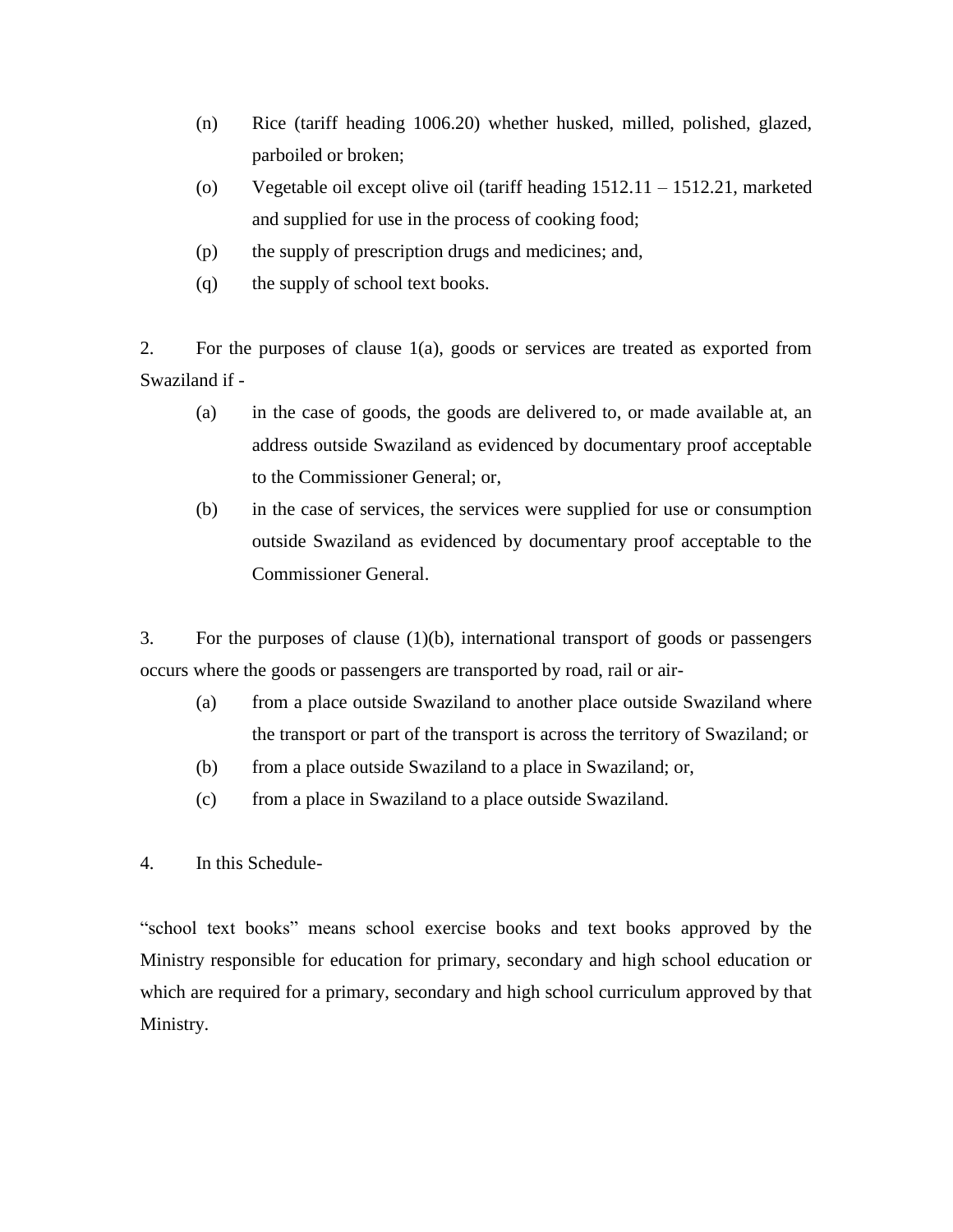(n) Rice (tariff heading 1006.20) whether husked, milled, polished, glazed, parboiled or broken;

(o) Vegetable oil except olive oil (tariff heading 1512.11 – 1512.21, marketed and supplied for use in the process of cooking food;

(p) the supply of prescription drugs and medicines; and,

(q) the supply of school text books.

2. For the purposes of clause 1(a), goods or services are treated as exported from Swaziland if -

(a) in the case of goods, the goods are delivered to, or made available at, an address outside Swaziland as evidenced by documentary proof acceptable to the Commissioner General; or,

(b) in the case of services, the services were supplied for use or consumption outside Swaziland as evidenced by documentary proof acceptable to the Commissioner General.

3. For the purposes of clause (1)(b), international transport of goods or passengers occurs where the goods or passengers are transported by road, rail or air-

(a) from a place outside Swaziland to another place outside Swaziland where the transport or part of the transport is across the territory of Swaziland; or

(b) from a place outside Swaziland to a place in Swaziland; or,

(c) from a place in Swaziland to a place outside Swaziland.

4. In this Schedule-

"school text books" means school exercise books and text books approved by the Ministry responsible for education for primary, secondary and high school education or which are required for a primary, secondary and high school curriculum approved by that Ministry.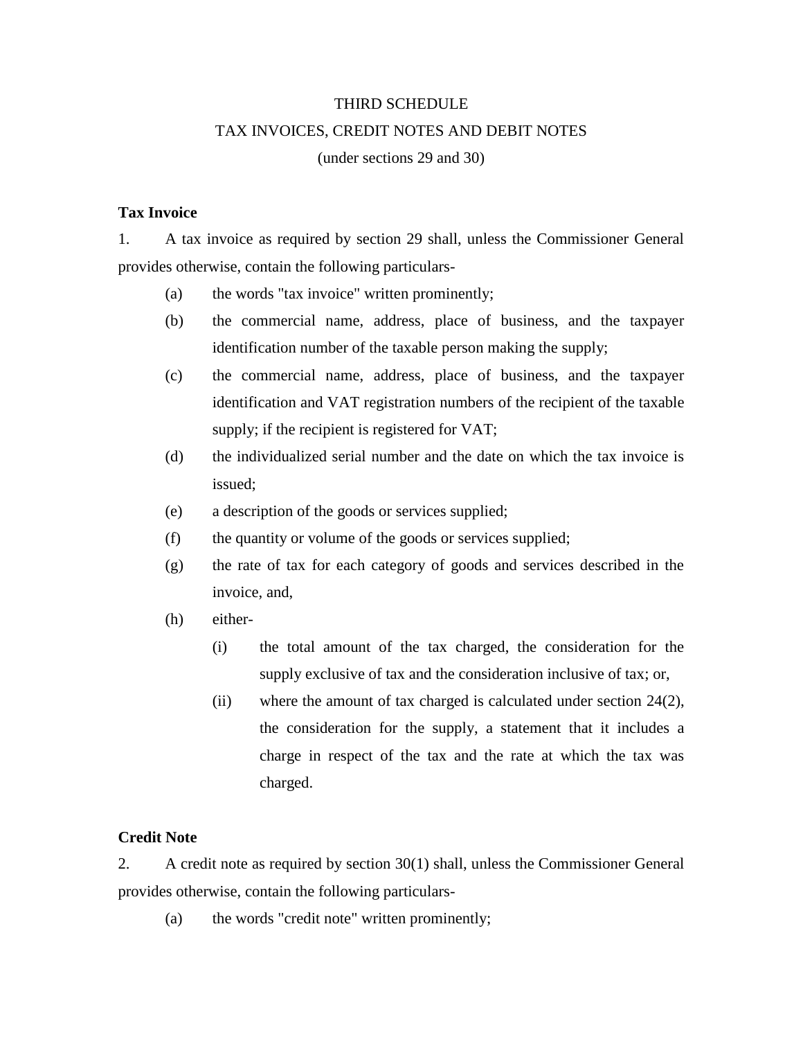THIRD SCHEDULE

TAX INVOICES, CREDIT NOTES AND DEBIT NOTES

(under sections 29 and 30)

**Tax Invoice**

1. A tax invoice as required by section 29 shall, unless the Commissioner General provides otherwise, contain the following particulars-

(a) the words "tax invoice" written prominently;

(b) the commercial name, address, place of business, and the taxpayer identification number of the taxable person making the supply;

(c) the commercial name, address, place of business, and the taxpayer identification and VAT registration numbers of the recipient of the taxable supply; if the recipient is registered for VAT;

(d) the individualized serial number and the date on which the tax invoice is issued;

(e) a description of the goods or services supplied;

(f) the quantity or volume of the goods or services supplied;

(g) the rate of tax for each category of goods and services described in the invoice, and,

(h) either-

(i) the total amount of the tax charged, the consideration for the supply exclusive of tax and the consideration inclusive of tax; or,

(ii) where the amount of tax charged is calculated under section 24(2), the consideration for the supply, a statement that it includes a charge in respect of the tax and the rate at which the tax was charged.

**Credit Note**

2. A credit note as required by section 30(1) shall, unless the Commissioner General provides otherwise, contain the following particulars-

(a) the words "credit note" written prominently;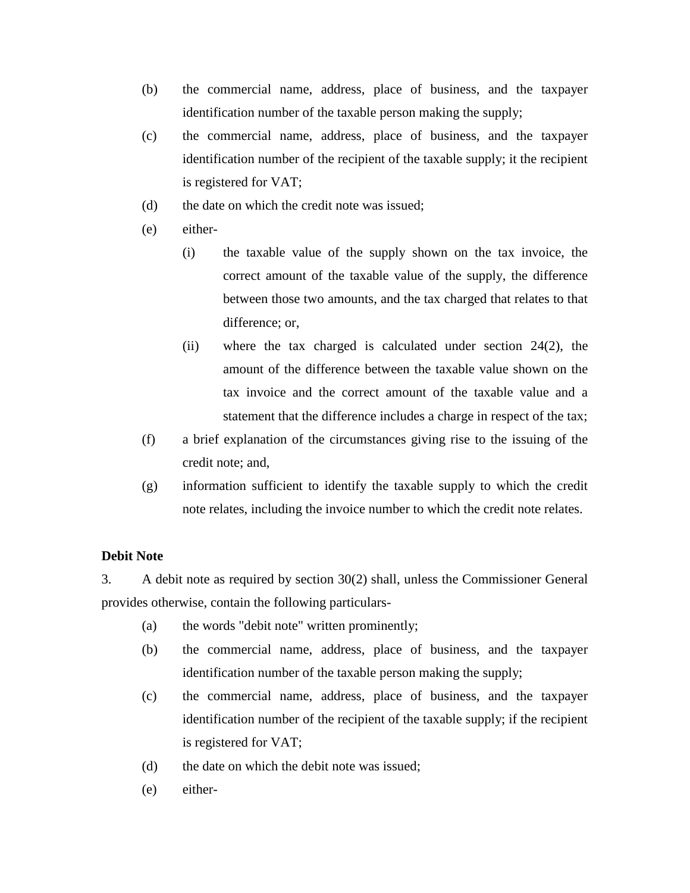(b) the commercial name, address, place of business, and the taxpayer identification number of the taxable person making the supply;

(c) the commercial name, address, place of business, and the taxpayer identification number of the recipient of the taxable supply; it the recipient is registered for VAT;

(d) the date on which the credit note was issued;

(e) either-

  (i) the taxable value of the supply shown on the tax invoice, the correct amount of the taxable value of the supply, the difference between those two amounts, and the tax charged that relates to that difference; or,

  (ii) where the tax charged is calculated under section 24(2), the amount of the difference between the taxable value shown on the tax invoice and the correct amount of the taxable value and a statement that the difference includes a charge in respect of the tax;

(f) a brief explanation of the circumstances giving rise to the issuing of the credit note; and,

(g) information sufficient to identify the taxable supply to which the credit note relates, including the invoice number to which the credit note relates.

**Debit Note**

3. A debit note as required by section 30(2) shall, unless the Commissioner General provides otherwise, contain the following particulars-

(a) the words "debit note" written prominently;

(b) the commercial name, address, place of business, and the taxpayer identification number of the taxable person making the supply;

(c) the commercial name, address, place of business, and the taxpayer identification number of the recipient of the taxable supply; if the recipient is registered for VAT;

(d) the date on which the debit note was issued;

(e) either-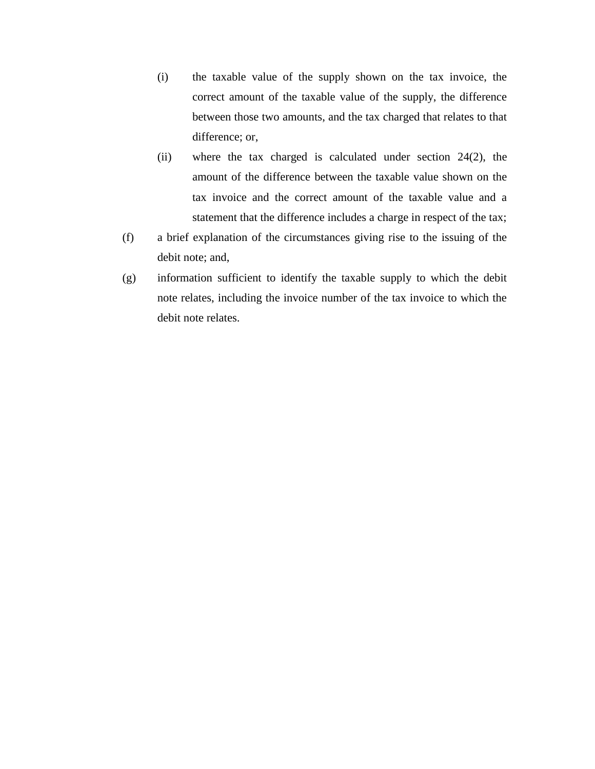(i) the taxable value of the supply shown on the tax invoice, the correct amount of the taxable value of the supply, the difference between those two amounts, and the tax charged that relates to that difference; or,

(ii) where the tax charged is calculated under section 24(2), the amount of the difference between the taxable value shown on the tax invoice and the correct amount of the taxable value and a statement that the difference includes a charge in respect of the tax;

(f) a brief explanation of the circumstances giving rise to the issuing of the debit note; and,

(g) information sufficient to identify the taxable supply to which the debit note relates, including the invoice number of the tax invoice to which the debit note relates.